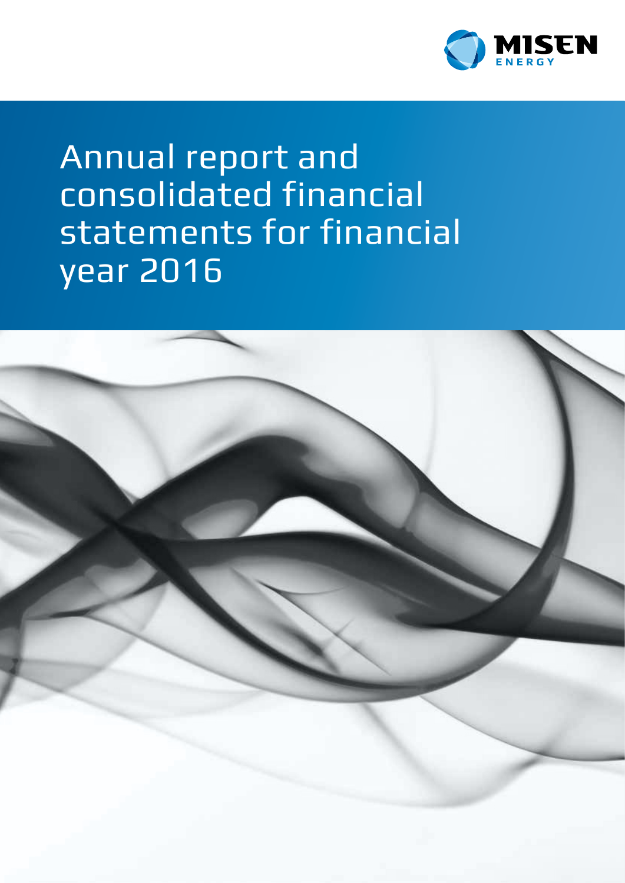MISEN ENERGY

# Annual report and consolidated financial statements for financial year 2016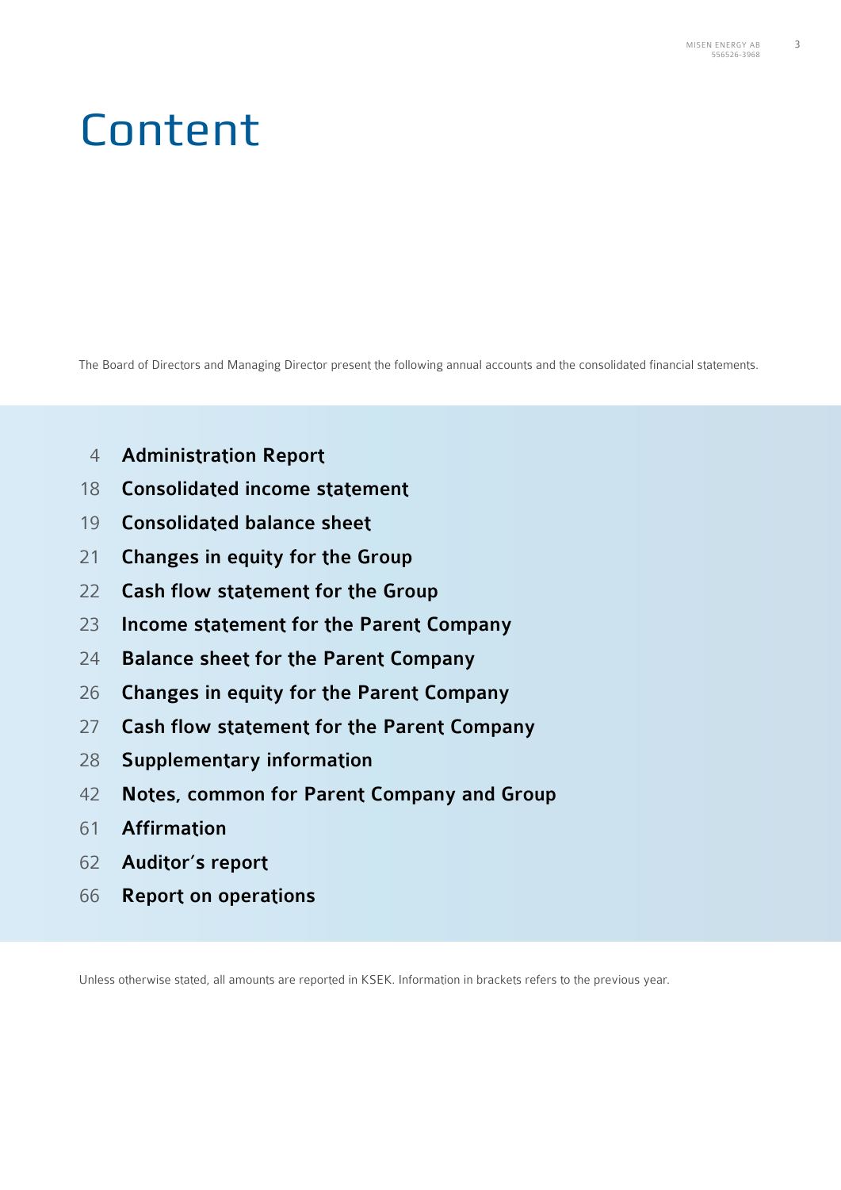# Content

The Board of Directors and Managing Director present the following annual accounts and the consolidated financial statements.

| | |
|---|---|
| 4 | **Administration Report** |
| 18 | **Consolidated income statement** |
| 19 | **Consolidated balance sheet** |
| 21 | **Changes in equity for the Group** |
| 22 | **Cash flow statement for the Group** |
| 23 | **Income statement for the Parent Company** |
| 24 | **Balance sheet for the Parent Company** |
| 26 | **Changes in equity for the Parent Company** |
| 27 | **Cash flow statement for the Parent Company** |
| 28 | **Supplementary information** |
| 42 | **Notes, common for Parent Company and Group** |
| 61 | **Affirmation** |
| 62 | **Auditor's report** |
| 66 | **Report on operations** |

Unless otherwise stated, all amounts are reported in KSEK. Information in brackets refers to the previous year.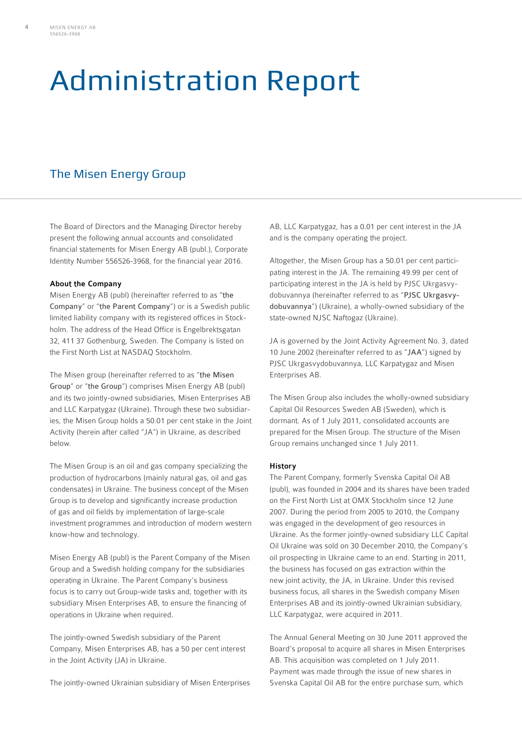# Administration Report

## The Misen Energy Group

The Board of Directors and the Managing Director hereby present the following annual accounts and consolidated financial statements for Misen Energy AB (publ.), Corporate Identity Number 556526-3968, for the financial year 2016.

### About the Company

Misen Energy AB (publ) (hereinafter referred to as "**the Company**" or "**the Parent Company**") or is a Swedish public limited liability company with its registered offices in Stockholm. The address of the Head Office is Engelbrektsgatan 32, 411 37 Gothenburg, Sweden. The Company is listed on the First North List at NASDAQ Stockholm.

The Misen group (hereinafter referred to as "**the Misen Group**" or "**the Group**") comprises Misen Energy AB (publ) and its two jointly-owned subsidiaries, Misen Enterprises AB and LLC Karpatygaz (Ukraine). Through these two subsidiaries, the Misen Group holds a 50.01 per cent stake in the Joint Activity (herein after called "JA") in Ukraine, as described below.

The Misen Group is an oil and gas company specializing the production of hydrocarbons (mainly natural gas, oil and gas condensates) in Ukraine. The business concept of the Misen Group is to develop and significantly increase production of gas and oil fields by implementation of large-scale investment programmes and introduction of modern western know-how and technology.

Misen Energy AB (publ) is the Parent Company of the Misen Group and a Swedish holding company for the subsidiaries operating in Ukraine. The Parent Company's business focus is to carry out Group-wide tasks and, together with its subsidiary Misen Enterprises AB, to ensure the financing of operations in Ukraine when required.

The jointly-owned Swedish subsidiary of the Parent Company, Misen Enterprises AB, has a 50 per cent interest in the Joint Activity (JA) in Ukraine.

The jointly-owned Ukrainian subsidiary of Misen Enterprises AB, LLC Karpatygaz, has a 0.01 per cent interest in the JA and is the company operating the project.

Altogether, the Misen Group has a 50.01 per cent participating interest in the JA. The remaining 49.99 per cent of participating interest in the JA is held by PJSC Ukrgasvydobuvannya (hereinafter referred to as "**PJSC Ukrgasvydobuvannya**") (Ukraine), a wholly-owned subsidiary of the state-owned NJSC Naftogaz (Ukraine).

JA is governed by the Joint Activity Agreement No. 3, dated 10 June 2002 (hereinafter referred to as "**JAA**") signed by PJSC Ukrgasvydobuvannya, LLC Karpatygaz and Misen Enterprises AB.

The Misen Group also includes the wholly-owned subsidiary Capital Oil Resources Sweden AB (Sweden), which is dormant. As of 1 July 2011, consolidated accounts are prepared for the Misen Group. The structure of the Misen Group remains unchanged since 1 July 2011.

### History

The Parent Company, formerly Svenska Capital Oil AB (publ), was founded in 2004 and its shares have been traded on the First North List at OMX Stockholm since 12 June 2007. During the period from 2005 to 2010, the Company was engaged in the development of geo resources in Ukraine. As the former jointly-owned subsidiary LLC Capital Oil Ukraine was sold on 30 December 2010, the Company's oil prospecting in Ukraine came to an end. Starting in 2011, the business has focused on gas extraction within the new joint activity, the JA, in Ukraine. Under this revised business focus, all shares in the Swedish company Misen Enterprises AB and its jointly-owned Ukrainian subsidiary, LLC Karpatygaz, were acquired in 2011.

The Annual General Meeting on 30 June 2011 approved the Board's proposal to acquire all shares in Misen Enterprises AB. This acquisition was completed on 1 July 2011. Payment was made through the issue of new shares in Svenska Capital Oil AB for the entire purchase sum, which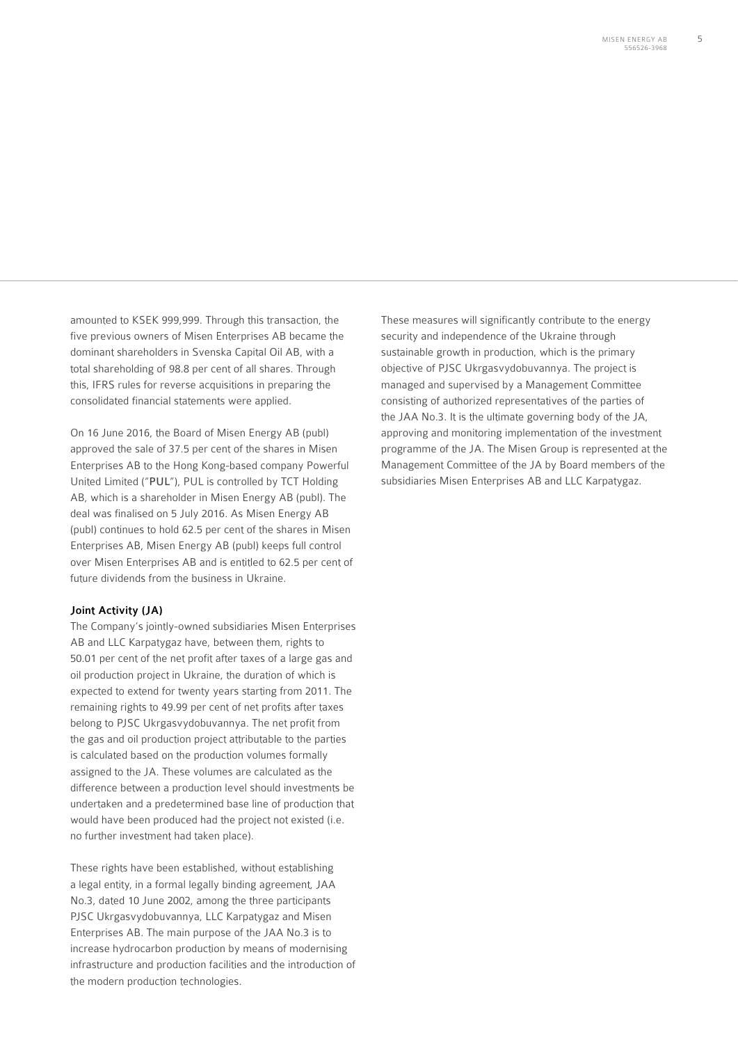amounted to KSEK 999,999. Through this transaction, the five previous owners of Misen Enterprises AB became the dominant shareholders in Svenska Capital Oil AB, with a total shareholding of 98.8 per cent of all shares. Through this, IFRS rules for reverse acquisitions in preparing the consolidated financial statements were applied.

On 16 June 2016, the Board of Misen Energy AB (publ) approved the sale of 37.5 per cent of the shares in Misen Enterprises AB to the Hong Kong-based company Powerful United Limited ("**PUL**"), PUL is controlled by TCT Holding AB, which is a shareholder in Misen Energy AB (publ). The deal was finalised on 5 July 2016. As Misen Energy AB (publ) continues to hold 62.5 per cent of the shares in Misen Enterprises AB, Misen Energy AB (publ) keeps full control over Misen Enterprises AB and is entitled to 62.5 per cent of future dividends from the business in Ukraine.

**Joint Activity (JA)**

The Company's jointly-owned subsidiaries Misen Enterprises AB and LLC Karpatygaz have, between them, rights to 50.01 per cent of the net profit after taxes of a large gas and oil production project in Ukraine, the duration of which is expected to extend for twenty years starting from 2011. The remaining rights to 49.99 per cent of net profits after taxes belong to PJSC Ukrgasvydobuvannya. The net profit from the gas and oil production project attributable to the parties is calculated based on the production volumes formally assigned to the JA. These volumes are calculated as the difference between a production level should investments be undertaken and a predetermined base line of production that would have been produced had the project not existed (i.e. no further investment had taken place).

These rights have been established, without establishing a legal entity, in a formal legally binding agreement, JAA No.3, dated 10 June 2002, among the three participants PJSC Ukrgasvydobuvannya, LLC Karpatygaz and Misen Enterprises AB. The main purpose of the JAA No.3 is to increase hydrocarbon production by means of modernising infrastructure and production facilities and the introduction of the modern production technologies.

These measures will significantly contribute to the energy security and independence of the Ukraine through sustainable growth in production, which is the primary objective of PJSC Ukrgasvydobuvannya. The project is managed and supervised by a Management Committee consisting of authorized representatives of the parties of the JAA No.3. It is the ultimate governing body of the JA, approving and monitoring implementation of the investment programme of the JA. The Misen Group is represented at the Management Committee of the JA by Board members of the subsidiaries Misen Enterprises AB and LLC Karpatygaz.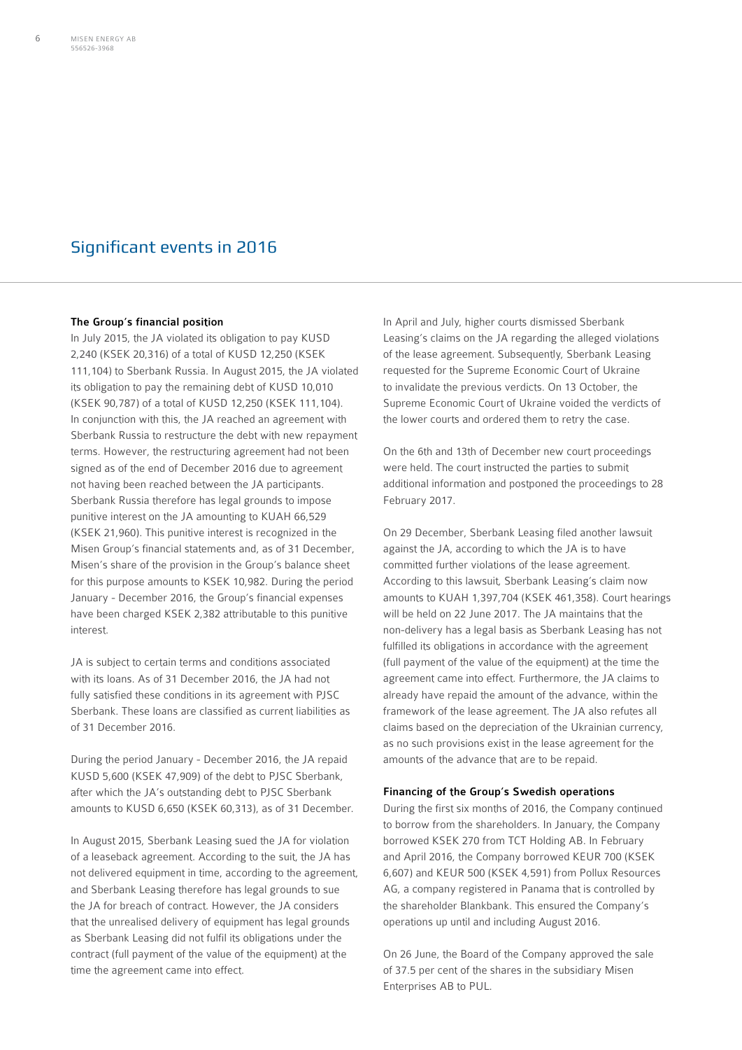# Significant events in 2016

**The Group's financial position**

In July 2015, the JA violated its obligation to pay KUSD 2,240 (KSEK 20,316) of a total of KUSD 12,250 (KSEK 111,104) to Sberbank Russia. In August 2015, the JA violated its obligation to pay the remaining debt of KUSD 10,010 (KSEK 90,787) of a total of KUSD 12,250 (KSEK 111,104). In conjunction with this, the JA reached an agreement with Sberbank Russia to restructure the debt with new repayment terms. However, the restructuring agreement had not been signed as of the end of December 2016 due to agreement not having been reached between the JA participants. Sberbank Russia therefore has legal grounds to impose punitive interest on the JA amounting to KUAH 66,529 (KSEK 21,960). This punitive interest is recognized in the Misen Group's financial statements and, as of 31 December, Misen's share of the provision in the Group's balance sheet for this purpose amounts to KSEK 10,982. During the period January - December 2016, the Group's financial expenses have been charged KSEK 2,382 attributable to this punitive interest.

JA is subject to certain terms and conditions associated with its loans. As of 31 December 2016, the JA had not fully satisfied these conditions in its agreement with PJSC Sberbank. These loans are classified as current liabilities as of 31 December 2016.

During the period January - December 2016, the JA repaid KUSD 5,600 (KSEK 47,909) of the debt to PJSC Sberbank, after which the JA's outstanding debt to PJSC Sberbank amounts to KUSD 6,650 (KSEK 60,313), as of 31 December.

In August 2015, Sberbank Leasing sued the JA for violation of a leaseback agreement. According to the suit, the JA has not delivered equipment in time, according to the agreement, and Sberbank Leasing therefore has legal grounds to sue the JA for breach of contract. However, the JA considers that the unrealised delivery of equipment has legal grounds as Sberbank Leasing did not fulfil its obligations under the contract (full payment of the value of the equipment) at the time the agreement came into effect.

In April and July, higher courts dismissed Sberbank Leasing's claims on the JA regarding the alleged violations of the lease agreement. Subsequently, Sberbank Leasing requested for the Supreme Economic Court of Ukraine to invalidate the previous verdicts. On 13 October, the Supreme Economic Court of Ukraine voided the verdicts of the lower courts and ordered them to retry the case.

On the 6th and 13th of December new court proceedings were held. The court instructed the parties to submit additional information and postponed the proceedings to 28 February 2017.

On 29 December, Sberbank Leasing filed another lawsuit against the JA, according to which the JA is to have committed further violations of the lease agreement. According to this lawsuit, Sberbank Leasing's claim now amounts to KUAH 1,397,704 (KSEK 461,358). Court hearings will be held on 22 June 2017. The JA maintains that the non-delivery has a legal basis as Sberbank Leasing has not fulfilled its obligations in accordance with the agreement (full payment of the value of the equipment) at the time the agreement came into effect. Furthermore, the JA claims to already have repaid the amount of the advance, within the framework of the lease agreement. The JA also refutes all claims based on the depreciation of the Ukrainian currency, as no such provisions exist in the lease agreement for the amounts of the advance that are to be repaid.

**Financing of the Group's Swedish operations**

During the first six months of 2016, the Company continued to borrow from the shareholders. In January, the Company borrowed KSEK 270 from TCT Holding AB. In February and April 2016, the Company borrowed KEUR 700 (KSEK 6,607) and KEUR 500 (KSEK 4,591) from Pollux Resources AG, a company registered in Panama that is controlled by the shareholder Blankbank. This ensured the Company's operations up until and including August 2016.

On 26 June, the Board of the Company approved the sale of 37.5 per cent of the shares in the subsidiary Misen Enterprises AB to PUL.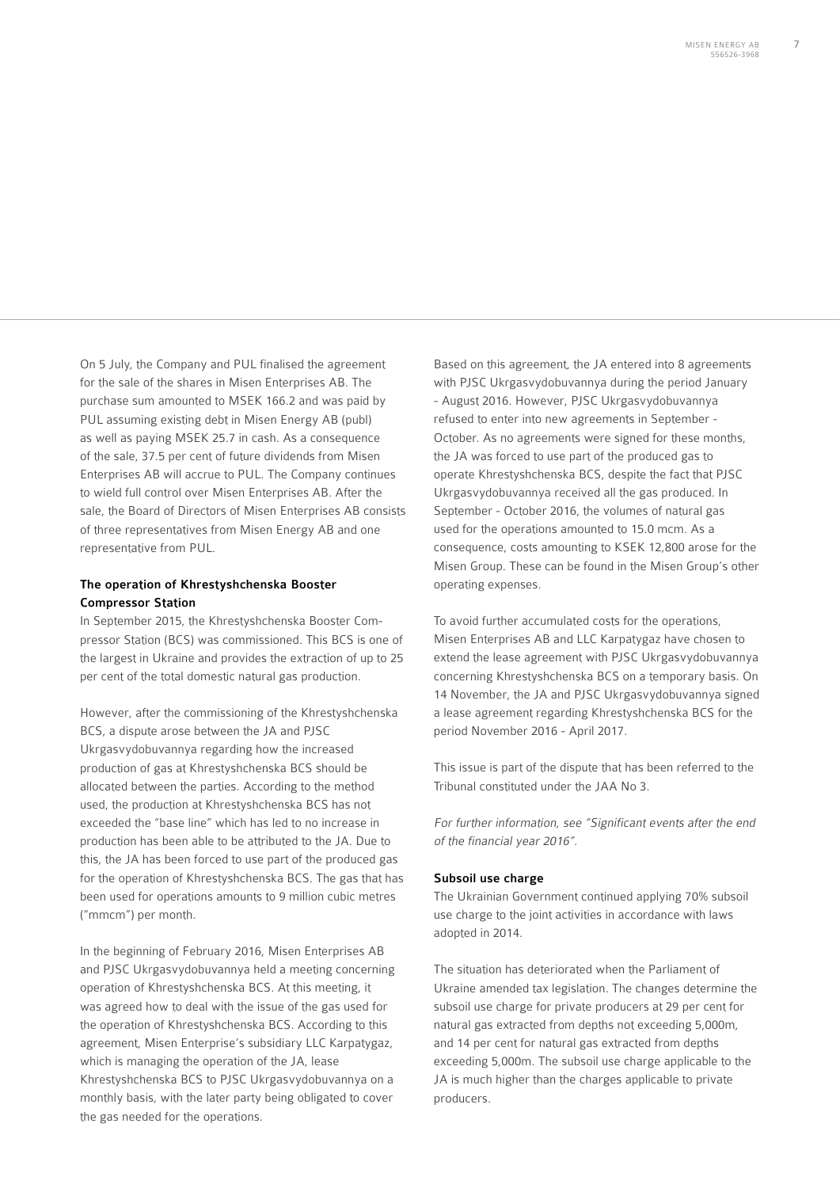On 5 July, the Company and PUL finalised the agreement for the sale of the shares in Misen Enterprises AB. The purchase sum amounted to MSEK 166.2 and was paid by PUL assuming existing debt in Misen Energy AB (publ) as well as paying MSEK 25.7 in cash. As a consequence of the sale, 37.5 per cent of future dividends from Misen Enterprises AB will accrue to PUL. The Company continues to wield full control over Misen Enterprises AB. After the sale, the Board of Directors of Misen Enterprises AB consists of three representatives from Misen Energy AB and one representative from PUL.

### The operation of Khrestyshchenska Booster Compressor Station

In September 2015, the Khrestyshchenska Booster Compressor Station (BCS) was commissioned. This BCS is one of the largest in Ukraine and provides the extraction of up to 25 per cent of the total domestic natural gas production.

However, after the commissioning of the Khrestyshchenska BCS, a dispute arose between the JA and PJSC Ukrgasvydobuvannya regarding how the increased production of gas at Khrestyshchenska BCS should be allocated between the parties. According to the method used, the production at Khrestyshchenska BCS has not exceeded the "base line" which has led to no increase in production has been able to be attributed to the JA. Due to this, the JA has been forced to use part of the produced gas for the operation of Khrestyshchenska BCS. The gas that has been used for operations amounts to 9 million cubic metres ("mmcm") per month.

In the beginning of February 2016, Misen Enterprises AB and PJSC Ukrgasvydobuvannya held a meeting concerning operation of Khrestyshchenska BCS. At this meeting, it was agreed how to deal with the issue of the gas used for the operation of Khrestyshchenska BCS. According to this agreement, Misen Enterprise's subsidiary LLC Karpatygaz, which is managing the operation of the JA, lease Khrestyshchenska BCS to PJSC Ukrgasvydobuvannya on a monthly basis, with the later party being obligated to cover the gas needed for the operations.

Based on this agreement, the JA entered into 8 agreements with PJSC Ukrgasvydobuvannya during the period January - August 2016. However, PJSC Ukrgasvydobuvannya refused to enter into new agreements in September - October. As no agreements were signed for these months, the JA was forced to use part of the produced gas to operate Khrestyshchenska BCS, despite the fact that PJSC Ukrgasvydobuvannya received all the gas produced. In September - October 2016, the volumes of natural gas used for the operations amounted to 15.0 mcm. As a consequence, costs amounting to KSEK 12,800 arose for the Misen Group. These can be found in the Misen Group's other operating expenses.

To avoid further accumulated costs for the operations, Misen Enterprises AB and LLC Karpatygaz have chosen to extend the lease agreement with PJSC Ukrgasvydobuvannya concerning Khrestyshchenska BCS on a temporary basis. On 14 November, the JA and PJSC Ukrgasvydobuvannya signed a lease agreement regarding Khrestyshchenska BCS for the period November 2016 - April 2017.

This issue is part of the dispute that has been referred to the Tribunal constituted under the JAA No 3.

*For further information, see "Significant events after the end of the financial year 2016".*

### Subsoil use charge

The Ukrainian Government continued applying 70% subsoil use charge to the joint activities in accordance with laws adopted in 2014.

The situation has deteriorated when the Parliament of Ukraine amended tax legislation. The changes determine the subsoil use charge for private producers at 29 per cent for natural gas extracted from depths not exceeding 5,000m, and 14 per cent for natural gas extracted from depths exceeding 5,000m. The subsoil use charge applicable to the JA is much higher than the charges applicable to private producers.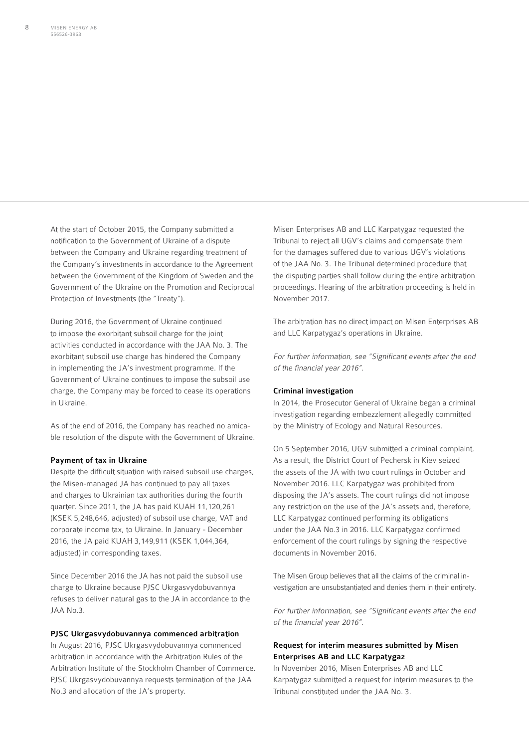At the start of October 2015, the Company submitted a notification to the Government of Ukraine of a dispute between the Company and Ukraine regarding treatment of the Company's investments in accordance to the Agreement between the Government of the Kingdom of Sweden and the Government of the Ukraine on the Promotion and Reciprocal Protection of Investments (the "Treaty").

During 2016, the Government of Ukraine continued to impose the exorbitant subsoil charge for the joint activities conducted in accordance with the JAA No. 3. The exorbitant subsoil use charge has hindered the Company in implementing the JA's investment programme. If the Government of Ukraine continues to impose the subsoil use charge, the Company may be forced to cease its operations in Ukraine.

As of the end of 2016, the Company has reached no amicable resolution of the dispute with the Government of Ukraine.

#### Payment of tax in Ukraine

Despite the difficult situation with raised subsoil use charges, the Misen-managed JA has continued to pay all taxes and charges to Ukrainian tax authorities during the fourth quarter. Since 2011, the JA has paid KUAH 11,120,261 (KSEK 5,248,646, adjusted) of subsoil use charge, VAT and corporate income tax, to Ukraine. In January - December 2016, the JA paid KUAH 3,149,911 (KSEK 1,044,364, adjusted) in corresponding taxes.

Since December 2016 the JA has not paid the subsoil use charge to Ukraine because PJSC Ukrgasvydobuvannya refuses to deliver natural gas to the JA in accordance to the JAA No.3.

#### PJSC Ukrgasvydobuvannya commenced arbitration

In August 2016, PJSC Ukrgasvydobuvannya commenced arbitration in accordance with the Arbitration Rules of the Arbitration Institute of the Stockholm Chamber of Commerce. PJSC Ukrgasvydobuvannya requests termination of the JAA No.3 and allocation of the JA's property.

Misen Enterprises AB and LLC Karpatygaz requested the Tribunal to reject all UGV's claims and compensate them for the damages suffered due to various UGV's violations of the JAA No. 3. The Tribunal determined procedure that the disputing parties shall follow during the entire arbitration proceedings. Hearing of the arbitration proceeding is held in November 2017.

The arbitration has no direct impact on Misen Enterprises AB and LLC Karpatygaz's operations in Ukraine.

*For further information, see "Significant events after the end of the financial year 2016".*

#### Criminal investigation

In 2014, the Prosecutor General of Ukraine began a criminal investigation regarding embezzlement allegedly committed by the Ministry of Ecology and Natural Resources.

On 5 September 2016, UGV submitted a criminal complaint. As a result, the District Court of Pechersk in Kiev seized the assets of the JA with two court rulings in October and November 2016. LLC Karpatygaz was prohibited from disposing the JA's assets. The court rulings did not impose any restriction on the use of the JA's assets and, therefore, LLC Karpatygaz continued performing its obligations under the JAA No.3 in 2016. LLC Karpatygaz confirmed enforcement of the court rulings by signing the respective documents in November 2016.

The Misen Group believes that all the claims of the criminal investigation are unsubstantiated and denies them in their entirety.

*For further information, see "Significant events after the end of the financial year 2016".*

#### Request for interim measures submitted by Misen Enterprises AB and LLC Karpatygaz

In November 2016, Misen Enterprises AB and LLC Karpatygaz submitted a request for interim measures to the Tribunal constituted under the JAA No. 3.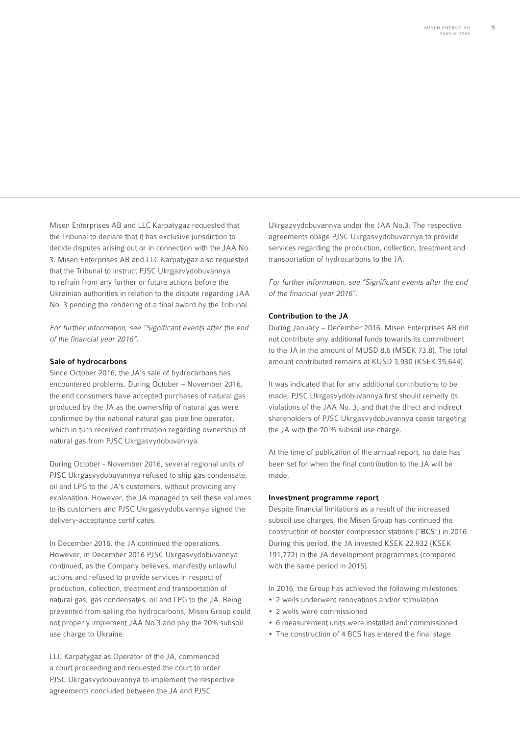Misen Enterprises AB and LLC Karpatygaz requested that the Tribunal to declare that it has exclusive jurisdiction to decide disputes arising out or in connection with the JAA No. 3. Misen Enterprises AB and LLC Karpatygaz also requested that the Tribunal to instruct PJSC Ukrgazvydobuvannya to refrain from any further or future actions before the Ukrainian authorities in relation to the dispute regarding JAA No. 3 pending the rendering of a final award by the Tribunal.

*For further information, see "Significant events after the end of the financial year 2016".*

#### Sale of hydrocarbons

Since October 2016, the JA's sale of hydrocarbons has encountered problems. During October – November 2016, the end consumers have accepted purchases of natural gas produced by the JA as the ownership of natural gas were confirmed by the national natural gas pipe line operator, which in turn received confirmation regarding ownership of natural gas from PJSC Ukrgasvydobuvannya.

During October - November 2016, several regional units of PJSC Ukrgasvydobuvannya refused to ship gas condensate, oil and LPG to the JA's customers, without providing any explanation. However, the JA managed to sell these volumes to its customers and PJSC Ukrgasvydobuvannya signed the delivery-acceptance certificates.

In December 2016, the JA continued the operations. However, in December 2016 PJSC Ukrgasvydobuvannya continued, as the Company believes, manifestly unlawful actions and refused to provide services in respect of production, collection, treatment and transportation of natural gas, gas condensates, oil and LPG to the JA. Being prevented from selling the hydrocarbons, Misen Group could not properly implement JAA No.3 and pay the 70% subsoil use charge to Ukraine.

LLC Karpatygaz as Operator of the JA, commenced a court proceeding and requested the court to order PJSC Ukrgasvydobuvannya to implement the respective agreements concluded between the JA and PJSC Ukrgazvydobuvannya under the JAA No.3. The respective agreements oblige PJSC Ukrgasvydobuvannya to provide services regarding the production, collection, treatment and transportation of hydrocarbons to the JA.

*For further information, see "Significant events after the end of the financial year 2016".*

#### Contribution to the JA

During January – December 2016, Misen Enterprises AB did not contribute any additional funds towards its commitment to the JA in the amount of MUSD 8.6 (MSEK 73.8). The total amount contributed remains at KUSD 3,930 (KSEK 35,644).

It was indicated that for any additional contributions to be made, PJSC Ukrgasvydobuvannya first should remedy its violations of the JAA No. 3, and that the direct and indirect shareholders of PJSC Ukrgasvydobuvannya cease targeting the JA with the 70 % subsoil use charge.

At the time of publication of the annual report, no date has been set for when the final contribution to the JA will be made.

#### Investment programme report

Despite financial limitations as a result of the increased subsoil use charges, the Misen Group has continued the construction of booster compressor stations ("**BCS**") in 2016. During this period, the JA invested KSEK 22,932 (KSEK 191,772) in the JA development programmes (compared with the same period in 2015).

In 2016, the Group has achieved the following milestones:

- 2 wells underwent renovations and/or stimulation
- 2 wells were commissioned
- 6 measurement units were installed and commissioned
- The construction of 4 BCS has entered the final stage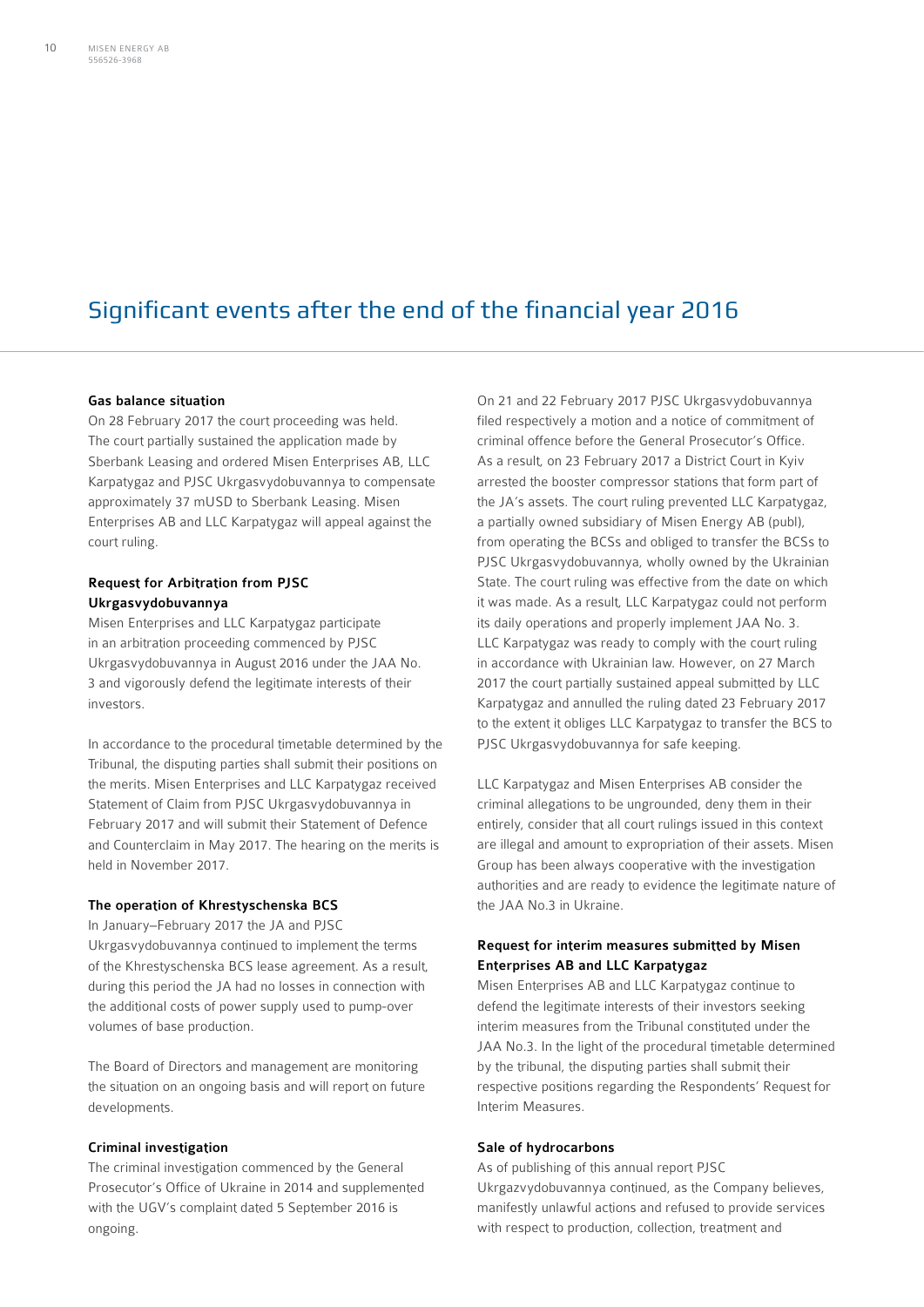# Significant events after the end of the financial year 2016

### Gas balance situation

On 28 February 2017 the court proceeding was held. The court partially sustained the application made by Sberbank Leasing and ordered Misen Enterprises AB, LLC Karpatygaz and PJSC Ukrgasvydobuvannya to compensate approximately 37 mUSD to Sberbank Leasing. Misen Enterprises AB and LLC Karpatygaz will appeal against the court ruling.

### Request for Arbitration from PJSC Ukrgasvydobuvannya

Misen Enterprises and LLC Karpatygaz participate in an arbitration proceeding commenced by PJSC Ukrgasvydobuvannya in August 2016 under the JAA No. 3 and vigorously defend the legitimate interests of their investors.

In accordance to the procedural timetable determined by the Tribunal, the disputing parties shall submit their positions on the merits. Misen Enterprises and LLC Karpatygaz received Statement of Claim from PJSC Ukrgasvydobuvannya in February 2017 and will submit their Statement of Defence and Counterclaim in May 2017. The hearing on the merits is held in November 2017.

### The operation of Khrestyschenska BCS

In January–February 2017 the JA and PJSC Ukrgasvydobuvannya continued to implement the terms of the Khrestyschenska BCS lease agreement. As a result, during this period the JA had no losses in connection with the additional costs of power supply used to pump-over volumes of base production.

The Board of Directors and management are monitoring the situation on an ongoing basis and will report on future developments.

### Criminal investigation

The criminal investigation commenced by the General Prosecutor's Office of Ukraine in 2014 and supplemented with the UGV's complaint dated 5 September 2016 is ongoing.

On 21 and 22 February 2017 PJSC Ukrgasvydobuvannya filed respectively a motion and a notice of commitment of criminal offence before the General Prosecutor's Office. As a result, on 23 February 2017 a District Court in Kyiv arrested the booster compressor stations that form part of the JA's assets. The court ruling prevented LLC Karpatygaz, a partially owned subsidiary of Misen Energy AB (publ), from operating the BCSs and obliged to transfer the BCSs to PJSC Ukrgasvydobuvannya, wholly owned by the Ukrainian State. The court ruling was effective from the date on which it was made. As a result, LLC Karpatygaz could not perform its daily operations and properly implement JAA No. 3. LLC Karpatygaz was ready to comply with the court ruling in accordance with Ukrainian law. However, on 27 March 2017 the court partially sustained appeal submitted by LLC Karpatygaz and annulled the ruling dated 23 February 2017 to the extent it obliges LLC Karpatygaz to transfer the BCS to PJSC Ukrgasvydobuvannya for safe keeping.

LLC Karpatygaz and Misen Enterprises AB consider the criminal allegations to be ungrounded, deny them in their entirely, consider that all court rulings issued in this context are illegal and amount to expropriation of their assets. Misen Group has been always cooperative with the investigation authorities and are ready to evidence the legitimate nature of the JAA No.3 in Ukraine.

### Request for interim measures submitted by Misen Enterprises AB and LLC Karpatygaz

Misen Enterprises AB and LLC Karpatygaz continue to defend the legitimate interests of their investors seeking interim measures from the Tribunal constituted under the JAA No.3. In the light of the procedural timetable determined by the tribunal, the disputing parties shall submit their respective positions regarding the Respondents' Request for Interim Measures.

### Sale of hydrocarbons

As of publishing of this annual report PJSC Ukrgazvydobuvannya continued, as the Company believes, manifestly unlawful actions and refused to provide services with respect to production, collection, treatment and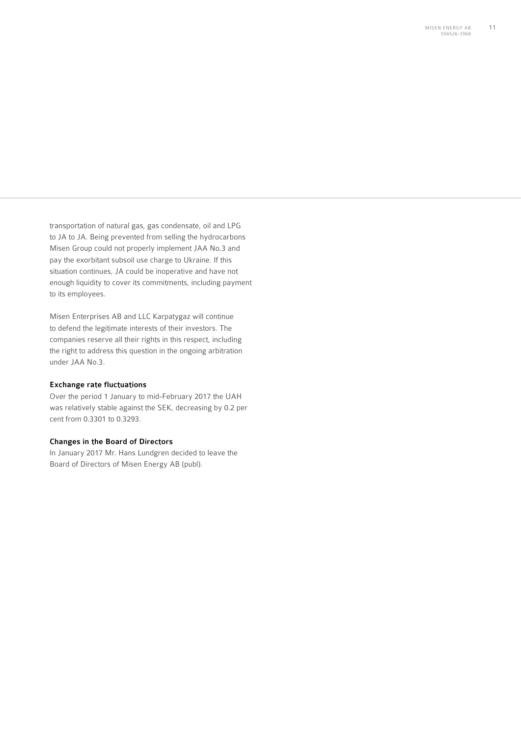transportation of natural gas, gas condensate, oil and LPG to JA to JA. Being prevented from selling the hydrocarbons Misen Group could not properly implement JAA No.3 and pay the exorbitant subsoil use charge to Ukraine. If this situation continues, JA could be inoperative and have not enough liquidity to cover its commitments, including payment to its employees.

Misen Enterprises AB and LLC Karpatygaz will continue to defend the legitimate interests of their investors. The companies reserve all their rights in this respect, including the right to address this question in the ongoing arbitration under JAA No.3.

**Exchange rate fluctuations**

Over the period 1 January to mid-February 2017 the UAH was relatively stable against the SEK, decreasing by 0.2 per cent from 0.3301 to 0.3293.

**Changes in the Board of Directors**

In January 2017 Mr. Hans Lundgren decided to leave the Board of Directors of Misen Energy AB (publ).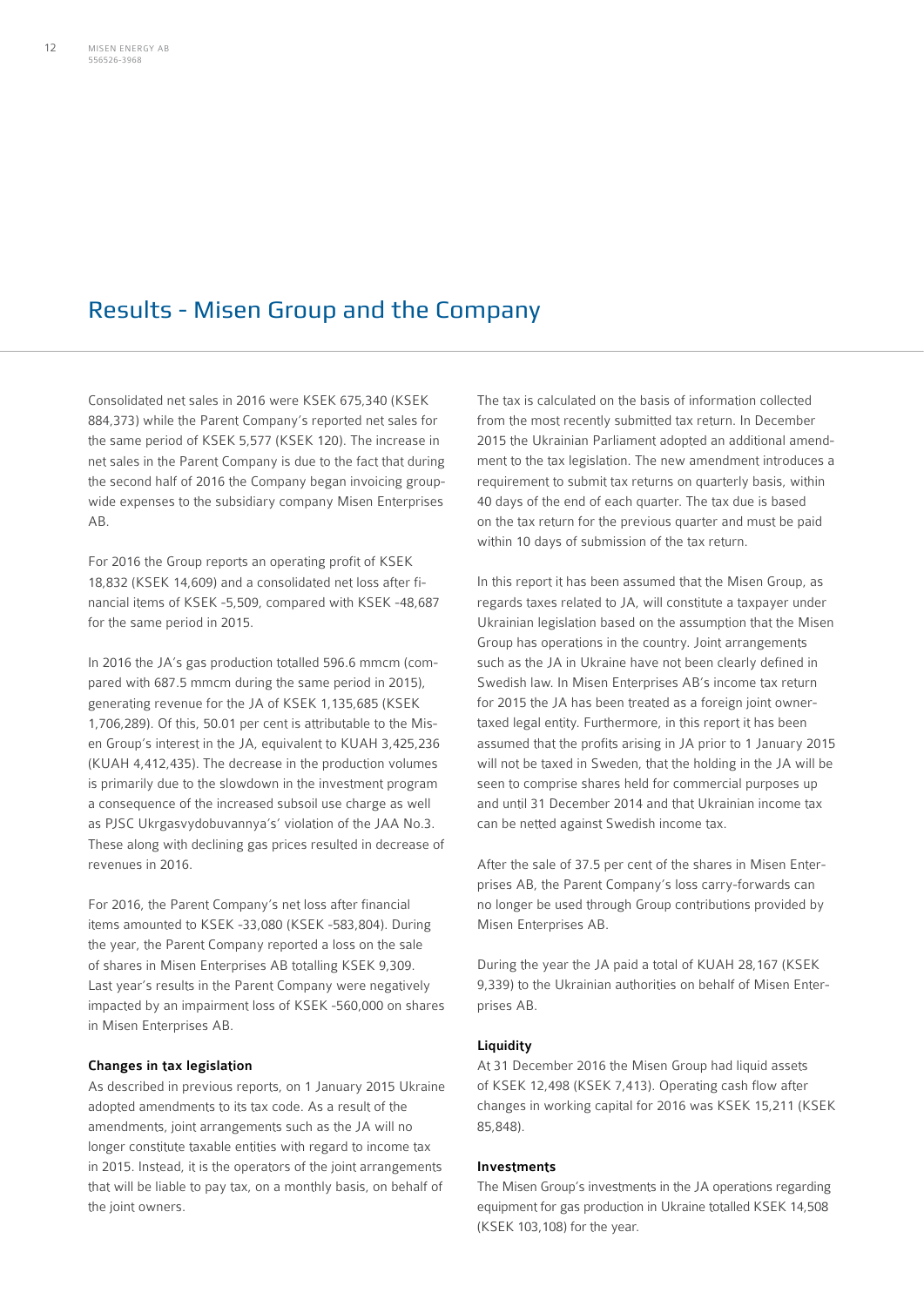# Results - Misen Group and the Company

Consolidated net sales in 2016 were KSEK 675,340 (KSEK 884,373) while the Parent Company's reported net sales for the same period of KSEK 5,577 (KSEK 120). The increase in net sales in the Parent Company is due to the fact that during the second half of 2016 the Company began invoicing groupwide expenses to the subsidiary company Misen Enterprises AB.

For 2016 the Group reports an operating profit of KSEK 18,832 (KSEK 14,609) and a consolidated net loss after financial items of KSEK -5,509, compared with KSEK -48,687 for the same period in 2015.

In 2016 the JA's gas production totalled 596.6 mmcm (compared with 687.5 mmcm during the same period in 2015), generating revenue for the JA of KSEK 1,135,685 (KSEK 1,706,289). Of this, 50.01 per cent is attributable to the Misen Group's interest in the JA, equivalent to KUAH 3,425,236 (KUAH 4,412,435). The decrease in the production volumes is primarily due to the slowdown in the investment program a consequence of the increased subsoil use charge as well as PJSC Ukrgasvydobuvannya's' violation of the JAA No.3. These along with declining gas prices resulted in decrease of revenues in 2016.

For 2016, the Parent Company's net loss after financial items amounted to KSEK -33,080 (KSEK -583,804). During the year, the Parent Company reported a loss on the sale of shares in Misen Enterprises AB totalling KSEK 9,309. Last year's results in the Parent Company were negatively impacted by an impairment loss of KSEK -560,000 on shares in Misen Enterprises AB.

**Changes in tax legislation**

As described in previous reports, on 1 January 2015 Ukraine adopted amendments to its tax code. As a result of the amendments, joint arrangements such as the JA will no longer constitute taxable entities with regard to income tax in 2015. Instead, it is the operators of the joint arrangements that will be liable to pay tax, on a monthly basis, on behalf of the joint owners.

The tax is calculated on the basis of information collected from the most recently submitted tax return. In December 2015 the Ukrainian Parliament adopted an additional amendment to the tax legislation. The new amendment introduces a requirement to submit tax returns on quarterly basis, within 40 days of the end of each quarter. The tax due is based on the tax return for the previous quarter and must be paid within 10 days of submission of the tax return.

In this report it has been assumed that the Misen Group, as regards taxes related to JA, will constitute a taxpayer under Ukrainian legislation based on the assumption that the Misen Group has operations in the country. Joint arrangements such as the JA in Ukraine have not been clearly defined in Swedish law. In Misen Enterprises AB's income tax return for 2015 the JA has been treated as a foreign joint owner-taxed legal entity. Furthermore, in this report it has been assumed that the profits arising in JA prior to 1 January 2015 will not be taxed in Sweden, that the holding in the JA will be seen to comprise shares held for commercial purposes up and until 31 December 2014 and that Ukrainian income tax can be netted against Swedish income tax.

After the sale of 37.5 per cent of the shares in Misen Enterprises AB, the Parent Company's loss carry-forwards can no longer be used through Group contributions provided by Misen Enterprises AB.

During the year the JA paid a total of KUAH 28,167 (KSEK 9,339) to the Ukrainian authorities on behalf of Misen Enterprises AB.

**Liquidity**

At 31 December 2016 the Misen Group had liquid assets of KSEK 12,498 (KSEK 7,413). Operating cash flow after changes in working capital for 2016 was KSEK 15,211 (KSEK 85,848).

**Investments**

The Misen Group's investments in the JA operations regarding equipment for gas production in Ukraine totalled KSEK 14,508 (KSEK 103,108) for the year.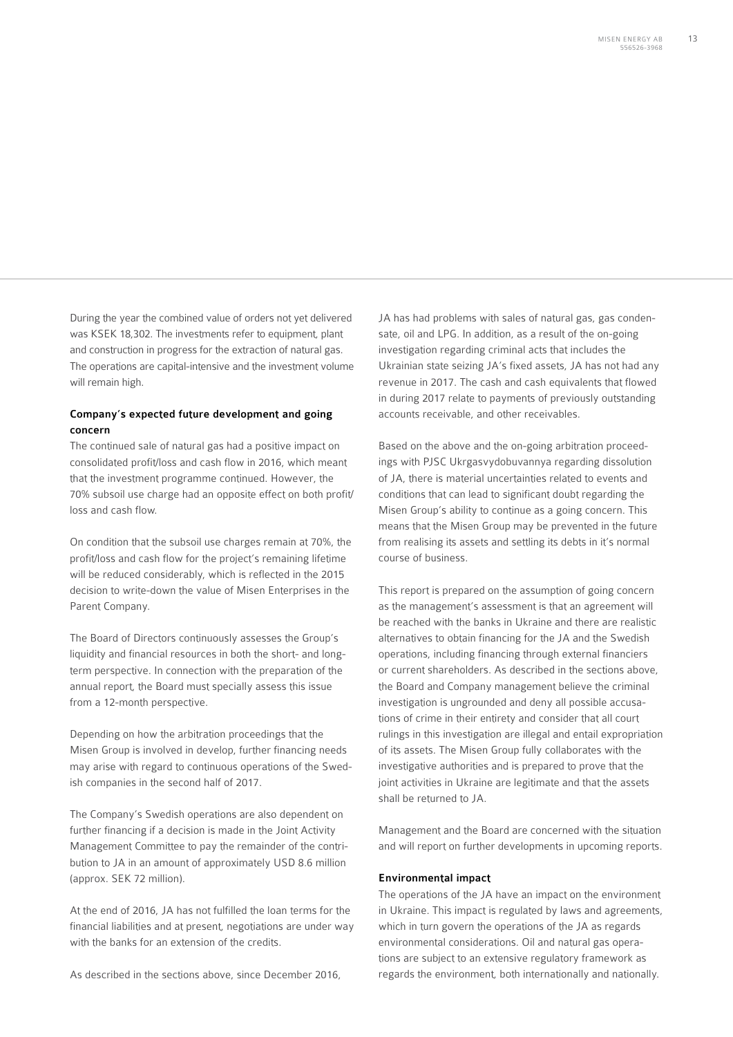During the year the combined value of orders not yet delivered was KSEK 18,302. The investments refer to equipment, plant and construction in progress for the extraction of natural gas. The operations are capital-intensive and the investment volume will remain high.

### Company's expected future development and going concern

The continued sale of natural gas had a positive impact on consolidated profit/loss and cash flow in 2016, which meant that the investment programme continued. However, the 70% subsoil use charge had an opposite effect on both profit/loss and cash flow.

On condition that the subsoil use charges remain at 70%, the profit/loss and cash flow for the project's remaining lifetime will be reduced considerably, which is reflected in the 2015 decision to write-down the value of Misen Enterprises in the Parent Company.

The Board of Directors continuously assesses the Group's liquidity and financial resources in both the short- and long-term perspective. In connection with the preparation of the annual report, the Board must specially assess this issue from a 12-month perspective.

Depending on how the arbitration proceedings that the Misen Group is involved in develop, further financing needs may arise with regard to continuous operations of the Swedish companies in the second half of 2017.

The Company's Swedish operations are also dependent on further financing if a decision is made in the Joint Activity Management Committee to pay the remainder of the contribution to JA in an amount of approximately USD 8.6 million (approx. SEK 72 million).

At the end of 2016, JA has not fulfilled the loan terms for the financial liabilities and at present, negotiations are under way with the banks for an extension of the credits.

As described in the sections above, since December 2016, JA has had problems with sales of natural gas, gas condensate, oil and LPG. In addition, as a result of the on-going investigation regarding criminal acts that includes the Ukrainian state seizing JA's fixed assets, JA has not had any revenue in 2017. The cash and cash equivalents that flowed in during 2017 relate to payments of previously outstanding accounts receivable, and other receivables.

Based on the above and the on-going arbitration proceedings with PJSC Ukrgasvydobuvannya regarding dissolution of JA, there is material uncertainties related to events and conditions that can lead to significant doubt regarding the Misen Group's ability to continue as a going concern. This means that the Misen Group may be prevented in the future from realising its assets and settling its debts in it's normal course of business.

This report is prepared on the assumption of going concern as the management's assessment is that an agreement will be reached with the banks in Ukraine and there are realistic alternatives to obtain financing for the JA and the Swedish operations, including financing through external financiers or current shareholders. As described in the sections above, the Board and Company management believe the criminal investigation is ungrounded and deny all possible accusations of crime in their entirety and consider that all court rulings in this investigation are illegal and entail expropriation of its assets. The Misen Group fully collaborates with the investigative authorities and is prepared to prove that the joint activities in Ukraine are legitimate and that the assets shall be returned to JA.

Management and the Board are concerned with the situation and will report on further developments in upcoming reports.

### Environmental impact

The operations of the JA have an impact on the environment in Ukraine. This impact is regulated by laws and agreements, which in turn govern the operations of the JA as regards environmental considerations. Oil and natural gas operations are subject to an extensive regulatory framework as regards the environment, both internationally and nationally.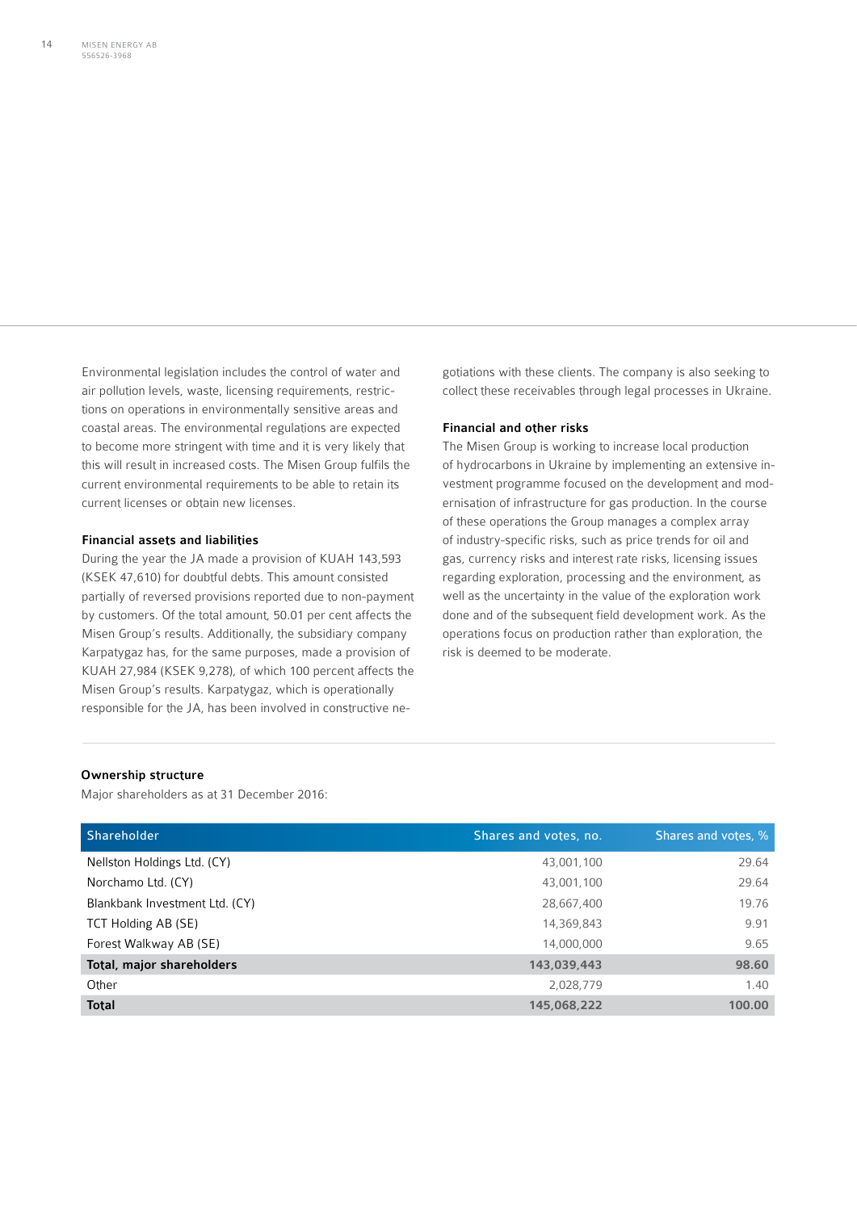Environmental legislation includes the control of water and air pollution levels, waste, licensing requirements, restrictions on operations in environmentally sensitive areas and coastal areas. The environmental regulations are expected to become more stringent with time and it is very likely that this will result in increased costs. The Misen Group fulfils the current environmental requirements to be able to retain its current licenses or obtain new licenses.

### Financial assets and liabilities

During the year the JA made a provision of KUAH 143,593 (KSEK 47,610) for doubtful debts. This amount consisted partially of reversed provisions reported due to non-payment by customers. Of the total amount, 50.01 per cent affects the Misen Group's results. Additionally, the subsidiary company Karpatygaz has, for the same purposes, made a provision of KUAH 27,984 (KSEK 9,278), of which 100 percent affects the Misen Group's results. Karpatygaz, which is operationally responsible for the JA, has been involved in constructive negotiations with these clients. The company is also seeking to collect these receivables through legal processes in Ukraine.

### Financial and other risks

The Misen Group is working to increase local production of hydrocarbons in Ukraine by implementing an extensive investment programme focused on the development and modernisation of infrastructure for gas production. In the course of these operations the Group manages a complex array of industry-specific risks, such as price trends for oil and gas, currency risks and interest rate risks, licensing issues regarding exploration, processing and the environment, as well as the uncertainty in the value of the exploration work done and of the subsequent field development work. As the operations focus on production rather than exploration, the risk is deemed to be moderate.

### Ownership structure

Major shareholders as at 31 December 2016:

| Shareholder | Shares and votes, no. | Shares and votes, % |
|---|---:|---:|
| Nellston Holdings Ltd. (CY) | 43,001,100 | 29.64 |
| Norchamo Ltd. (CY) | 43,001,100 | 29.64 |
| Blankbank Investment Ltd. (CY) | 28,667,400 | 19.76 |
| TCT Holding AB (SE) | 14,369,843 | 9.91 |
| Forest Walkway AB (SE) | 14,000,000 | 9.65 |
| **Total, major shareholders** | **143,039,443** | **98.60** |
| Other | 2,028,779 | 1.40 |
| **Total** | **145,068,222** | **100.00** |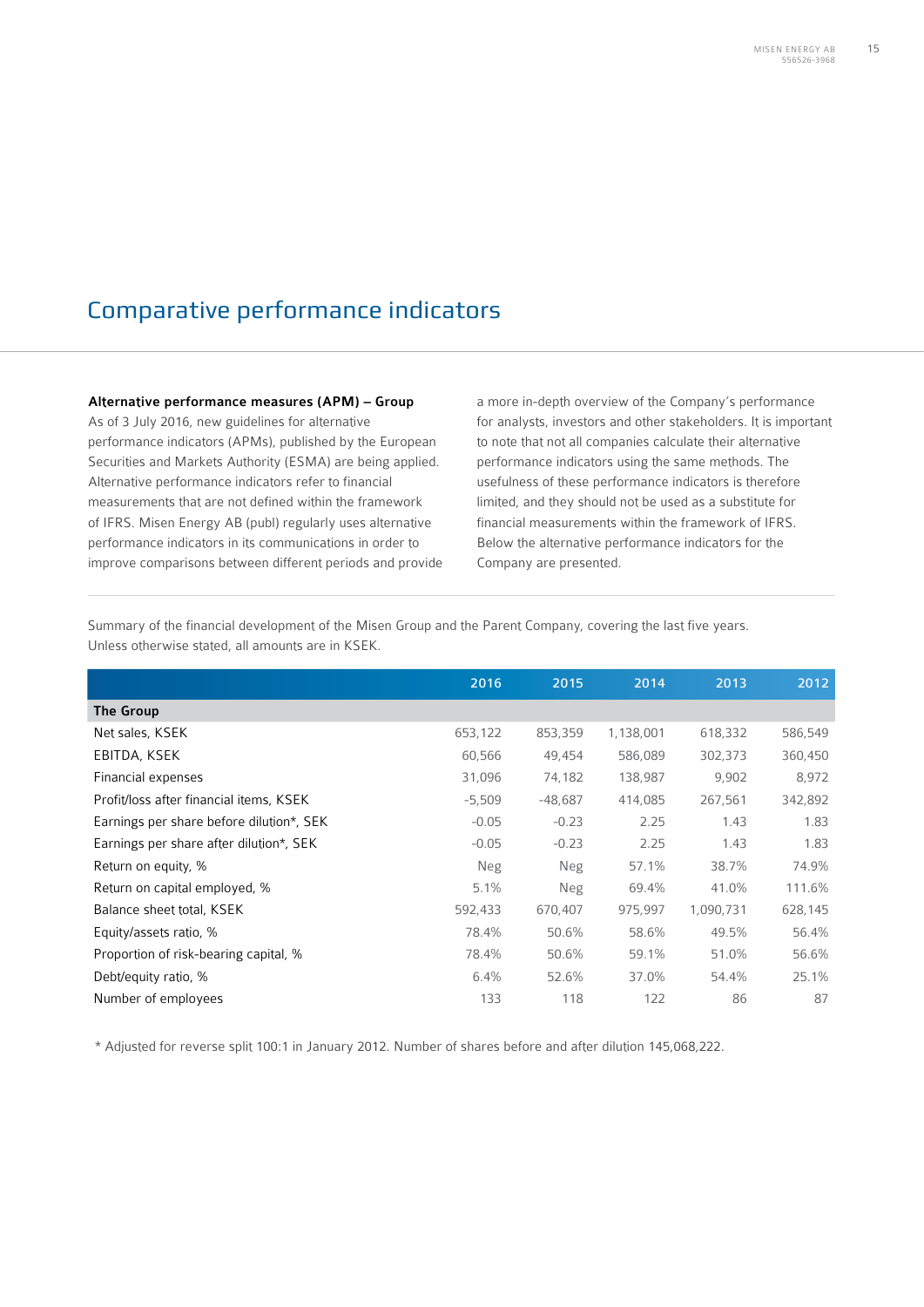# Comparative performance indicators

**Alternative performance measures (APM) – Group**
As of 3 July 2016, new guidelines for alternative performance indicators (APMs), published by the European Securities and Markets Authority (ESMA) are being applied. Alternative performance indicators refer to financial measurements that are not defined within the framework of IFRS. Misen Energy AB (publ) regularly uses alternative performance indicators in its communications in order to improve comparisons between different periods and provide a more in-depth overview of the Company's performance for analysts, investors and other stakeholders. It is important to note that not all companies calculate their alternative performance indicators using the same methods. The usefulness of these performance indicators is therefore limited, and they should not be used as a substitute for financial measurements within the framework of IFRS. Below the alternative performance indicators for the Company are presented.

Summary of the financial development of the Misen Group and the Parent Company, covering the last five years. Unless otherwise stated, all amounts are in KSEK.

| | 2016 | 2015 | 2014 | 2013 | 2012 |
|---|---|---|---|---|---|
| **The Group** | | | | | |
| Net sales, KSEK | 653,122 | 853,359 | 1,138,001 | 618,332 | 586,549 |
| EBITDA, KSEK | 60,566 | 49,454 | 586,089 | 302,373 | 360,450 |
| Financial expenses | 31,096 | 74,182 | 138,987 | 9,902 | 8,972 |
| Profit/loss after financial items, KSEK | -5,509 | -48,687 | 414,085 | 267,561 | 342,892 |
| Earnings per share before dilution*, SEK | -0.05 | -0.23 | 2.25 | 1.43 | 1.83 |
| Earnings per share after dilution*, SEK | -0.05 | -0.23 | 2.25 | 1.43 | 1.83 |
| Return on equity, % | Neg | Neg | 57.1% | 38.7% | 74.9% |
| Return on capital employed, % | 5.1% | Neg | 69.4% | 41.0% | 111.6% |
| Balance sheet total, KSEK | 592,433 | 670,407 | 975,997 | 1,090,731 | 628,145 |
| Equity/assets ratio, % | 78.4% | 50.6% | 58.6% | 49.5% | 56.4% |
| Proportion of risk-bearing capital, % | 78.4% | 50.6% | 59.1% | 51.0% | 56.6% |
| Debt/equity ratio, % | 6.4% | 52.6% | 37.0% | 54.4% | 25.1% |
| Number of employees | 133 | 118 | 122 | 86 | 87 |

\* Adjusted for reverse split 100:1 in January 2012. Number of shares before and after dilution 145,068,222.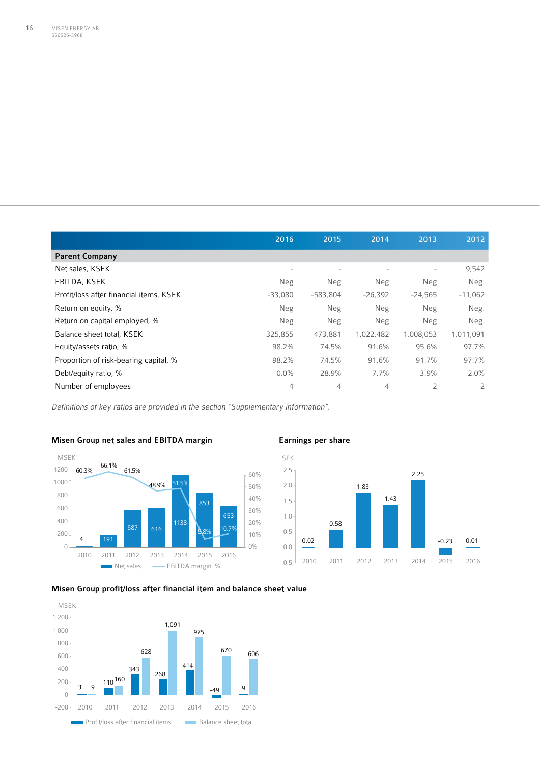| | 2016 | 2015 | 2014 | 2013 | 2012 |
|---|---|---|---|---|---|
| **Parent Company** | | | | | |
| Net sales, KSEK | – | – | – | – | 9,542 |
| EBITDA, KSEK | Neg | Neg | Neg | Neg | Neg. |
| Profit/loss after financial items, KSEK | -33,080 | -583,804 | -26,392 | -24,565 | -11,062 |
| Return on equity, % | Neg | Neg | Neg | Neg | Neg. |
| Return on capital employed, % | Neg | Neg | Neg | Neg | Neg. |
| Balance sheet total, KSEK | 325,855 | 473,881 | 1,022,482 | 1,008,053 | 1,011,091 |
| Equity/assets ratio, % | 98.2% | 74.5% | 91.6% | 95.6% | 97.7% |
| Proportion of risk-bearing capital, % | 98.2% | 74.5% | 91.6% | 91.7% | 97.7% |
| Debt/equity ratio, % | 0.0% | 28.9% | 7.7% | 3.9% | 2.0% |
| Number of employees | 4 | 4 | 4 | 2 | 2 |

*Definitions of key ratios are provided in the section "Supplementary information".*

**Misen Group net sales and EBITDA margin**

| | 2010 | 2011 | 2012 | 2013 | 2014 | 2015 | 2016 |
|---|---|---|---|---|---|---|---|
| Net sales, MSEK | 4 | 191 | 587 | 616 | 1138 | 853 | 653 |
| EBITDA margin, % | 60.3% | 66.1% | 61.5% | 48.9% | 51.5% | 5.8% | 10.7% |

**Earnings per share**

| | 2010 | 2011 | 2012 | 2013 | 2014 | 2015 | 2016 |
|---|---|---|---|---|---|---|---|
| SEK | 0.02 | 0.58 | 1.83 | 1.43 | 2.25 | -0.23 | 0.01 |

**Misen Group profit/loss after financial item and balance sheet value**

| MSEK | 2010 | 2011 | 2012 | 2013 | 2014 | 2015 | 2016 |
|---|---|---|---|---|---|---|---|
| Profit/loss after financial items | 3 | 110 | 343 | 268 | 414 | -49 | 9 |
| Balance sheet total | 9 | 160 | 628 | 1,091 | 975 | 670 | 606 |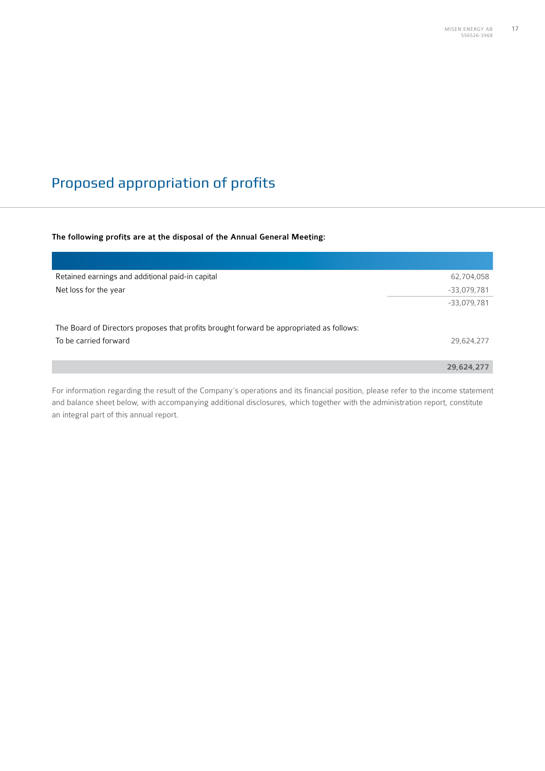# Proposed appropriation of profits

**The following profits are at the disposal of the Annual General Meeting:**

| | |
|---|---:|
| Retained earnings and additional paid-in capital | 62,704,058 |
| Net loss for the year | -33,079,781 |
| | -33,079,781 |
| | |
| The Board of Directors proposes that profits brought forward be appropriated as follows: | |
| To be carried forward | 29,624,277 |
| | **29,624,277** |

For information regarding the result of the Company's operations and its financial position, please refer to the income statement and balance sheet below, with accompanying additional disclosures, which together with the administration report, constitute an integral part of this annual report.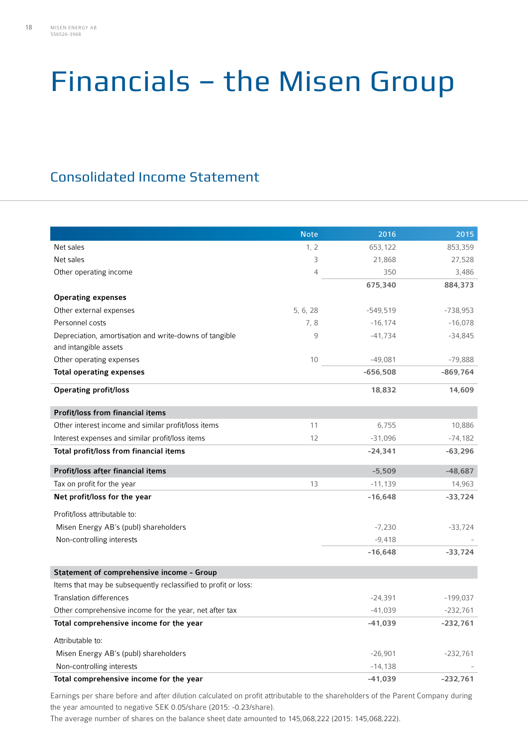# Financials – the Misen Group

## Consolidated Income Statement

| | Note | 2016 | 2015 |
|---|---|---|---|
| Net sales | 1, 2 | 653,122 | 853,359 |
| Net sales | 3 | 21,868 | 27,528 |
| Other operating income | 4 | 350 | 3,486 |
| | | **675,340** | **884,373** |
| **Operating expenses** | | | |
| Other external expenses | 5, 6, 28 | -549,519 | -738,953 |
| Personnel costs | 7, 8 | -16,174 | -16,078 |
| Depreciation, amortisation and write-downs of tangible and intangible assets | 9 | -41,734 | -34,845 |
| Other operating expenses | 10 | -49,081 | -79,888 |
| **Total operating expenses** | | **-656,508** | **-869,764** |
| **Operating profit/loss** | | **18,832** | **14,609** |
| **Profit/loss from financial items** | | | |
| Other interest income and similar profit/loss items | 11 | 6,755 | 10,886 |
| Interest expenses and similar profit/loss items | 12 | -31,096 | -74,182 |
| **Total profit/loss from financial items** | | **-24,341** | **-63,296** |
| **Profit/loss after financial items** | | **-5,509** | **-48,687** |
| Tax on profit for the year | 13 | -11,139 | 14,963 |
| **Net profit/loss for the year** | | **-16,648** | **-33,724** |
| Profit/loss attributable to: | | | |
| Misen Energy AB's (publ) shareholders | | -7,230 | -33,724 |
| Non-controlling interests | | -9,418 | - |
| | | **-16,648** | **-33,724** |
| **Statement of comprehensive income - Group** | | | |
| Items that may be subsequently reclassified to profit or loss: | | | |
| Translation differences | | -24,391 | -199,037 |
| Other comprehensive income for the year, net after tax | | -41,039 | -232,761 |
| **Total comprehensive income for the year** | | **-41,039** | **-232,761** |
| Attributable to: | | | |
| Misen Energy AB's (publ) shareholders | | -26,901 | -232,761 |
| Non-controlling interests | | -14,138 | - |
| **Total comprehensive income for the year** | | **-41,039** | **-232,761** |

Earnings per share before and after dilution calculated on profit attributable to the shareholders of the Parent Company during the year amounted to negative SEK 0.05/share (2015: -0.23/share).
The average number of shares on the balance sheet date amounted to 145,068,222 (2015: 145,068,222).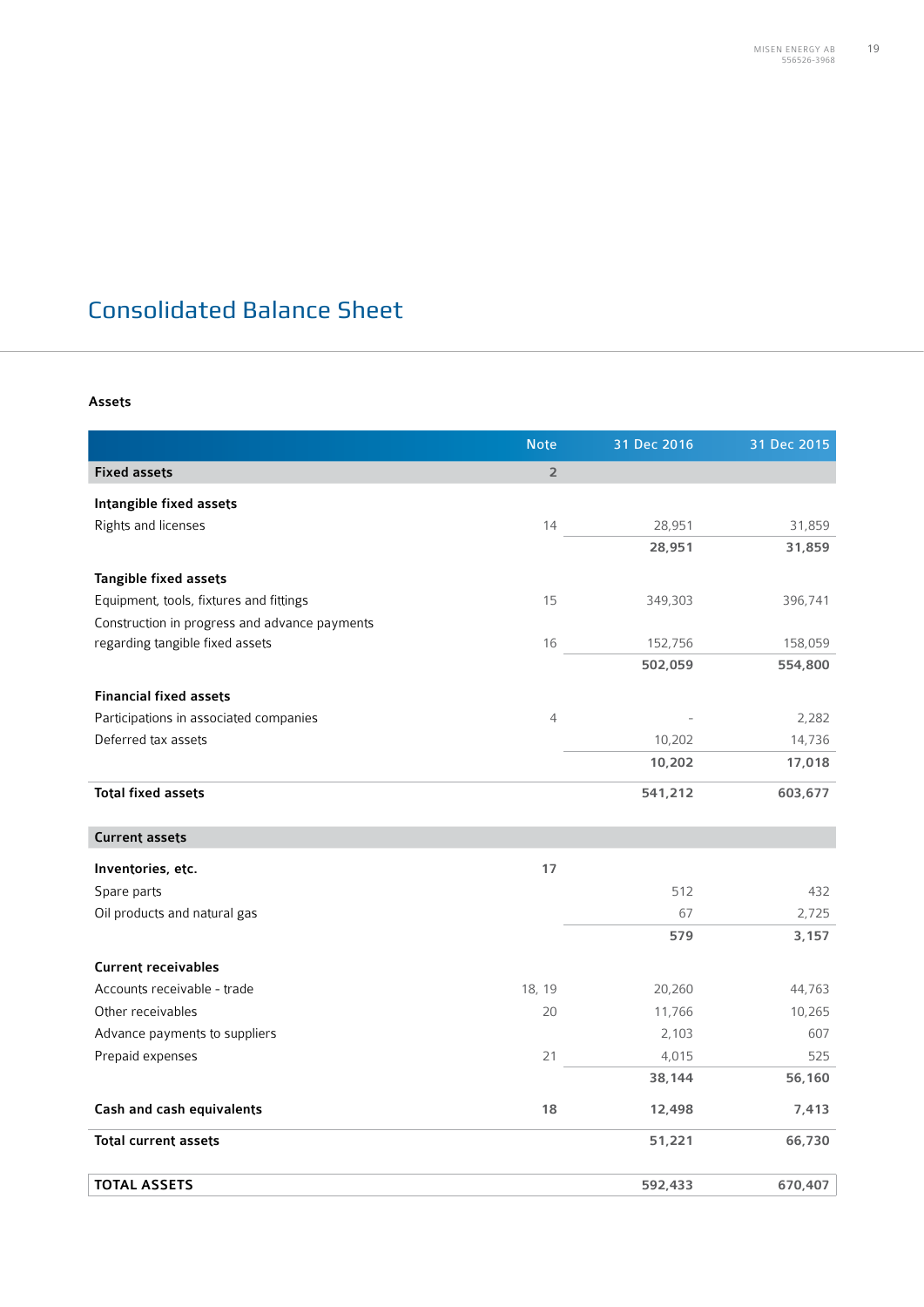# Consolidated Balance Sheet

**Assets**

| | Note | 31 Dec 2016 | 31 Dec 2015 |
|---|---|---|---|
| **Fixed assets** | **2** | | |
| **Intangible fixed assets** | | | |
| Rights and licenses | 14 | 28,951 | 31,859 |
| | | **28,951** | **31,859** |
| **Tangible fixed assets** | | | |
| Equipment, tools, fixtures and fittings | 15 | 349,303 | 396,741 |
| Construction in progress and advance payments regarding tangible fixed assets | 16 | 152,756 | 158,059 |
| | | **502,059** | **554,800** |
| **Financial fixed assets** | | | |
| Participations in associated companies | 4 | - | 2,282 |
| Deferred tax assets | | 10,202 | 14,736 |
| | | **10,202** | **17,018** |
| **Total fixed assets** | | **541,212** | **603,677** |
| **Current assets** | | | |
| **Inventories, etc.** | **17** | | |
| Spare parts | | 512 | 432 |
| Oil products and natural gas | | 67 | 2,725 |
| | | **579** | **3,157** |
| **Current receivables** | | | |
| Accounts receivable - trade | 18, 19 | 20,260 | 44,763 |
| Other receivables | 20 | 11,766 | 10,265 |
| Advance payments to suppliers | | 2,103 | 607 |
| Prepaid expenses | 21 | 4,015 | 525 |
| | | **38,144** | **56,160** |
| **Cash and cash equivalents** | **18** | **12,498** | **7,413** |
| **Total current assets** | | **51,221** | **66,730** |
| **TOTAL ASSETS** | | **592,433** | **670,407** |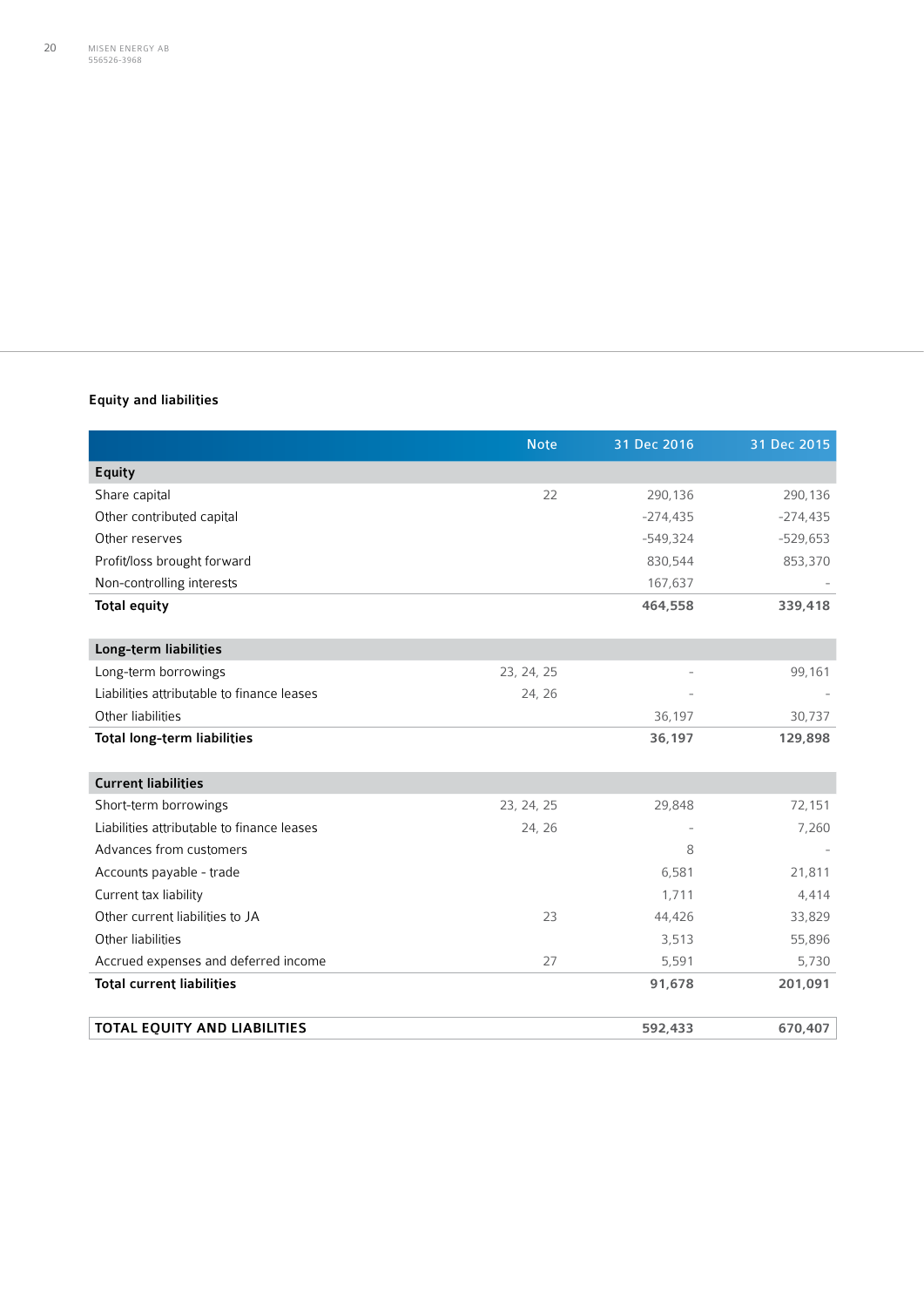## Equity and liabilities

| | Note | 31 Dec 2016 | 31 Dec 2015 |
|---|---|---|---|
| **Equity** | | | |
| Share capital | 22 | 290,136 | 290,136 |
| Other contributed capital | | -274,435 | -274,435 |
| Other reserves | | -549,324 | -529,653 |
| Profit/loss brought forward | | 830,544 | 853,370 |
| Non-controlling interests | | 167,637 | - |
| **Total equity** | | **464,558** | **339,418** |
| | | | |
| **Long-term liabilities** | | | |
| Long-term borrowings | 23, 24, 25 | - | 99,161 |
| Liabilities attributable to finance leases | 24, 26 | - | - |
| Other liabilities | | 36,197 | 30,737 |
| **Total long-term liabilities** | | **36,197** | **129,898** |
| | | | |
| **Current liabilities** | | | |
| Short-term borrowings | 23, 24, 25 | 29,848 | 72,151 |
| Liabilities attributable to finance leases | 24, 26 | - | 7,260 |
| Advances from customers | | 8 | - |
| Accounts payable - trade | | 6,581 | 21,811 |
| Current tax liability | | 1,711 | 4,414 |
| Other current liabilities to JA | 23 | 44,426 | 33,829 |
| Other liabilities | | 3,513 | 55,896 |
| Accrued expenses and deferred income | 27 | 5,591 | 5,730 |
| **Total current liabilities** | | **91,678** | **201,091** |
| | | | |
| **TOTAL EQUITY AND LIABILITIES** | | **592,433** | **670,407** |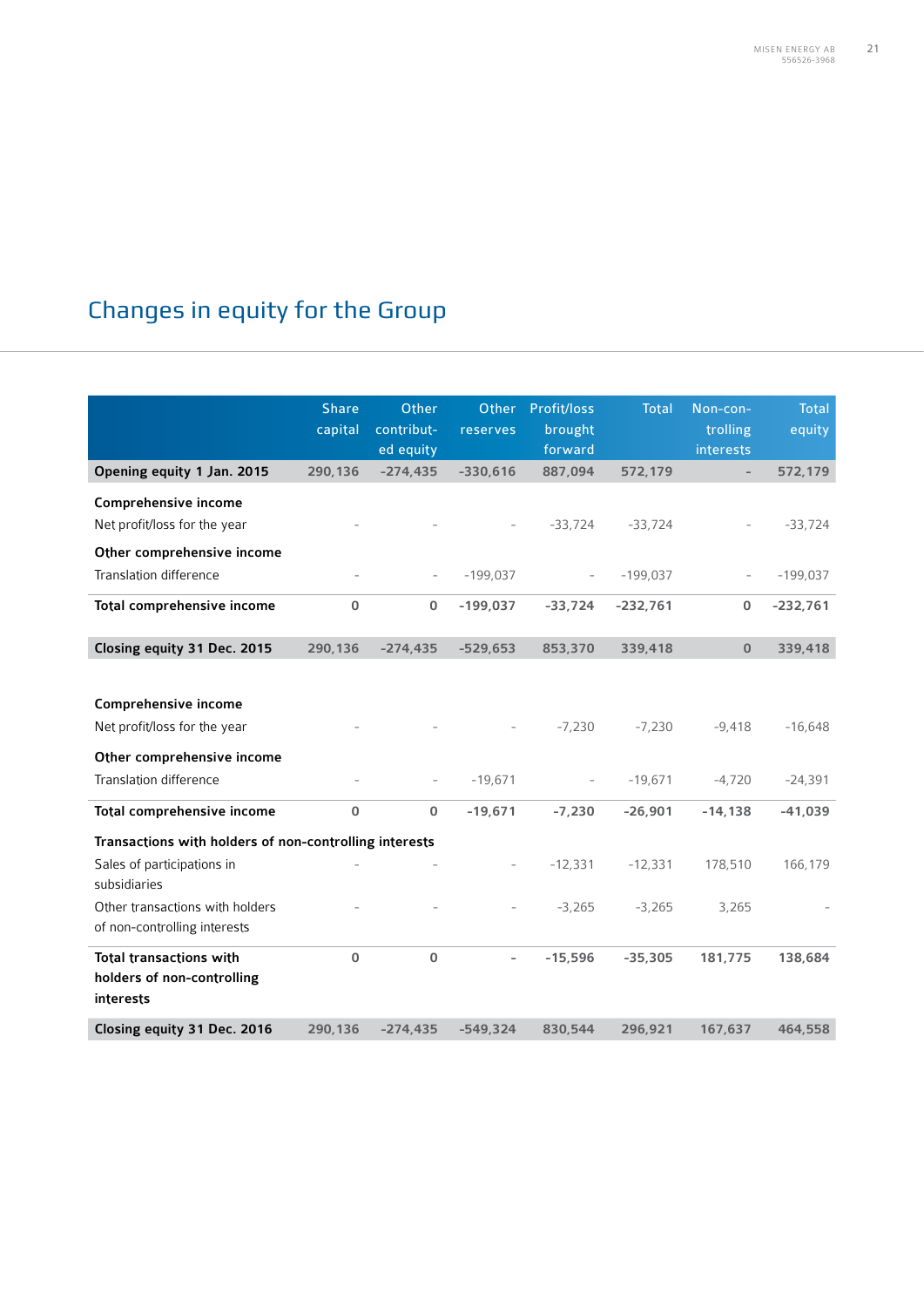# Changes in equity for the Group

| | Share capital | Other contributed equity | Other reserves | Profit/loss brought forward | Total | Non-controlling interests | Total equity |
|---|---|---|---|---|---|---|---|
| **Opening equity 1 Jan. 2015** | 290,136 | -274,435 | -330,616 | 887,094 | 572,179 | - | 572,179 |
| **Comprehensive income** | | | | | | | |
| Net profit/loss for the year | - | - | - | -33,724 | -33,724 | - | -33,724 |
| **Other comprehensive income** | | | | | | | |
| Translation difference | - | - | -199,037 | - | -199,037 | - | -199,037 |
| **Total comprehensive income** | 0 | 0 | -199,037 | -33,724 | -232,761 | 0 | -232,761 |
| **Closing equity 31 Dec. 2015** | 290,136 | -274,435 | -529,653 | 853,370 | 339,418 | 0 | 339,418 |
| **Comprehensive income** | | | | | | | |
| Net profit/loss for the year | - | - | - | -7,230 | -7,230 | -9,418 | -16,648 |
| **Other comprehensive income** | | | | | | | |
| Translation difference | - | - | -19,671 | - | -19,671 | -4,720 | -24,391 |
| **Total comprehensive income** | 0 | 0 | -19,671 | -7,230 | -26,901 | -14,138 | -41,039 |
| **Transactions with holders of non-controlling interests** | | | | | | | |
| Sales of participations in subsidiaries | - | - | - | -12,331 | -12,331 | 178,510 | 166,179 |
| Other transactions with holders of non-controlling interests | - | - | - | -3,265 | -3,265 | 3,265 | - |
| **Total transactions with holders of non-controlling interests** | 0 | 0 | - | -15,596 | -35,305 | 181,775 | 138,684 |
| **Closing equity 31 Dec. 2016** | 290,136 | -274,435 | -549,324 | 830,544 | 296,921 | 167,637 | 464,558 |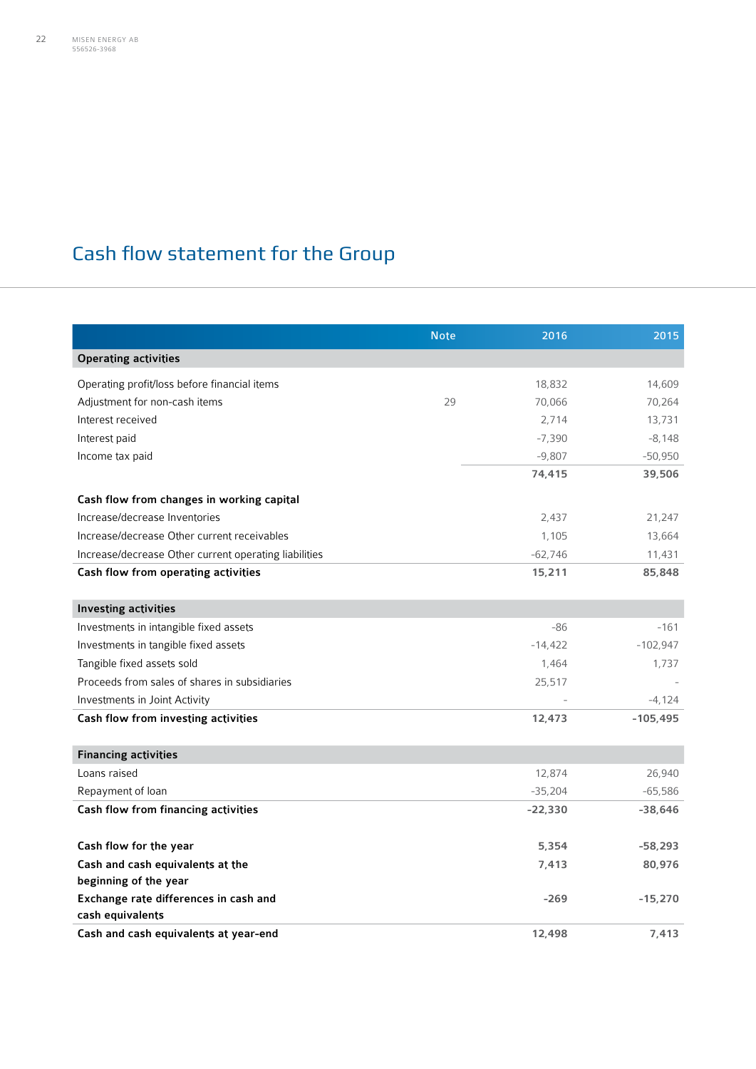# Cash flow statement for the Group

| | Note | 2016 | 2015 |
|---|---|---|---|
| **Operating activities** | | | |
| Operating profit/loss before financial items | | 18,832 | 14,609 |
| Adjustment for non-cash items | 29 | 70,066 | 70,264 |
| Interest received | | 2,714 | 13,731 |
| Interest paid | | -7,390 | -8,148 |
| Income tax paid | | -9,807 | -50,950 |
| | | **74,415** | **39,506** |
| **Cash flow from changes in working capital** | | | |
| Increase/decrease Inventories | | 2,437 | 21,247 |
| Increase/decrease Other current receivables | | 1,105 | 13,664 |
| Increase/decrease Other current operating liabilities | | -62,746 | 11,431 |
| **Cash flow from operating activities** | | **15,211** | **85,848** |
| **Investing activities** | | | |
| Investments in intangible fixed assets | | -86 | -161 |
| Investments in tangible fixed assets | | -14,422 | -102,947 |
| Tangible fixed assets sold | | 1,464 | 1,737 |
| Proceeds from sales of shares in subsidiaries | | 25,517 | - |
| Investments in Joint Activity | | - | -4,124 |
| **Cash flow from investing activities** | | **12,473** | **-105,495** |
| **Financing activities** | | | |
| Loans raised | | 12,874 | 26,940 |
| Repayment of loan | | -35,204 | -65,586 |
| **Cash flow from financing activities** | | **-22,330** | **-38,646** |
| **Cash flow for the year** | | **5,354** | **-58,293** |
| **Cash and cash equivalents at the beginning of the year** | | **7,413** | **80,976** |
| **Exchange rate differences in cash and cash equivalents** | | **-269** | **-15,270** |
| **Cash and cash equivalents at year-end** | | **12,498** | **7,413** |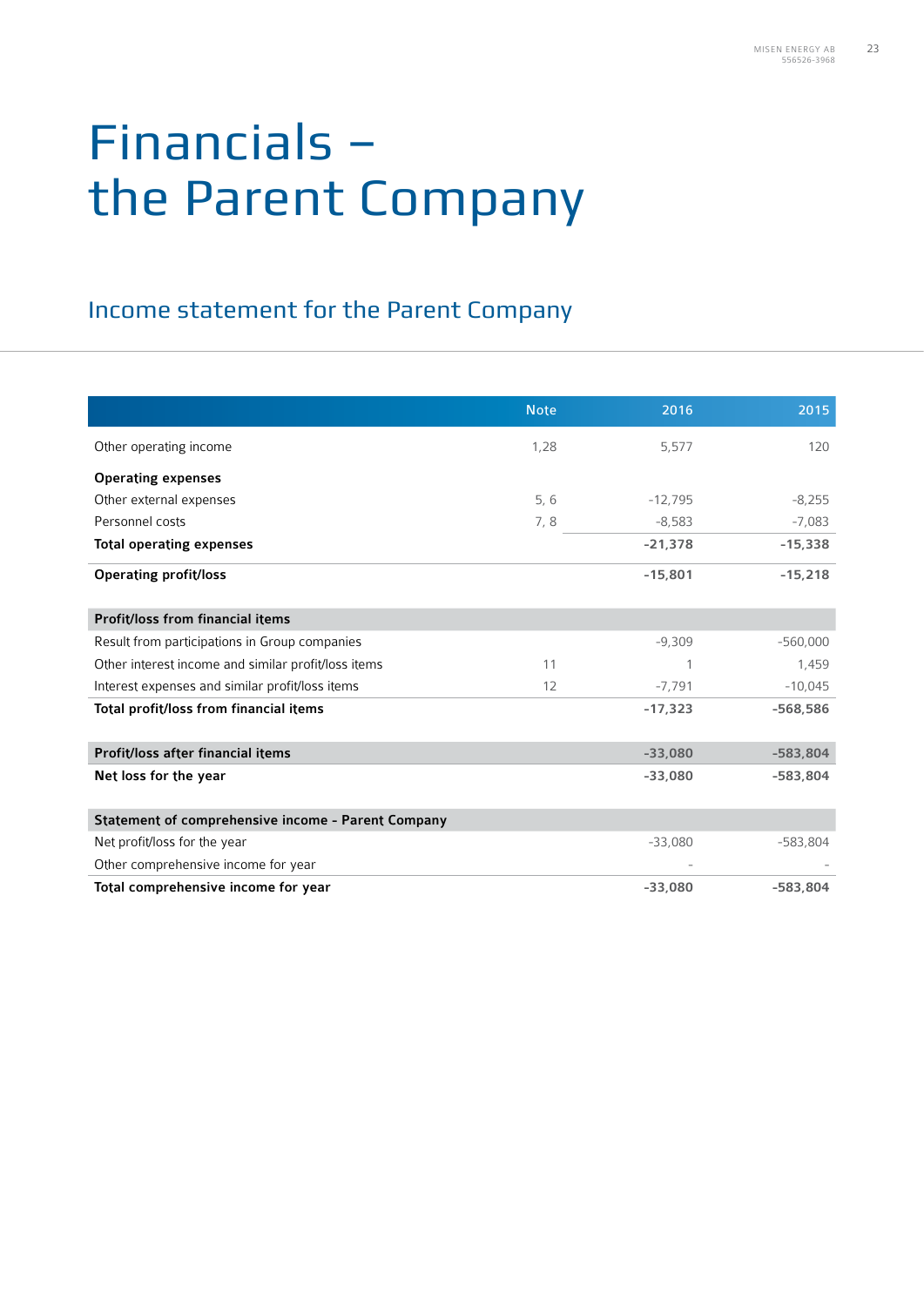# Financials – the Parent Company

## Income statement for the Parent Company

| | Note | 2016 | 2015 |
|---|---|---|---|
| Other operating income | 1,28 | 5,577 | 120 |
| **Operating expenses** | | | |
| Other external expenses | 5, 6 | -12,795 | -8,255 |
| Personnel costs | 7, 8 | -8,583 | -7,083 |
| **Total operating expenses** | | **-21,378** | **-15,338** |
| **Operating profit/loss** | | **-15,801** | **-15,218** |
| **Profit/loss from financial items** | | | |
| Result from participations in Group companies | | -9,309 | -560,000 |
| Other interest income and similar profit/loss items | 11 | 1 | 1,459 |
| Interest expenses and similar profit/loss items | 12 | -7,791 | -10,045 |
| **Total profit/loss from financial items** | | **-17,323** | **-568,586** |
| **Profit/loss after financial items** | | **-33,080** | **-583,804** |
| **Net loss for the year** | | **-33,080** | **-583,804** |
| **Statement of comprehensive income - Parent Company** | | | |
| Net profit/loss for the year | | -33,080 | -583,804 |
| Other comprehensive income for year | | - | - |
| **Total comprehensive income for year** | | **-33,080** | **-583,804** |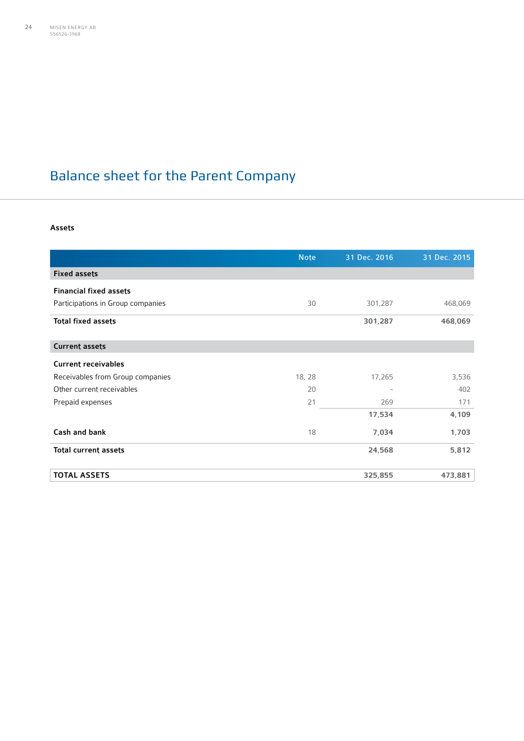# Balance sheet for the Parent Company

**Assets**

| | Note | 31 Dec. 2016 | 31 Dec. 2015 |
|---|---|---|---|
| **Fixed assets** | | | |
| **Financial fixed assets** | | | |
| Participations in Group companies | 30 | 301,287 | 468,069 |
| **Total fixed assets** | | **301,287** | **468,069** |
| **Current assets** | | | |
| **Current receivables** | | | |
| Receivables from Group companies | 18, 28 | 17,265 | 3,536 |
| Other current receivables | 20 | - | 402 |
| Prepaid expenses | 21 | 269 | 171 |
| | | **17,534** | **4,109** |
| **Cash and bank** | 18 | **7,034** | **1,703** |
| **Total current assets** | | **24,568** | **5,812** |
| **TOTAL ASSETS** | | **325,855** | **473,881** |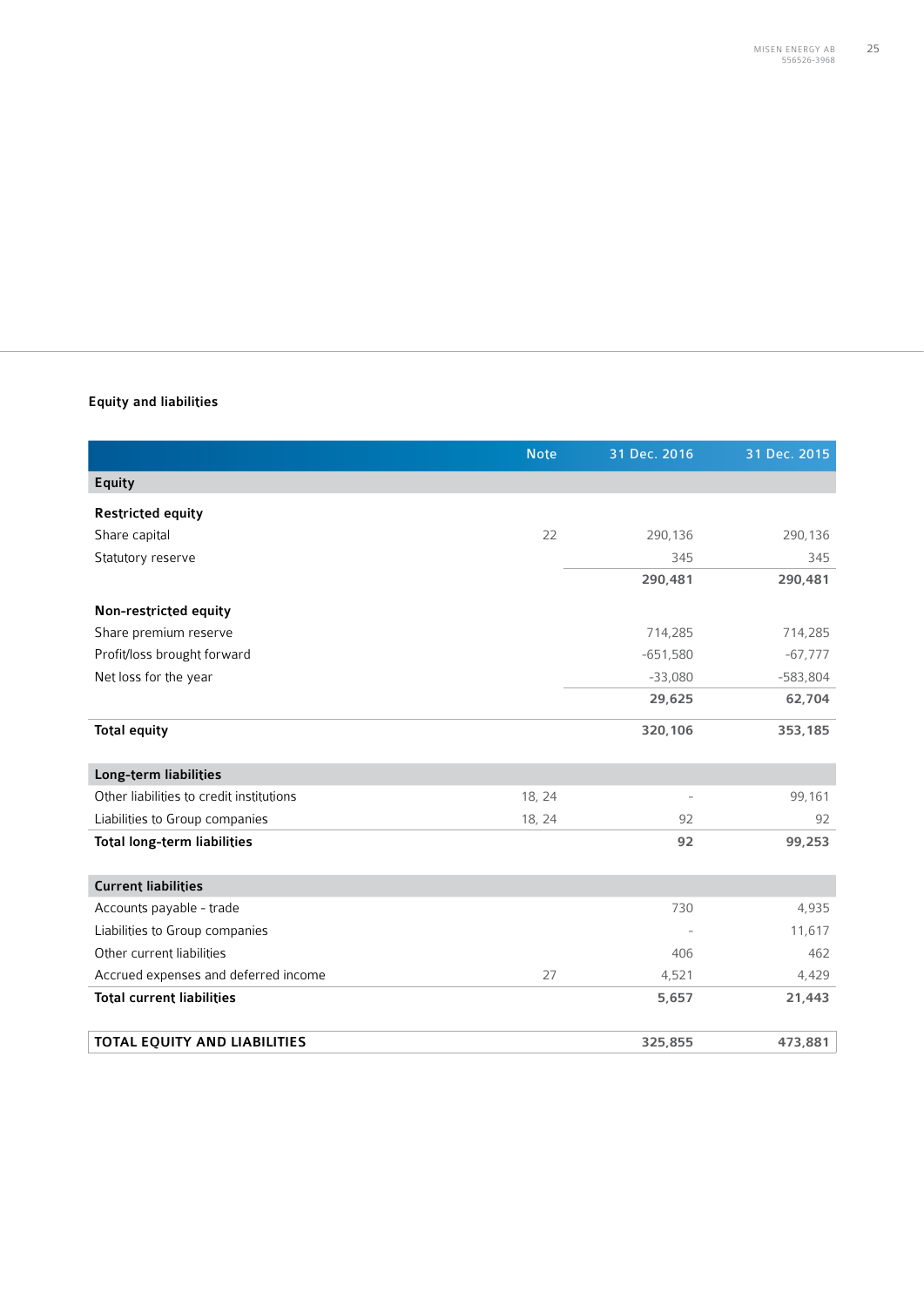## Equity and liabilities

| | Note | 31 Dec. 2016 | 31 Dec. 2015 |
|---|---|---|---|
| **Equity** | | | |
| **Restricted equity** | | | |
| Share capital | 22 | 290,136 | 290,136 |
| Statutory reserve | | 345 | 345 |
| | | **290,481** | **290,481** |
| **Non-restricted equity** | | | |
| Share premium reserve | | 714,285 | 714,285 |
| Profit/loss brought forward | | -651,580 | -67,777 |
| Net loss for the year | | -33,080 | -583,804 |
| | | **29,625** | **62,704** |
| **Total equity** | | **320,106** | **353,185** |
| **Long-term liabilities** | | | |
| Other liabilities to credit institutions | 18, 24 | - | 99,161 |
| Liabilities to Group companies | 18, 24 | 92 | 92 |
| **Total long-term liabilities** | | **92** | **99,253** |
| **Current liabilities** | | | |
| Accounts payable - trade | | 730 | 4,935 |
| Liabilities to Group companies | | - | 11,617 |
| Other current liabilities | | 406 | 462 |
| Accrued expenses and deferred income | 27 | 4,521 | 4,429 |
| **Total current liabilities** | | **5,657** | **21,443** |
| **TOTAL EQUITY AND LIABILITIES** | | **325,855** | **473,881** |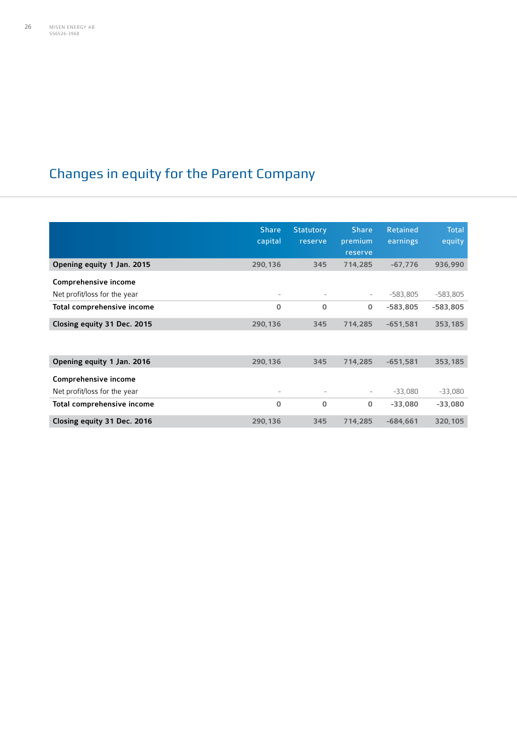# Changes in equity for the Parent Company

| | Share capital | Statutory reserve | Share premium reserve | Retained earnings | Total equity |
|---|---|---|---|---|---|
| **Opening equity 1 Jan. 2015** | 290,136 | 345 | 714,285 | -67,776 | 936,990 |
| **Comprehensive income** | | | | | |
| Net profit/loss for the year | - | - | - | -583,805 | -583,805 |
| **Total comprehensive income** | 0 | 0 | 0 | -583,805 | -583,805 |
| **Closing equity 31 Dec. 2015** | 290,136 | 345 | 714,285 | -651,581 | 353,185 |
| | | | | | |
| **Opening equity 1 Jan. 2016** | 290,136 | 345 | 714,285 | -651,581 | 353,185 |
| **Comprehensive income** | | | | | |
| Net profit/loss for the year | - | - | - | -33,080 | -33,080 |
| **Total comprehensive income** | 0 | 0 | 0 | -33,080 | -33,080 |
| **Closing equity 31 Dec. 2016** | 290,136 | 345 | 714,285 | -684,661 | 320,105 |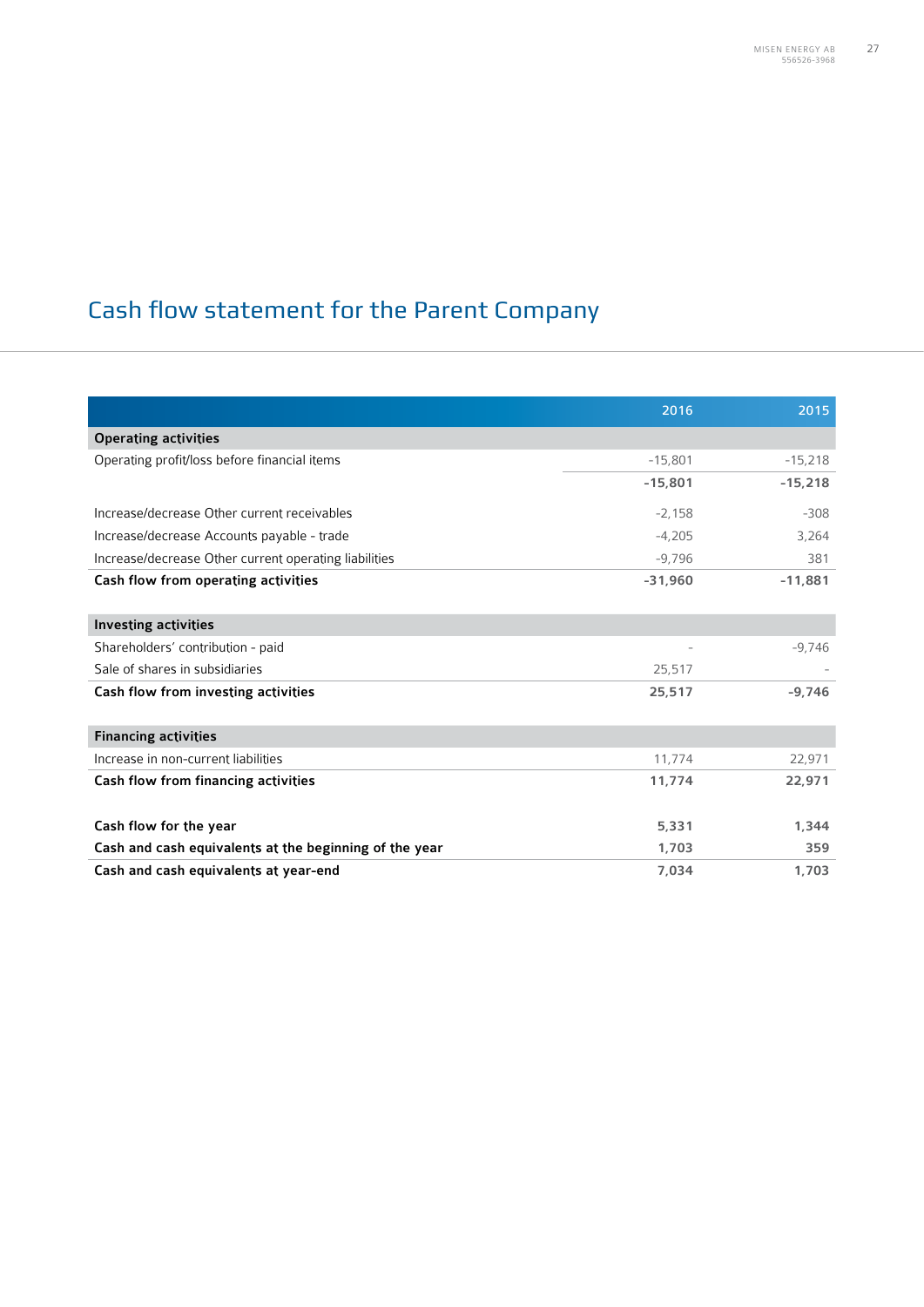# Cash flow statement for the Parent Company

| | 2016 | 2015 |
|---|---|---|
| **Operating activities** | | |
| Operating profit/loss before financial items | -15,801 | -15,218 |
| | **-15,801** | **-15,218** |
| Increase/decrease Other current receivables | -2,158 | -308 |
| Increase/decrease Accounts payable - trade | -4,205 | 3,264 |
| Increase/decrease Other current operating liabilities | -9,796 | 381 |
| **Cash flow from operating activities** | **-31,960** | **-11,881** |
| **Investing activities** | | |
| Shareholders' contribution - paid | - | -9,746 |
| Sale of shares in subsidiaries | 25,517 | - |
| **Cash flow from investing activities** | **25,517** | **-9,746** |
| **Financing activities** | | |
| Increase in non-current liabilities | 11,774 | 22,971 |
| **Cash flow from financing activities** | **11,774** | **22,971** |
| **Cash flow for the year** | **5,331** | **1,344** |
| **Cash and cash equivalents at the beginning of the year** | **1,703** | **359** |
| **Cash and cash equivalents at year-end** | **7,034** | **1,703** |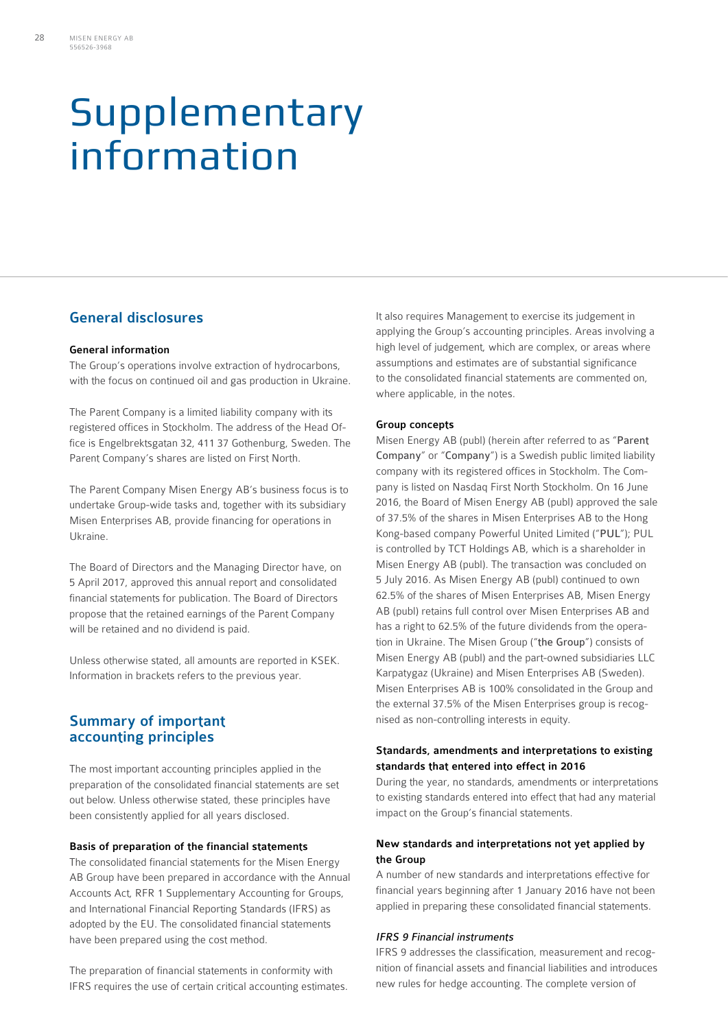# Supplementary information

## General disclosures

### General information

The Group's operations involve extraction of hydrocarbons, with the focus on continued oil and gas production in Ukraine.

The Parent Company is a limited liability company with its registered offices in Stockholm. The address of the Head Office is Engelbrektsgatan 32, 411 37 Gothenburg, Sweden. The Parent Company's shares are listed on First North.

The Parent Company Misen Energy AB's business focus is to undertake Group-wide tasks and, together with its subsidiary Misen Enterprises AB, provide financing for operations in Ukraine.

The Board of Directors and the Managing Director have, on 5 April 2017, approved this annual report and consolidated financial statements for publication. The Board of Directors propose that the retained earnings of the Parent Company will be retained and no dividend is paid.

Unless otherwise stated, all amounts are reported in KSEK. Information in brackets refers to the previous year.

## Summary of important accounting principles

The most important accounting principles applied in the preparation of the consolidated financial statements are set out below. Unless otherwise stated, these principles have been consistently applied for all years disclosed.

### Basis of preparation of the financial statements

The consolidated financial statements for the Misen Energy AB Group have been prepared in accordance with the Annual Accounts Act, RFR 1 Supplementary Accounting for Groups, and International Financial Reporting Standards (IFRS) as adopted by the EU. The consolidated financial statements have been prepared using the cost method.

The preparation of financial statements in conformity with IFRS requires the use of certain critical accounting estimates. It also requires Management to exercise its judgement in applying the Group's accounting principles. Areas involving a high level of judgement, which are complex, or areas where assumptions and estimates are of substantial significance to the consolidated financial statements are commented on, where applicable, in the notes.

### Group concepts

Misen Energy AB (publ) (herein after referred to as "**Parent Company**" or "**Company**") is a Swedish public limited liability company with its registered offices in Stockholm. The Company is listed on Nasdaq First North Stockholm. On 16 June 2016, the Board of Misen Energy AB (publ) approved the sale of 37.5% of the shares in Misen Enterprises AB to the Hong Kong-based company Powerful United Limited ("**PUL**"); PUL is controlled by TCT Holdings AB, which is a shareholder in Misen Energy AB (publ). The transaction was concluded on 5 July 2016. As Misen Energy AB (publ) continued to own 62.5% of the shares of Misen Enterprises AB, Misen Energy AB (publ) retains full control over Misen Enterprises AB and has a right to 62.5% of the future dividends from the operation in Ukraine. The Misen Group ("**the Group**") consists of Misen Energy AB (publ) and the part-owned subsidiaries LLC Karpatygaz (Ukraine) and Misen Enterprises AB (Sweden). Misen Enterprises AB is 100% consolidated in the Group and the external 37.5% of the Misen Enterprises group is recognised as non-controlling interests in equity.

### Standards, amendments and interpretations to existing standards that entered into effect in 2016

During the year, no standards, amendments or interpretations to existing standards entered into effect that had any material impact on the Group's financial statements.

### New standards and interpretations not yet applied by the Group

A number of new standards and interpretations effective for financial years beginning after 1 January 2016 have not been applied in preparing these consolidated financial statements.

*IFRS 9 Financial instruments*

IFRS 9 addresses the classification, measurement and recognition of financial assets and financial liabilities and introduces new rules for hedge accounting. The complete version of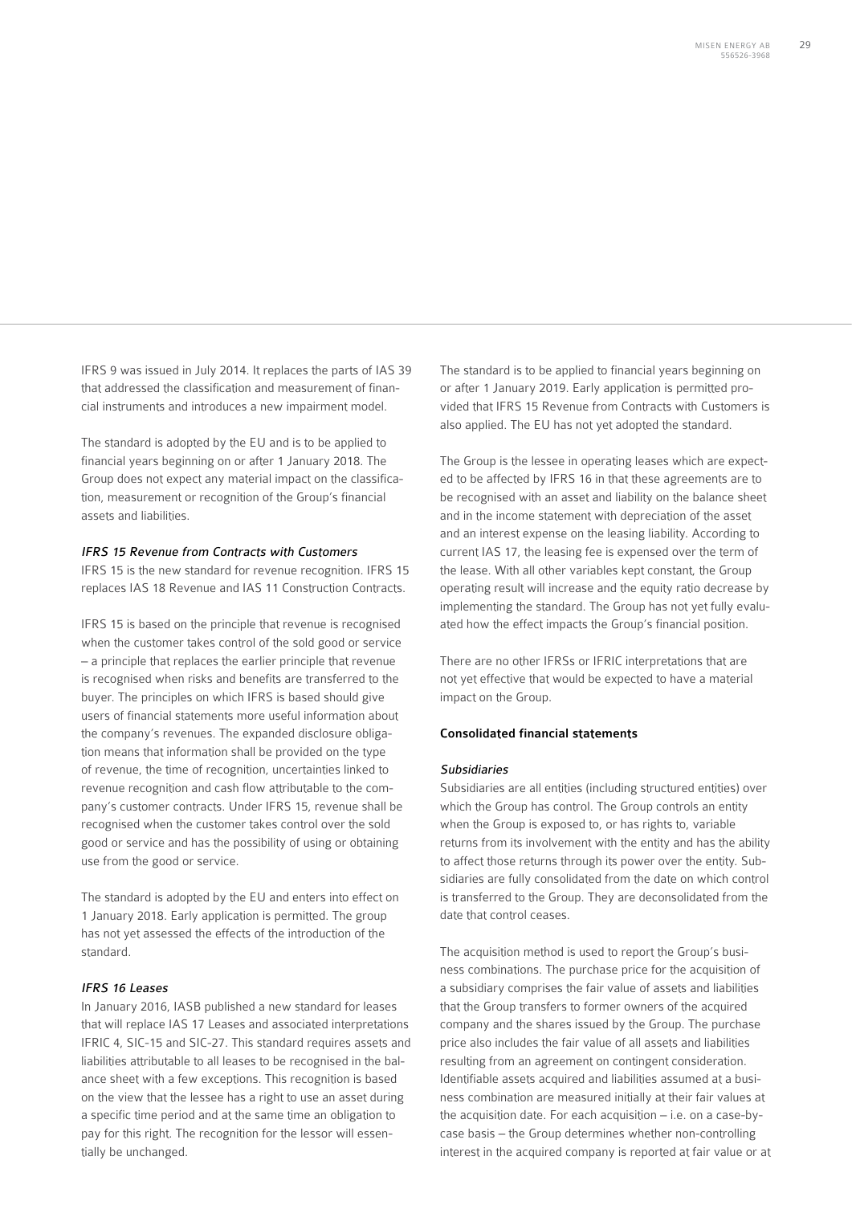IFRS 9 was issued in July 2014. It replaces the parts of IAS 39 that addressed the classification and measurement of financial instruments and introduces a new impairment model.

The standard is adopted by the EU and is to be applied to financial years beginning on or after 1 January 2018. The Group does not expect any material impact on the classification, measurement or recognition of the Group's financial assets and liabilities.

*IFRS 15 Revenue from Contracts with Customers*

IFRS 15 is the new standard for revenue recognition. IFRS 15 replaces IAS 18 Revenue and IAS 11 Construction Contracts.

IFRS 15 is based on the principle that revenue is recognised when the customer takes control of the sold good or service – a principle that replaces the earlier principle that revenue is recognised when risks and benefits are transferred to the buyer. The principles on which IFRS is based should give users of financial statements more useful information about the company's revenues. The expanded disclosure obligation means that information shall be provided on the type of revenue, the time of recognition, uncertainties linked to revenue recognition and cash flow attributable to the company's customer contracts. Under IFRS 15, revenue shall be recognised when the customer takes control over the sold good or service and has the possibility of using or obtaining use from the good or service.

The standard is adopted by the EU and enters into effect on 1 January 2018. Early application is permitted. The group has not yet assessed the effects of the introduction of the standard.

*IFRS 16 Leases*

In January 2016, IASB published a new standard for leases that will replace IAS 17 Leases and associated interpretations IFRIC 4, SIC-15 and SIC-27. This standard requires assets and liabilities attributable to all leases to be recognised in the balance sheet with a few exceptions. This recognition is based on the view that the lessee has a right to use an asset during a specific time period and at the same time an obligation to pay for this right. The recognition for the lessor will essentially be unchanged.

The standard is to be applied to financial years beginning on or after 1 January 2019. Early application is permitted provided that IFRS 15 Revenue from Contracts with Customers is also applied. The EU has not yet adopted the standard.

The Group is the lessee in operating leases which are expected to be affected by IFRS 16 in that these agreements are to be recognised with an asset and liability on the balance sheet and in the income statement with depreciation of the asset and an interest expense on the leasing liability. According to current IAS 17, the leasing fee is expensed over the term of the lease. With all other variables kept constant, the Group operating result will increase and the equity ratio decrease by implementing the standard. The Group has not yet fully evaluated how the effect impacts the Group's financial position.

There are no other IFRSs or IFRIC interpretations that are not yet effective that would be expected to have a material impact on the Group.

**Consolidated financial statements**

*Subsidiaries*

Subsidiaries are all entities (including structured entities) over which the Group has control. The Group controls an entity when the Group is exposed to, or has rights to, variable returns from its involvement with the entity and has the ability to affect those returns through its power over the entity. Subsidiaries are fully consolidated from the date on which control is transferred to the Group. They are deconsolidated from the date that control ceases.

The acquisition method is used to report the Group's business combinations. The purchase price for the acquisition of a subsidiary comprises the fair value of assets and liabilities that the Group transfers to former owners of the acquired company and the shares issued by the Group. The purchase price also includes the fair value of all assets and liabilities resulting from an agreement on contingent consideration. Identifiable assets acquired and liabilities assumed at a business combination are measured initially at their fair values at the acquisition date. For each acquisition – i.e. on a case-by-case basis – the Group determines whether non-controlling interest in the acquired company is reported at fair value or at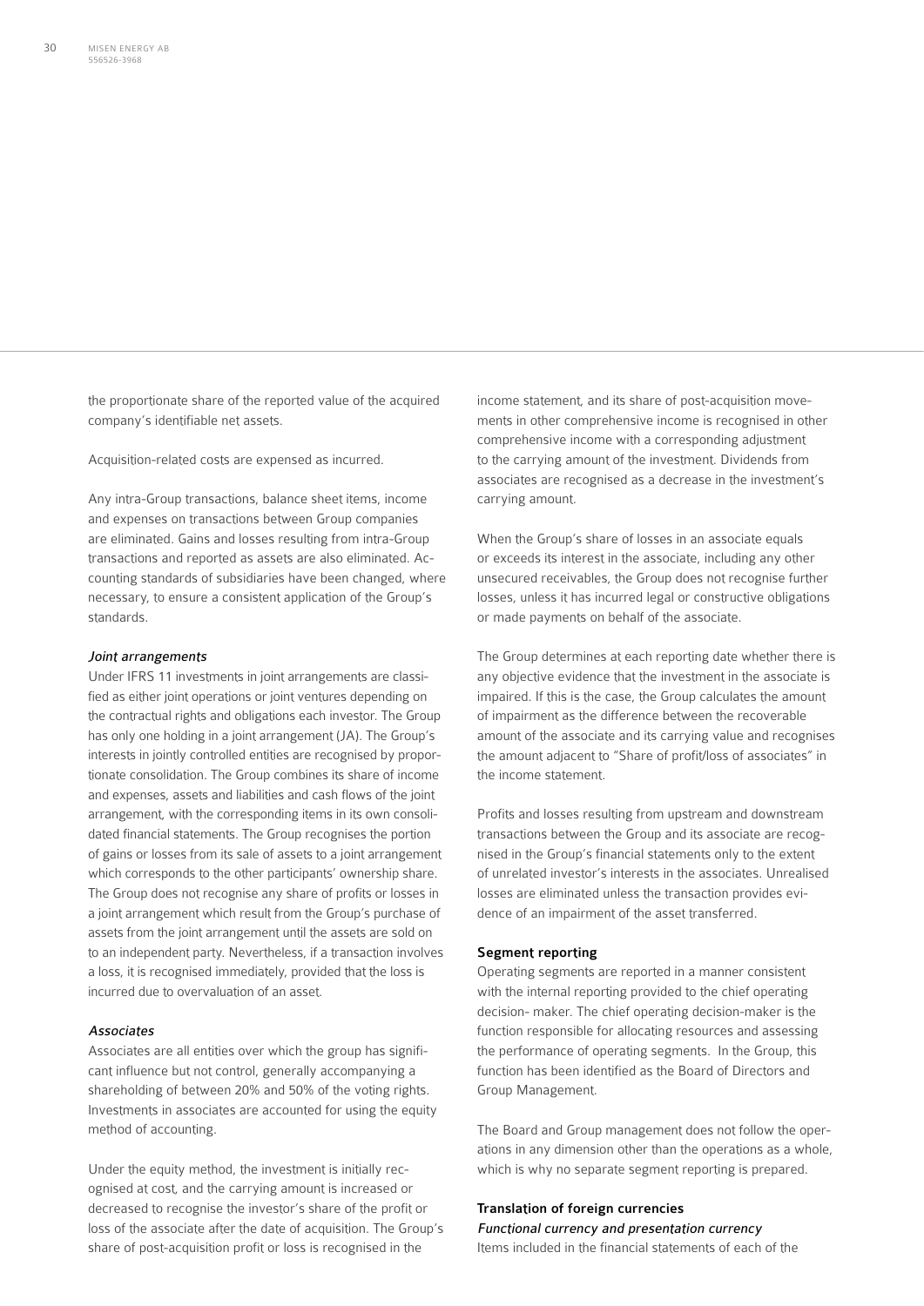the proportionate share of the reported value of the acquired company's identifiable net assets.

Acquisition-related costs are expensed as incurred.

Any intra-Group transactions, balance sheet items, income and expenses on transactions between Group companies are eliminated. Gains and losses resulting from intra-Group transactions and reported as assets are also eliminated. Accounting standards of subsidiaries have been changed, where necessary, to ensure a consistent application of the Group's standards.

*Joint arrangements*

Under IFRS 11 investments in joint arrangements are classified as either joint operations or joint ventures depending on the contractual rights and obligations each investor. The Group has only one holding in a joint arrangement (JA). The Group's interests in jointly controlled entities are recognised by proportionate consolidation. The Group combines its share of income and expenses, assets and liabilities and cash flows of the joint arrangement, with the corresponding items in its own consolidated financial statements. The Group recognises the portion of gains or losses from its sale of assets to a joint arrangement which corresponds to the other participants' ownership share. The Group does not recognise any share of profits or losses in a joint arrangement which result from the Group's purchase of assets from the joint arrangement until the assets are sold on to an independent party. Nevertheless, if a transaction involves a loss, it is recognised immediately, provided that the loss is incurred due to overvaluation of an asset.

*Associates*

Associates are all entities over which the group has significant influence but not control, generally accompanying a shareholding of between 20% and 50% of the voting rights. Investments in associates are accounted for using the equity method of accounting.

Under the equity method, the investment is initially recognised at cost, and the carrying amount is increased or decreased to recognise the investor's share of the profit or loss of the associate after the date of acquisition. The Group's share of post-acquisition profit or loss is recognised in the income statement, and its share of post-acquisition movements in other comprehensive income is recognised in other comprehensive income with a corresponding adjustment to the carrying amount of the investment. Dividends from associates are recognised as a decrease in the investment's carrying amount.

When the Group's share of losses in an associate equals or exceeds its interest in the associate, including any other unsecured receivables, the Group does not recognise further losses, unless it has incurred legal or constructive obligations or made payments on behalf of the associate.

The Group determines at each reporting date whether there is any objective evidence that the investment in the associate is impaired. If this is the case, the Group calculates the amount of impairment as the difference between the recoverable amount of the associate and its carrying value and recognises the amount adjacent to "Share of profit/loss of associates" in the income statement.

Profits and losses resulting from upstream and downstream transactions between the Group and its associate are recognised in the Group's financial statements only to the extent of unrelated investor's interests in the associates. Unrealised losses are eliminated unless the transaction provides evidence of an impairment of the asset transferred.

**Segment reporting**

Operating segments are reported in a manner consistent with the internal reporting provided to the chief operating decision- maker. The chief operating decision-maker is the function responsible for allocating resources and assessing the performance of operating segments. In the Group, this function has been identified as the Board of Directors and Group Management.

The Board and Group management does not follow the operations in any dimension other than the operations as a whole, which is why no separate segment reporting is prepared.

**Translation of foreign currencies**

*Functional currency and presentation currency*

Items included in the financial statements of each of the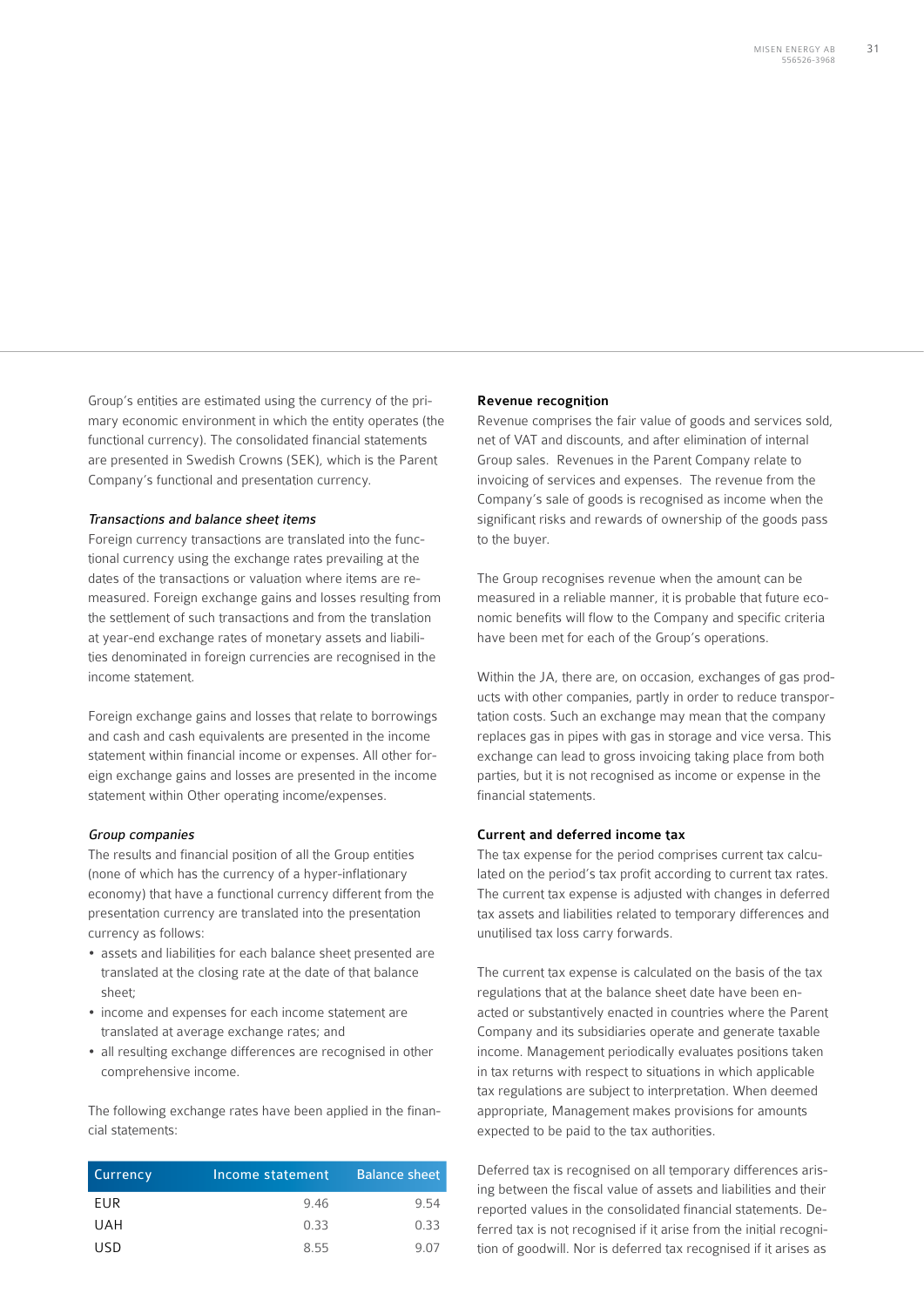Group's entities are estimated using the currency of the primary economic environment in which the entity operates (the functional currency). The consolidated financial statements are presented in Swedish Crowns (SEK), which is the Parent Company's functional and presentation currency.

*Transactions and balance sheet items*

Foreign currency transactions are translated into the functional currency using the exchange rates prevailing at the dates of the transactions or valuation where items are re-measured. Foreign exchange gains and losses resulting from the settlement of such transactions and from the translation at year-end exchange rates of monetary assets and liabilities denominated in foreign currencies are recognised in the income statement.

Foreign exchange gains and losses that relate to borrowings and cash and cash equivalents are presented in the income statement within financial income or expenses. All other foreign exchange gains and losses are presented in the income statement within Other operating income/expenses.

*Group companies*

The results and financial position of all the Group entities (none of which has the currency of a hyper-inflationary economy) that have a functional currency different from the presentation currency are translated into the presentation currency as follows:

- assets and liabilities for each balance sheet presented are translated at the closing rate at the date of that balance sheet;
- income and expenses for each income statement are translated at average exchange rates; and
- all resulting exchange differences are recognised in other comprehensive income.

The following exchange rates have been applied in the financial statements:

| Currency | Income statement | Balance sheet |
|---|---|---|
| EUR | 9.46 | 9.54 |
| UAH | 0.33 | 0.33 |
| USD | 8.55 | 9.07 |

**Revenue recognition**

Revenue comprises the fair value of goods and services sold, net of VAT and discounts, and after elimination of internal Group sales. Revenues in the Parent Company relate to invoicing of services and expenses. The revenue from the Company's sale of goods is recognised as income when the significant risks and rewards of ownership of the goods pass to the buyer.

The Group recognises revenue when the amount can be measured in a reliable manner, it is probable that future economic benefits will flow to the Company and specific criteria have been met for each of the Group's operations.

Within the JA, there are, on occasion, exchanges of gas products with other companies, partly in order to reduce transportation costs. Such an exchange may mean that the company replaces gas in pipes with gas in storage and vice versa. This exchange can lead to gross invoicing taking place from both parties, but it is not recognised as income or expense in the financial statements.

**Current and deferred income tax**

The tax expense for the period comprises current tax calculated on the period's tax profit according to current tax rates. The current tax expense is adjusted with changes in deferred tax assets and liabilities related to temporary differences and unutilised tax loss carry forwards.

The current tax expense is calculated on the basis of the tax regulations that at the balance sheet date have been enacted or substantively enacted in countries where the Parent Company and its subsidiaries operate and generate taxable income. Management periodically evaluates positions taken in tax returns with respect to situations in which applicable tax regulations are subject to interpretation. When deemed appropriate, Management makes provisions for amounts expected to be paid to the tax authorities.

Deferred tax is recognised on all temporary differences arising between the fiscal value of assets and liabilities and their reported values in the consolidated financial statements. Deferred tax is not recognised if it arise from the initial recognition of goodwill. Nor is deferred tax recognised if it arises as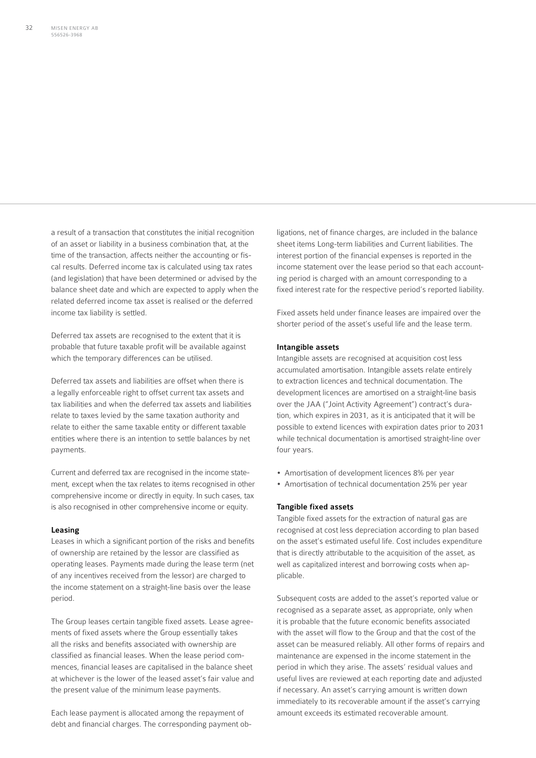a result of a transaction that constitutes the initial recognition of an asset or liability in a business combination that, at the time of the transaction, affects neither the accounting or fiscal results. Deferred income tax is calculated using tax rates (and legislation) that have been determined or advised by the balance sheet date and which are expected to apply when the related deferred income tax asset is realised or the deferred income tax liability is settled.

Deferred tax assets are recognised to the extent that it is probable that future taxable profit will be available against which the temporary differences can be utilised.

Deferred tax assets and liabilities are offset when there is a legally enforceable right to offset current tax assets and tax liabilities and when the deferred tax assets and liabilities relate to taxes levied by the same taxation authority and relate to either the same taxable entity or different taxable entities where there is an intention to settle balances by net payments.

Current and deferred tax are recognised in the income statement, except when the tax relates to items recognised in other comprehensive income or directly in equity. In such cases, tax is also recognised in other comprehensive income or equity.

**Leasing**

Leases in which a significant portion of the risks and benefits of ownership are retained by the lessor are classified as operating leases. Payments made during the lease term (net of any incentives received from the lessor) are charged to the income statement on a straight-line basis over the lease period.

The Group leases certain tangible fixed assets. Lease agreements of fixed assets where the Group essentially takes all the risks and benefits associated with ownership are classified as financial leases. When the lease period commences, financial leases are capitalised in the balance sheet at whichever is the lower of the leased asset's fair value and the present value of the minimum lease payments.

Each lease payment is allocated among the repayment of debt and financial charges. The corresponding payment obligations, net of finance charges, are included in the balance sheet items Long-term liabilities and Current liabilities. The interest portion of the financial expenses is reported in the income statement over the lease period so that each accounting period is charged with an amount corresponding to a fixed interest rate for the respective period's reported liability.

Fixed assets held under finance leases are impaired over the shorter period of the asset's useful life and the lease term.

**Intangible assets**

Intangible assets are recognised at acquisition cost less accumulated amortisation. Intangible assets relate entirely to extraction licences and technical documentation. The development licences are amortised on a straight-line basis over the JAA ("Joint Activity Agreement") contract's duration, which expires in 2031, as it is anticipated that it will be possible to extend licences with expiration dates prior to 2031 while technical documentation is amortised straight-line over four years.

- Amortisation of development licences 8% per year
- Amortisation of technical documentation 25% per year

**Tangible fixed assets**

Tangible fixed assets for the extraction of natural gas are recognised at cost less depreciation according to plan based on the asset's estimated useful life. Cost includes expenditure that is directly attributable to the acquisition of the asset, as well as capitalized interest and borrowing costs when applicable.

Subsequent costs are added to the asset's reported value or recognised as a separate asset, as appropriate, only when it is probable that the future economic benefits associated with the asset will flow to the Group and that the cost of the asset can be measured reliably. All other forms of repairs and maintenance are expensed in the income statement in the period in which they arise. The assets' residual values and useful lives are reviewed at each reporting date and adjusted if necessary. An asset's carrying amount is written down immediately to its recoverable amount if the asset's carrying amount exceeds its estimated recoverable amount.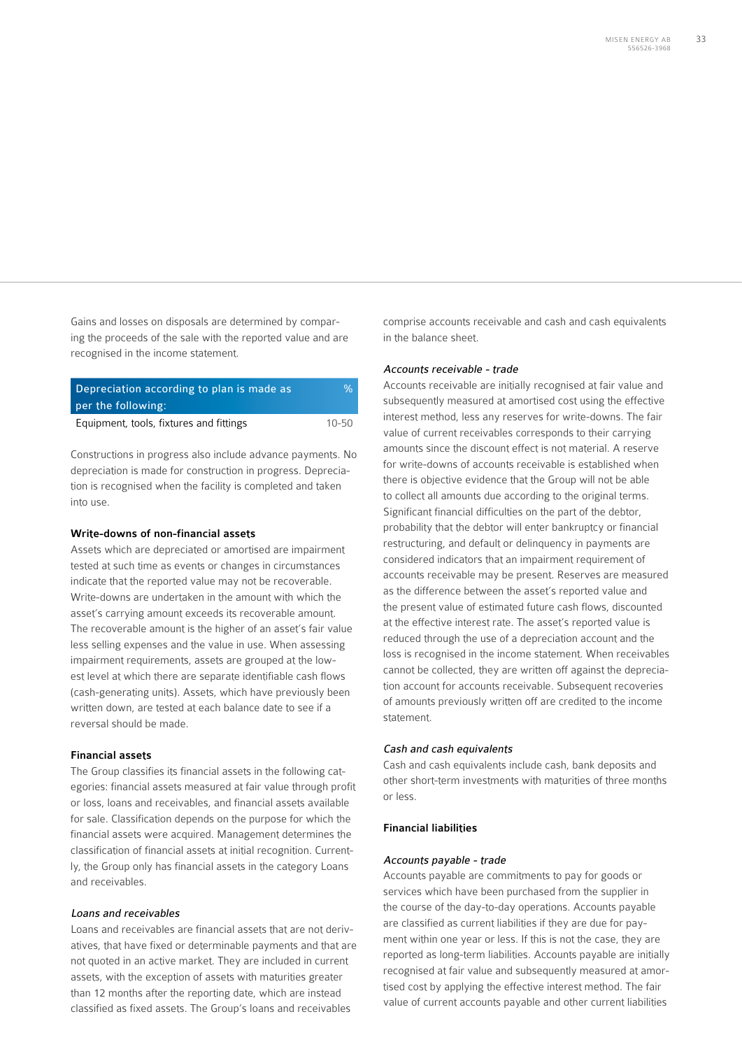Gains and losses on disposals are determined by comparing the proceeds of the sale with the reported value and are recognised in the income statement.

| Depreciation according to plan is made as per the following: | % |
|---|---|
| Equipment, tools, fixtures and fittings | 10-50 |

Constructions in progress also include advance payments. No depreciation is made for construction in progress. Depreciation is recognised when the facility is completed and taken into use.

**Write-downs of non-financial assets**

Assets which are depreciated or amortised are impairment tested at such time as events or changes in circumstances indicate that the reported value may not be recoverable. Write-downs are undertaken in the amount with which the asset's carrying amount exceeds its recoverable amount. The recoverable amount is the higher of an asset's fair value less selling expenses and the value in use. When assessing impairment requirements, assets are grouped at the lowest level at which there are separate identifiable cash flows (cash-generating units). Assets, which have previously been written down, are tested at each balance date to see if a reversal should be made.

**Financial assets**

The Group classifies its financial assets in the following categories: financial assets measured at fair value through profit or loss, loans and receivables, and financial assets available for sale. Classification depends on the purpose for which the financial assets were acquired. Management determines the classification of financial assets at initial recognition. Currently, the Group only has financial assets in the category Loans and receivables.

*Loans and receivables*

Loans and receivables are financial assets that are not derivatives, that have fixed or determinable payments and that are not quoted in an active market. They are included in current assets, with the exception of assets with maturities greater than 12 months after the reporting date, which are instead classified as fixed assets. The Group's loans and receivables comprise accounts receivable and cash and cash equivalents in the balance sheet.

*Accounts receivable - trade*

Accounts receivable are initially recognised at fair value and subsequently measured at amortised cost using the effective interest method, less any reserves for write-downs. The fair value of current receivables corresponds to their carrying amounts since the discount effect is not material. A reserve for write-downs of accounts receivable is established when there is objective evidence that the Group will not be able to collect all amounts due according to the original terms. Significant financial difficulties on the part of the debtor, probability that the debtor will enter bankruptcy or financial restructuring, and default or delinquency in payments are considered indicators that an impairment requirement of accounts receivable may be present. Reserves are measured as the difference between the asset's reported value and the present value of estimated future cash flows, discounted at the effective interest rate. The asset's reported value is reduced through the use of a depreciation account and the loss is recognised in the income statement. When receivables cannot be collected, they are written off against the depreciation account for accounts receivable. Subsequent recoveries of amounts previously written off are credited to the income statement.

*Cash and cash equivalents*

Cash and cash equivalents include cash, bank deposits and other short-term investments with maturities of three months or less.

**Financial liabilities**

*Accounts payable - trade*

Accounts payable are commitments to pay for goods or services which have been purchased from the supplier in the course of the day-to-day operations. Accounts payable are classified as current liabilities if they are due for payment within one year or less. If this is not the case, they are reported as long-term liabilities. Accounts payable are initially recognised at fair value and subsequently measured at amortised cost by applying the effective interest method. The fair value of current accounts payable and other current liabilities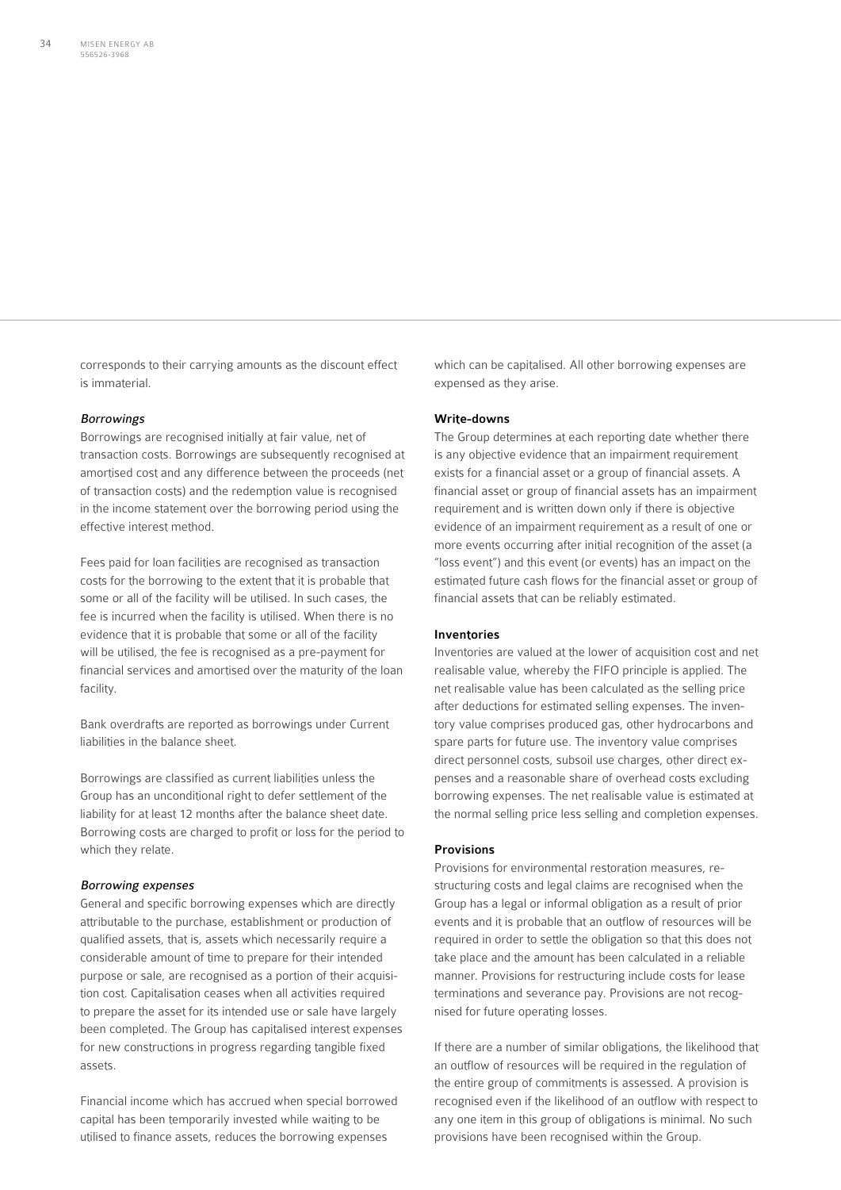corresponds to their carrying amounts as the discount effect is immaterial.

*Borrowings*

Borrowings are recognised initially at fair value, net of transaction costs. Borrowings are subsequently recognised at amortised cost and any difference between the proceeds (net of transaction costs) and the redemption value is recognised in the income statement over the borrowing period using the effective interest method.

Fees paid for loan facilities are recognised as transaction costs for the borrowing to the extent that it is probable that some or all of the facility will be utilised. In such cases, the fee is incurred when the facility is utilised. When there is no evidence that it is probable that some or all of the facility will be utilised, the fee is recognised as a pre-payment for financial services and amortised over the maturity of the loan facility.

Bank overdrafts are reported as borrowings under Current liabilities in the balance sheet.

Borrowings are classified as current liabilities unless the Group has an unconditional right to defer settlement of the liability for at least 12 months after the balance sheet date. Borrowing costs are charged to profit or loss for the period to which they relate.

*Borrowing expenses*

General and specific borrowing expenses which are directly attributable to the purchase, establishment or production of qualified assets, that is, assets which necessarily require a considerable amount of time to prepare for their intended purpose or sale, are recognised as a portion of their acquisition cost. Capitalisation ceases when all activities required to prepare the asset for its intended use or sale have largely been completed. The Group has capitalised interest expenses for new constructions in progress regarding tangible fixed assets.

Financial income which has accrued when special borrowed capital has been temporarily invested while waiting to be utilised to finance assets, reduces the borrowing expenses which can be capitalised. All other borrowing expenses are expensed as they arise.

**Write-downs**

The Group determines at each reporting date whether there is any objective evidence that an impairment requirement exists for a financial asset or a group of financial assets. A financial asset or group of financial assets has an impairment requirement and is written down only if there is objective evidence of an impairment requirement as a result of one or more events occurring after initial recognition of the asset (a "loss event") and this event (or events) has an impact on the estimated future cash flows for the financial asset or group of financial assets that can be reliably estimated.

**Inventories**

Inventories are valued at the lower of acquisition cost and net realisable value, whereby the FIFO principle is applied. The net realisable value has been calculated as the selling price after deductions for estimated selling expenses. The inventory value comprises produced gas, other hydrocarbons and spare parts for future use. The inventory value comprises direct personnel costs, subsoil use charges, other direct expenses and a reasonable share of overhead costs excluding borrowing expenses. The net realisable value is estimated at the normal selling price less selling and completion expenses.

**Provisions**

Provisions for environmental restoration measures, restructuring costs and legal claims are recognised when the Group has a legal or informal obligation as a result of prior events and it is probable that an outflow of resources will be required in order to settle the obligation so that this does not take place and the amount has been calculated in a reliable manner. Provisions for restructuring include costs for lease terminations and severance pay. Provisions are not recognised for future operating losses.

If there are a number of similar obligations, the likelihood that an outflow of resources will be required in the regulation of the entire group of commitments is assessed. A provision is recognised even if the likelihood of an outflow with respect to any one item in this group of obligations is minimal. No such provisions have been recognised within the Group.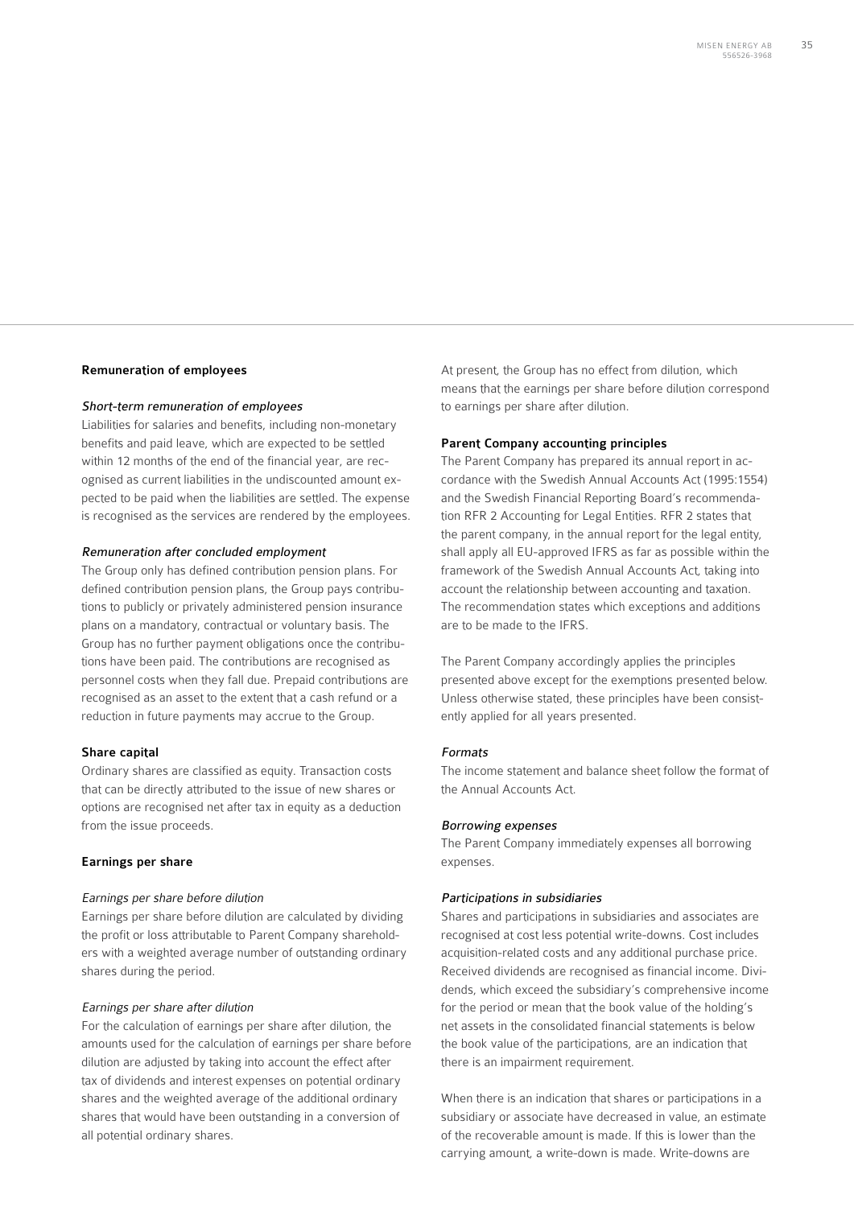### Remuneration of employees

#### *Short-term remuneration of employees*

Liabilities for salaries and benefits, including non-monetary benefits and paid leave, which are expected to be settled within 12 months of the end of the financial year, are recognised as current liabilities in the undiscounted amount expected to be paid when the liabilities are settled. The expense is recognised as the services are rendered by the employees.

#### *Remuneration after concluded employment*

The Group only has defined contribution pension plans. For defined contribution pension plans, the Group pays contributions to publicly or privately administered pension insurance plans on a mandatory, contractual or voluntary basis. The Group has no further payment obligations once the contributions have been paid. The contributions are recognised as personnel costs when they fall due. Prepaid contributions are recognised as an asset to the extent that a cash refund or a reduction in future payments may accrue to the Group.

### Share capital

Ordinary shares are classified as equity. Transaction costs that can be directly attributed to the issue of new shares or options are recognised net after tax in equity as a deduction from the issue proceeds.

### Earnings per share

#### *Earnings per share before dilution*

Earnings per share before dilution are calculated by dividing the profit or loss attributable to Parent Company shareholders with a weighted average number of outstanding ordinary shares during the period.

#### *Earnings per share after dilution*

For the calculation of earnings per share after dilution, the amounts used for the calculation of earnings per share before dilution are adjusted by taking into account the effect after tax of dividends and interest expenses on potential ordinary shares and the weighted average of the additional ordinary shares that would have been outstanding in a conversion of all potential ordinary shares.

At present, the Group has no effect from dilution, which means that the earnings per share before dilution correspond to earnings per share after dilution.

### Parent Company accounting principles

The Parent Company has prepared its annual report in accordance with the Swedish Annual Accounts Act (1995:1554) and the Swedish Financial Reporting Board's recommendation RFR 2 Accounting for Legal Entities. RFR 2 states that the parent company, in the annual report for the legal entity, shall apply all EU-approved IFRS as far as possible within the framework of the Swedish Annual Accounts Act, taking into account the relationship between accounting and taxation. The recommendation states which exceptions and additions are to be made to the IFRS.

The Parent Company accordingly applies the principles presented above except for the exemptions presented below. Unless otherwise stated, these principles have been consistently applied for all years presented.

#### *Formats*

The income statement and balance sheet follow the format of the Annual Accounts Act.

#### *Borrowing expenses*

The Parent Company immediately expenses all borrowing expenses.

#### *Participations in subsidiaries*

Shares and participations in subsidiaries and associates are recognised at cost less potential write-downs. Cost includes acquisition-related costs and any additional purchase price. Received dividends are recognised as financial income. Dividends, which exceed the subsidiary's comprehensive income for the period or mean that the book value of the holding's net assets in the consolidated financial statements is below the book value of the participations, are an indication that there is an impairment requirement.

When there is an indication that shares or participations in a subsidiary or associate have decreased in value, an estimate of the recoverable amount is made. If this is lower than the carrying amount, a write-down is made. Write-downs are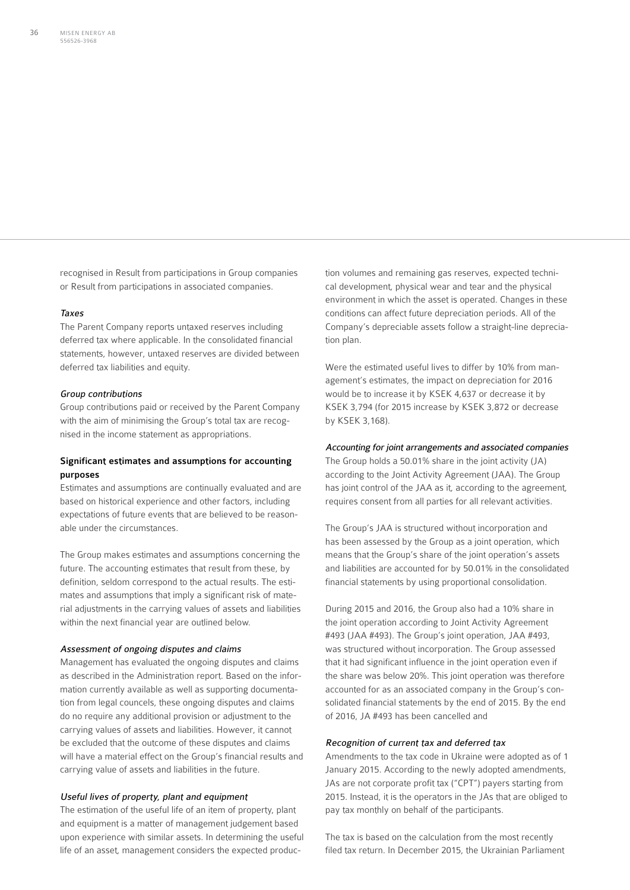recognised in Result from participations in Group companies or Result from participations in associated companies.

*Taxes*

The Parent Company reports untaxed reserves including deferred tax where applicable. In the consolidated financial statements, however, untaxed reserves are divided between deferred tax liabilities and equity.

*Group contributions*

Group contributions paid or received by the Parent Company with the aim of minimising the Group's total tax are recognised in the income statement as appropriations.

### Significant estimates and assumptions for accounting purposes

Estimates and assumptions are continually evaluated and are based on historical experience and other factors, including expectations of future events that are believed to be reasonable under the circumstances.

The Group makes estimates and assumptions concerning the future. The accounting estimates that result from these, by definition, seldom correspond to the actual results. The estimates and assumptions that imply a significant risk of material adjustments in the carrying values of assets and liabilities within the next financial year are outlined below.

*Assessment of ongoing disputes and claims*

Management has evaluated the ongoing disputes and claims as described in the Administration report. Based on the information currently available as well as supporting documentation from legal councels, these ongoing disputes and claims do no require any additional provision or adjustment to the carrying values of assets and liabilities. However, it cannot be excluded that the outcome of these disputes and claims will have a material effect on the Group's financial results and carrying value of assets and liabilities in the future.

*Useful lives of property, plant and equipment*

The estimation of the useful life of an item of property, plant and equipment is a matter of management judgement based upon experience with similar assets. In determining the useful life of an asset, management considers the expected production volumes and remaining gas reserves, expected technical development, physical wear and tear and the physical environment in which the asset is operated. Changes in these conditions can affect future depreciation periods. All of the Company's depreciable assets follow a straight-line depreciation plan.

Were the estimated useful lives to differ by 10% from management's estimates, the impact on depreciation for 2016 would be to increase it by KSEK 4,637 or decrease it by KSEK 3,794 (for 2015 increase by KSEK 3,872 or decrease by KSEK 3,168).

*Accounting for joint arrangements and associated companies*

The Group holds a 50.01% share in the joint activity (JA) according to the Joint Activity Agreement (JAA). The Group has joint control of the JAA as it, according to the agreement, requires consent from all parties for all relevant activities.

The Group's JAA is structured without incorporation and has been assessed by the Group as a joint operation, which means that the Group's share of the joint operation's assets and liabilities are accounted for by 50.01% in the consolidated financial statements by using proportional consolidation.

During 2015 and 2016, the Group also had a 10% share in the joint operation according to Joint Activity Agreement #493 (JAA #493). The Group's joint operation, JAA #493, was structured without incorporation. The Group assessed that it had significant influence in the joint operation even if the share was below 20%. This joint operation was therefore accounted for as an associated company in the Group's consolidated financial statements by the end of 2015. By the end of 2016, JA #493 has been cancelled and

*Recognition of current tax and deferred tax*

Amendments to the tax code in Ukraine were adopted as of 1 January 2015. According to the newly adopted amendments, JAs are not corporate profit tax ("CPT") payers starting from 2015. Instead, it is the operators in the JAs that are obliged to pay tax monthly on behalf of the participants.

The tax is based on the calculation from the most recently filed tax return. In December 2015, the Ukrainian Parliament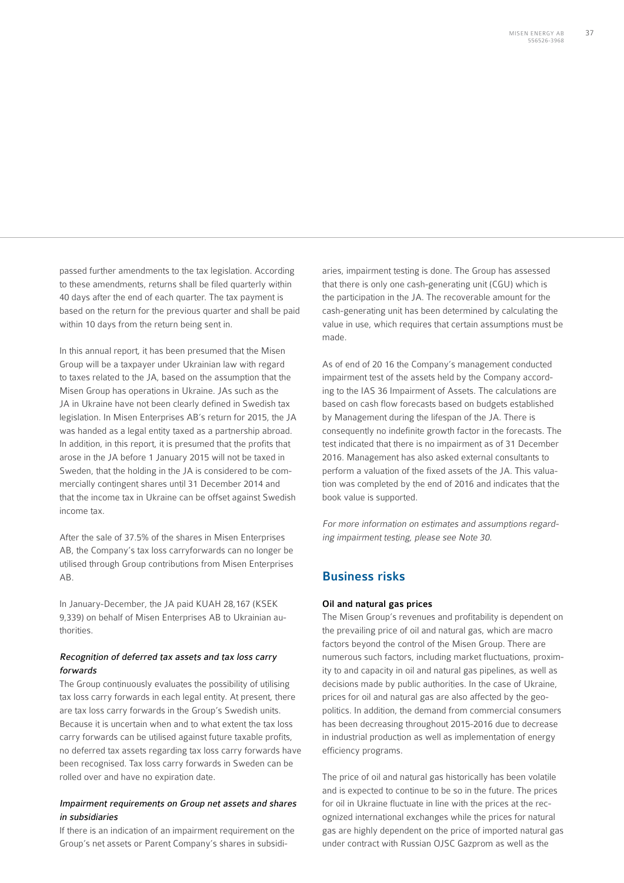passed further amendments to the tax legislation. According to these amendments, returns shall be filed quarterly within 40 days after the end of each quarter. The tax payment is based on the return for the previous quarter and shall be paid within 10 days from the return being sent in.

In this annual report, it has been presumed that the Misen Group will be a taxpayer under Ukrainian law with regard to taxes related to the JA, based on the assumption that the Misen Group has operations in Ukraine. JAs such as the JA in Ukraine have not been clearly defined in Swedish tax legislation. In Misen Enterprises AB's return for 2015, the JA was handed as a legal entity taxed as a partnership abroad. In addition, in this report, it is presumed that the profits that arose in the JA before 1 January 2015 will not be taxed in Sweden, that the holding in the JA is considered to be commercially contingent shares until 31 December 2014 and that the income tax in Ukraine can be offset against Swedish income tax.

After the sale of 37.5% of the shares in Misen Enterprises AB, the Company's tax loss carryforwards can no longer be utilised through Group contributions from Misen Enterprises AB.

In January-December, the JA paid KUAH 28,167 (KSEK 9,339) on behalf of Misen Enterprises AB to Ukrainian authorities.

### *Recognition of deferred tax assets and tax loss carry forwards*

The Group continuously evaluates the possibility of utilising tax loss carry forwards in each legal entity. At present, there are tax loss carry forwards in the Group's Swedish units. Because it is uncertain when and to what extent the tax loss carry forwards can be utilised against future taxable profits, no deferred tax assets regarding tax loss carry forwards have been recognised. Tax loss carry forwards in Sweden can be rolled over and have no expiration date.

### *Impairment requirements on Group net assets and shares in subsidiaries*

If there is an indication of an impairment requirement on the Group's net assets or Parent Company's shares in subsidiaries, impairment testing is done. The Group has assessed that there is only one cash-generating unit (CGU) which is the participation in the JA. The recoverable amount for the cash-generating unit has been determined by calculating the value in use, which requires that certain assumptions must be made.

As of end of 20 16 the Company's management conducted impairment test of the assets held by the Company according to the IAS 36 Impairment of Assets. The calculations are based on cash flow forecasts based on budgets established by Management during the lifespan of the JA. There is consequently no indefinite growth factor in the forecasts. The test indicated that there is no impairment as of 31 December 2016. Management has also asked external consultants to perform a valuation of the fixed assets of the JA. This valuation was completed by the end of 2016 and indicates that the book value is supported.

*For more information on estimates and assumptions regarding impairment testing, please see Note 30.*

## Business risks

#### Oil and natural gas prices

The Misen Group's revenues and profitability is dependent on the prevailing price of oil and natural gas, which are macro factors beyond the control of the Misen Group. There are numerous such factors, including market fluctuations, proximity to and capacity in oil and natural gas pipelines, as well as decisions made by public authorities. In the case of Ukraine, prices for oil and natural gas are also affected by the geopolitics. In addition, the demand from commercial consumers has been decreasing throughout 2015-2016 due to decrease in industrial production as well as implementation of energy efficiency programs.

The price of oil and natural gas historically has been volatile and is expected to continue to be so in the future. The prices for oil in Ukraine fluctuate in line with the prices at the recognized international exchanges while the prices for natural gas are highly dependent on the price of imported natural gas under contract with Russian OJSC Gazprom as well as the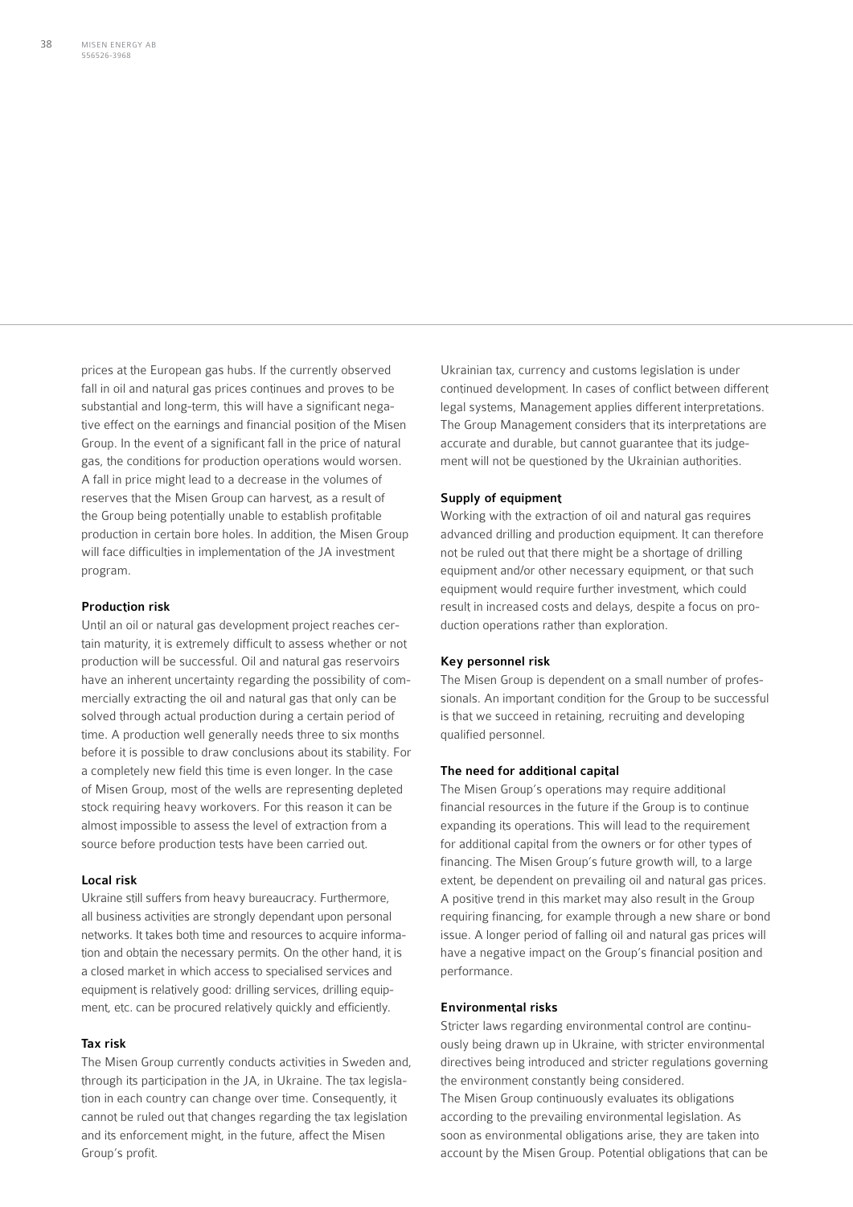prices at the European gas hubs. If the currently observed fall in oil and natural gas prices continues and proves to be substantial and long-term, this will have a significant negative effect on the earnings and financial position of the Misen Group. In the event of a significant fall in the price of natural gas, the conditions for production operations would worsen. A fall in price might lead to a decrease in the volumes of reserves that the Misen Group can harvest, as a result of the Group being potentially unable to establish profitable production in certain bore holes. In addition, the Misen Group will face difficulties in implementation of the JA investment program.

### Production risk

Until an oil or natural gas development project reaches certain maturity, it is extremely difficult to assess whether or not production will be successful. Oil and natural gas reservoirs have an inherent uncertainty regarding the possibility of commercially extracting the oil and natural gas that only can be solved through actual production during a certain period of time. A production well generally needs three to six months before it is possible to draw conclusions about its stability. For a completely new field this time is even longer. In the case of Misen Group, most of the wells are representing depleted stock requiring heavy workovers. For this reason it can be almost impossible to assess the level of extraction from a source before production tests have been carried out.

### Local risk

Ukraine still suffers from heavy bureaucracy. Furthermore, all business activities are strongly dependant upon personal networks. It takes both time and resources to acquire information and obtain the necessary permits. On the other hand, it is a closed market in which access to specialised services and equipment is relatively good: drilling services, drilling equipment, etc. can be procured relatively quickly and efficiently.

### Tax risk

The Misen Group currently conducts activities in Sweden and, through its participation in the JA, in Ukraine. The tax legislation in each country can change over time. Consequently, it cannot be ruled out that changes regarding the tax legislation and its enforcement might, in the future, affect the Misen Group's profit.

Ukrainian tax, currency and customs legislation is under continued development. In cases of conflict between different legal systems, Management applies different interpretations. The Group Management considers that its interpretations are accurate and durable, but cannot guarantee that its judgement will not be questioned by the Ukrainian authorities.

### Supply of equipment

Working with the extraction of oil and natural gas requires advanced drilling and production equipment. It can therefore not be ruled out that there might be a shortage of drilling equipment and/or other necessary equipment, or that such equipment would require further investment, which could result in increased costs and delays, despite a focus on production operations rather than exploration.

### Key personnel risk

The Misen Group is dependent on a small number of professionals. An important condition for the Group to be successful is that we succeed in retaining, recruiting and developing qualified personnel.

### The need for additional capital

The Misen Group's operations may require additional financial resources in the future if the Group is to continue expanding its operations. This will lead to the requirement for additional capital from the owners or for other types of financing. The Misen Group's future growth will, to a large extent, be dependent on prevailing oil and natural gas prices. A positive trend in this market may also result in the Group requiring financing, for example through a new share or bond issue. A longer period of falling oil and natural gas prices will have a negative impact on the Group's financial position and performance.

### Environmental risks

Stricter laws regarding environmental control are continuously being drawn up in Ukraine, with stricter environmental directives being introduced and stricter regulations governing the environment constantly being considered.

The Misen Group continuously evaluates its obligations according to the prevailing environmental legislation. As soon as environmental obligations arise, they are taken into account by the Misen Group. Potential obligations that can be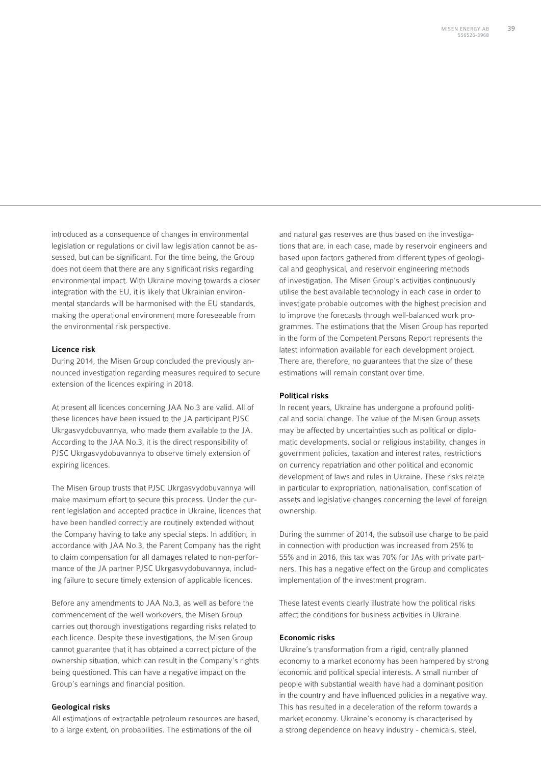introduced as a consequence of changes in environmental legislation or regulations or civil law legislation cannot be assessed, but can be significant. For the time being, the Group does not deem that there are any significant risks regarding environmental impact. With Ukraine moving towards a closer integration with the EU, it is likely that Ukrainian environmental standards will be harmonised with the EU standards, making the operational environment more foreseeable from the environmental risk perspective.

#### Licence risk

During 2014, the Misen Group concluded the previously announced investigation regarding measures required to secure extension of the licences expiring in 2018.

At present all licences concerning JAA No.3 are valid. All of these licences have been issued to the JA participant PJSC Ukrgasvydobuvannya, who made them available to the JA. According to the JAA No.3, it is the direct responsibility of PJSC Ukrgasvydobuvannya to observe timely extension of expiring licences.

The Misen Group trusts that PJSC Ukrgasvydobuvannya will make maximum effort to secure this process. Under the current legislation and accepted practice in Ukraine, licences that have been handled correctly are routinely extended without the Company having to take any special steps. In addition, in accordance with JAA No.3, the Parent Company has the right to claim compensation for all damages related to non-performance of the JA partner PJSC Ukrgasvydobuvannya, including failure to secure timely extension of applicable licences.

Before any amendments to JAA No.3, as well as before the commencement of the well workovers, the Misen Group carries out thorough investigations regarding risks related to each licence. Despite these investigations, the Misen Group cannot guarantee that it has obtained a correct picture of the ownership situation, which can result in the Company's rights being questioned. This can have a negative impact on the Group's earnings and financial position.

#### Geological risks

All estimations of extractable petroleum resources are based, to a large extent, on probabilities. The estimations of the oil and natural gas reserves are thus based on the investigations that are, in each case, made by reservoir engineers and based upon factors gathered from different types of geological and geophysical, and reservoir engineering methods of investigation. The Misen Group's activities continuously utilise the best available technology in each case in order to investigate probable outcomes with the highest precision and to improve the forecasts through well-balanced work programmes. The estimations that the Misen Group has reported in the form of the Competent Persons Report represents the latest information available for each development project. There are, therefore, no guarantees that the size of these estimations will remain constant over time.

#### Political risks

In recent years, Ukraine has undergone a profound political and social change. The value of the Misen Group assets may be affected by uncertainties such as political or diplomatic developments, social or religious instability, changes in government policies, taxation and interest rates, restrictions on currency repatriation and other political and economic development of laws and rules in Ukraine. These risks relate in particular to expropriation, nationalisation, confiscation of assets and legislative changes concerning the level of foreign ownership.

During the summer of 2014, the subsoil use charge to be paid in connection with production was increased from 25% to 55% and in 2016, this tax was 70% for JAs with private partners. This has a negative effect on the Group and complicates implementation of the investment program.

These latest events clearly illustrate how the political risks affect the conditions for business activities in Ukraine.

#### Economic risks

Ukraine's transformation from a rigid, centrally planned economy to a market economy has been hampered by strong economic and political special interests. A small number of people with substantial wealth have had a dominant position in the country and have influenced policies in a negative way. This has resulted in a deceleration of the reform towards a market economy. Ukraine's economy is characterised by a strong dependence on heavy industry - chemicals, steel,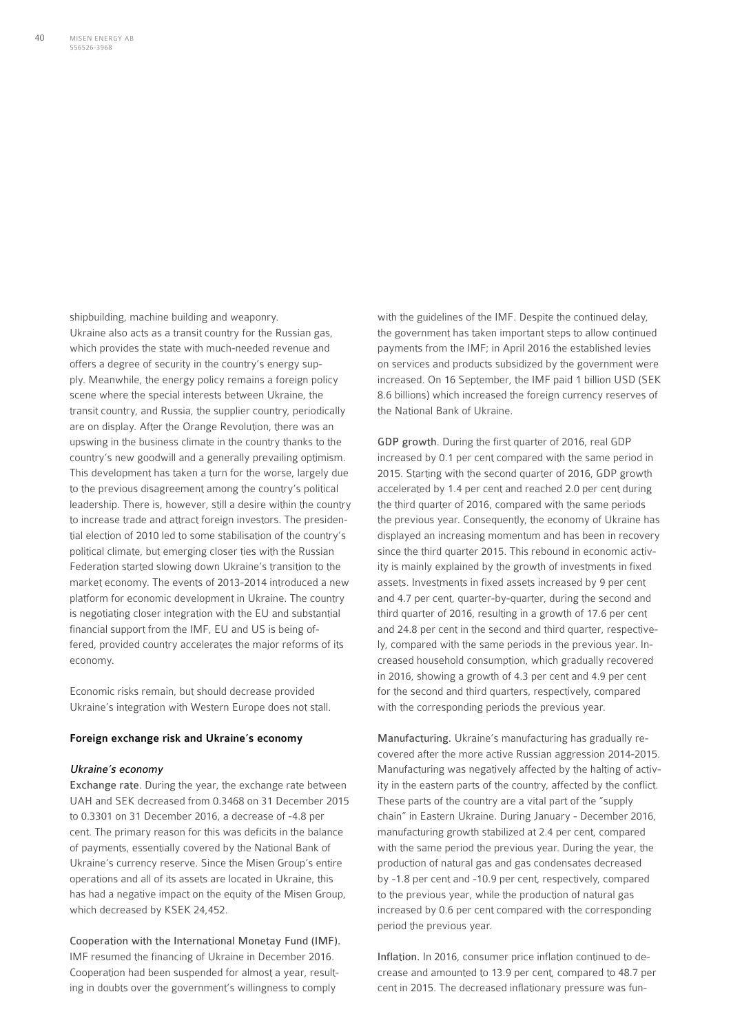shipbuilding, machine building and weaponry. Ukraine also acts as a transit country for the Russian gas, which provides the state with much-needed revenue and offers a degree of security in the country's energy supply. Meanwhile, the energy policy remains a foreign policy scene where the special interests between Ukraine, the transit country, and Russia, the supplier country, periodically are on display. After the Orange Revolution, there was an upswing in the business climate in the country thanks to the country's new goodwill and a generally prevailing optimism. This development has taken a turn for the worse, largely due to the previous disagreement among the country's political leadership. There is, however, still a desire within the country to increase trade and attract foreign investors. The presidential election of 2010 led to some stabilisation of the country's political climate, but emerging closer ties with the Russian Federation started slowing down Ukraine's transition to the market economy. The events of 2013-2014 introduced a new platform for economic development in Ukraine. The country is negotiating closer integration with the EU and substantial financial support from the IMF, EU and US is being offered, provided country accelerates the major reforms of its economy.

Economic risks remain, but should decrease provided Ukraine's integration with Western Europe does not stall.

**Foreign exchange risk and Ukraine's economy**

*Ukraine's economy*

Exchange rate. During the year, the exchange rate between UAH and SEK decreased from 0.3468 on 31 December 2015 to 0.3301 on 31 December 2016, a decrease of -4.8 per cent. The primary reason for this was deficits in the balance of payments, essentially covered by the National Bank of Ukraine's currency reserve. Since the Misen Group's entire operations and all of its assets are located in Ukraine, this has had a negative impact on the equity of the Misen Group, which decreased by KSEK 24,452.

Cooperation with the International Monetay Fund (IMF). IMF resumed the financing of Ukraine in December 2016. Cooperation had been suspended for almost a year, resulting in doubts over the government's willingness to comply with the guidelines of the IMF. Despite the continued delay, the government has taken important steps to allow continued payments from the IMF; in April 2016 the established levies on services and products subsidized by the government were increased. On 16 September, the IMF paid 1 billion USD (SEK 8.6 billions) which increased the foreign currency reserves of the National Bank of Ukraine.

GDP growth. During the first quarter of 2016, real GDP increased by 0.1 per cent compared with the same period in 2015. Starting with the second quarter of 2016, GDP growth accelerated by 1.4 per cent and reached 2.0 per cent during the third quarter of 2016, compared with the same periods the previous year. Consequently, the economy of Ukraine has displayed an increasing momentum and has been in recovery since the third quarter 2015. This rebound in economic activity is mainly explained by the growth of investments in fixed assets. Investments in fixed assets increased by 9 per cent and 4.7 per cent, quarter-by-quarter, during the second and third quarter of 2016, resulting in a growth of 17.6 per cent and 24.8 per cent in the second and third quarter, respectively, compared with the same periods in the previous year. Increased household consumption, which gradually recovered in 2016, showing a growth of 4.3 per cent and 4.9 per cent for the second and third quarters, respectively, compared with the corresponding periods the previous year.

Manufacturing. Ukraine's manufacturing has gradually recovered after the more active Russian aggression 2014-2015. Manufacturing was negatively affected by the halting of activity in the eastern parts of the country, affected by the conflict. These parts of the country are a vital part of the "supply chain" in Eastern Ukraine. During January - December 2016, manufacturing growth stabilized at 2.4 per cent, compared with the same period the previous year. During the year, the production of natural gas and gas condensates decreased by -1.8 per cent and -10.9 per cent, respectively, compared to the previous year, while the production of natural gas increased by 0.6 per cent compared with the corresponding period the previous year.

Inflation. In 2016, consumer price inflation continued to decrease and amounted to 13.9 per cent, compared to 48.7 per cent in 2015. The decreased inflationary pressure was fun-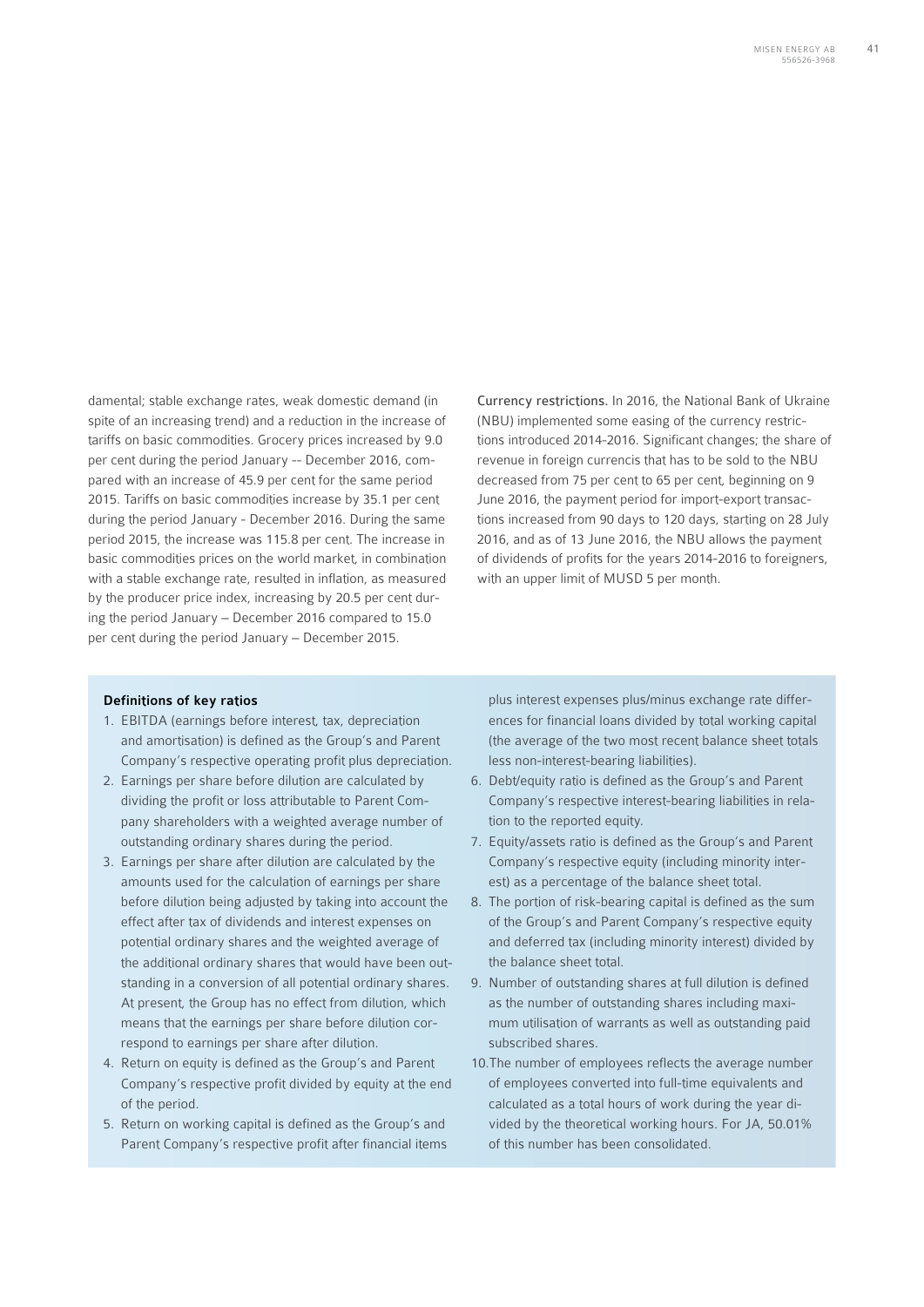damental; stable exchange rates, weak domestic demand (in spite of an increasing trend) and a reduction in the increase of tariffs on basic commodities. Grocery prices increased by 9.0 per cent during the period January -- December 2016, compared with an increase of 45.9 per cent for the same period 2015. Tariffs on basic commodities increase by 35.1 per cent during the period January - December 2016. During the same period 2015, the increase was 115.8 per cent. The increase in basic commodities prices on the world market, in combination with a stable exchange rate, resulted in inflation, as measured by the producer price index, increasing by 20.5 per cent during the period January – December 2016 compared to 15.0 per cent during the period January – December 2015.

**Currency restrictions.** In 2016, the National Bank of Ukraine (NBU) implemented some easing of the currency restrictions introduced 2014-2016. Significant changes; the share of revenue in foreign currencis that has to be sold to the NBU decreased from 75 per cent to 65 per cent, beginning on 9 June 2016, the payment period for import-export transactions increased from 90 days to 120 days, starting on 28 July 2016, and as of 13 June 2016, the NBU allows the payment of dividends of profits for the years 2014-2016 to foreigners, with an upper limit of MUSD 5 per month.

**Definitions of key ratios**

1. EBITDA (earnings before interest, tax, depreciation and amortisation) is defined as the Group's and Parent Company's respective operating profit plus depreciation.
2. Earnings per share before dilution are calculated by dividing the profit or loss attributable to Parent Company shareholders with a weighted average number of outstanding ordinary shares during the period.
3. Earnings per share after dilution are calculated by the amounts used for the calculation of earnings per share before dilution being adjusted by taking into account the effect after tax of dividends and interest expenses on potential ordinary shares and the weighted average of the additional ordinary shares that would have been outstanding in a conversion of all potential ordinary shares. At present, the Group has no effect from dilution, which means that the earnings per share before dilution correspond to earnings per share after dilution.
4. Return on equity is defined as the Group's and Parent Company's respective profit divided by equity at the end of the period.
5. Return on working capital is defined as the Group's and Parent Company's respective profit after financial items plus interest expenses plus/minus exchange rate differences for financial loans divided by total working capital (the average of the two most recent balance sheet totals less non-interest-bearing liabilities).
6. Debt/equity ratio is defined as the Group's and Parent Company's respective interest-bearing liabilities in relation to the reported equity.
7. Equity/assets ratio is defined as the Group's and Parent Company's respective equity (including minority interest) as a percentage of the balance sheet total.
8. The portion of risk-bearing capital is defined as the sum of the Group's and Parent Company's respective equity and deferred tax (including minority interest) divided by the balance sheet total.
9. Number of outstanding shares at full dilution is defined as the number of outstanding shares including maximum utilisation of warrants as well as outstanding paid subscribed shares.
10. The number of employees reflects the average number of employees converted into full-time equivalents and calculated as a total hours of work during the year divided by the theoretical working hours. For JA, 50.01% of this number has been consolidated.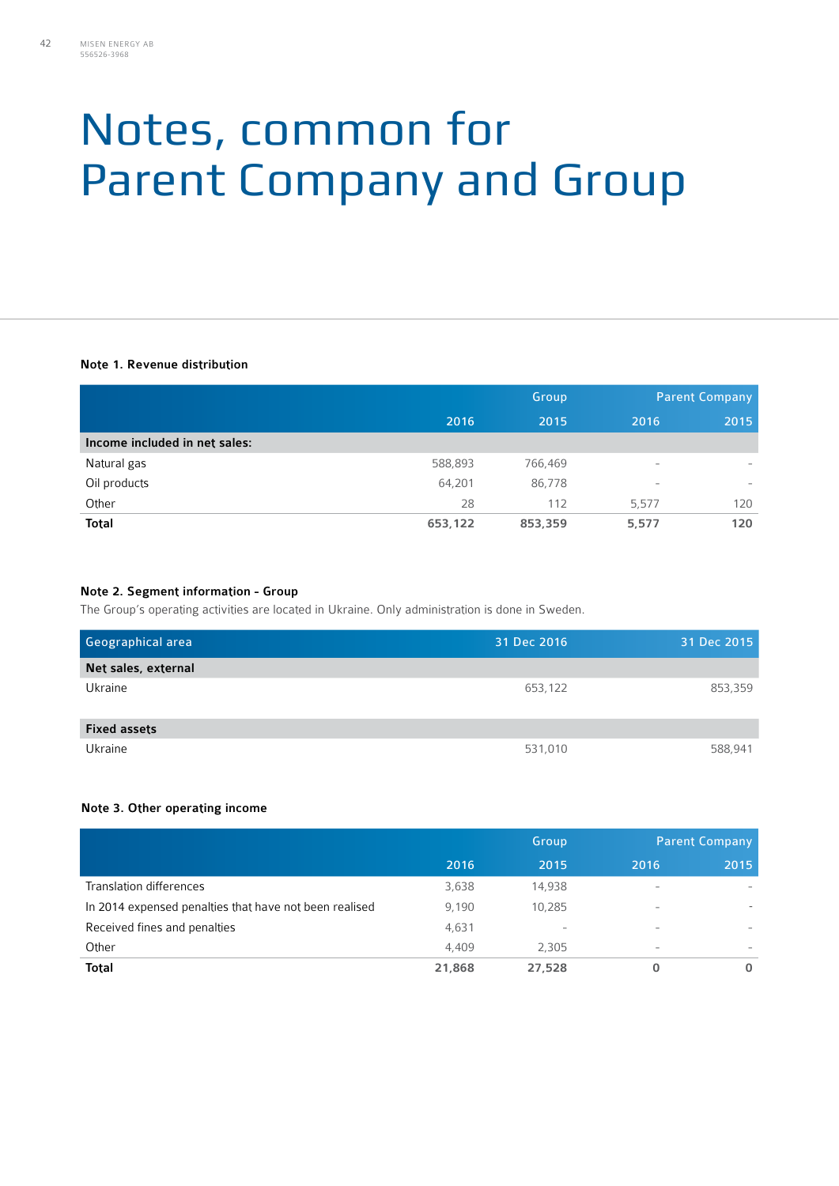# Notes, common for Parent Company and Group

### Note 1. Revenue distribution

| | Group | | Parent Company | |
|---|---|---|---|---|
| | 2016 | 2015 | 2016 | 2015 |
| **Income included in net sales:** | | | | |
| Natural gas | 588,893 | 766,469 | - | - |
| Oil products | 64,201 | 86,778 | - | - |
| Other | 28 | 112 | 5,577 | 120 |
| **Total** | **653,122** | **853,359** | **5,577** | **120** |

### Note 2. Segment information - Group

The Group's operating activities are located in Ukraine. Only administration is done in Sweden.

| Geographical area | 31 Dec 2016 | 31 Dec 2015 |
|---|---|---|
| **Net sales, external** | | |
| Ukraine | 653,122 | 853,359 |
| | | |
| **Fixed assets** | | |
| Ukraine | 531,010 | 588,941 |

### Note 3. Other operating income

| | Group | | Parent Company | |
|---|---|---|---|---|
| | 2016 | 2015 | 2016 | 2015 |
| Translation differences | 3,638 | 14,938 | - | - |
| In 2014 expensed penalties that have not been realised | 9,190 | 10,285 | - | - |
| Received fines and penalties | 4,631 | - | - | - |
| Other | 4,409 | 2,305 | - | - |
| **Total** | **21,868** | **27,528** | **0** | **0** |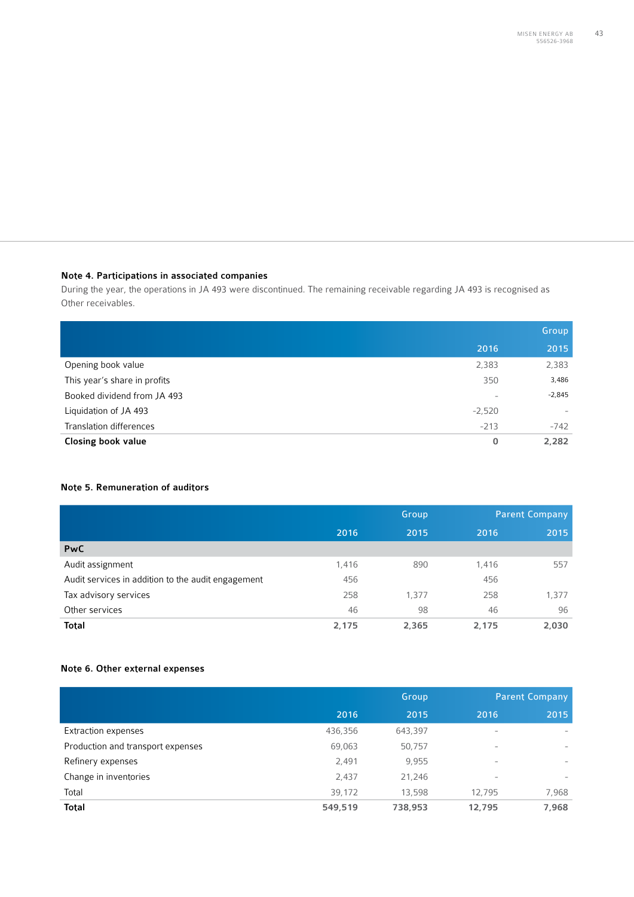### Note 4. Participations in associated companies

During the year, the operations in JA 493 were discontinued. The remaining receivable regarding JA 493 is recognised as Other receivables.

| | | Group |
|---|---|---|
| | 2016 | 2015 |
| Opening book value | 2,383 | 2,383 |
| This year's share in profits | 350 | 3,486 |
| Booked dividend from JA 493 | - | -2,845 |
| Liquidation of JA 493 | -2,520 | - |
| Translation differences | -213 | -742 |
| **Closing book value** | **0** | **2,282** |

### Note 5. Remuneration of auditors

| | Group | | Parent Company | |
|---|---|---|---|---|
| | 2016 | 2015 | 2016 | 2015 |
| **PwC** | | | | |
| Audit assignment | 1,416 | 890 | 1,416 | 557 |
| Audit services in addition to the audit engagement | 456 | | 456 | |
| Tax advisory services | 258 | 1,377 | 258 | 1,377 |
| Other services | 46 | 98 | 46 | 96 |
| **Total** | **2,175** | **2,365** | **2,175** | **2,030** |

### Note 6. Other external expenses

| | Group | | Parent Company | |
|---|---|---|---|---|
| | 2016 | 2015 | 2016 | 2015 |
| Extraction expenses | 436,356 | 643,397 | - | - |
| Production and transport expenses | 69,063 | 50,757 | - | - |
| Refinery expenses | 2,491 | 9,955 | - | - |
| Change in inventories | 2,437 | 21,246 | - | - |
| Total | 39,172 | 13,598 | 12,795 | 7,968 |
| **Total** | **549,519** | **738,953** | **12,795** | **7,968** |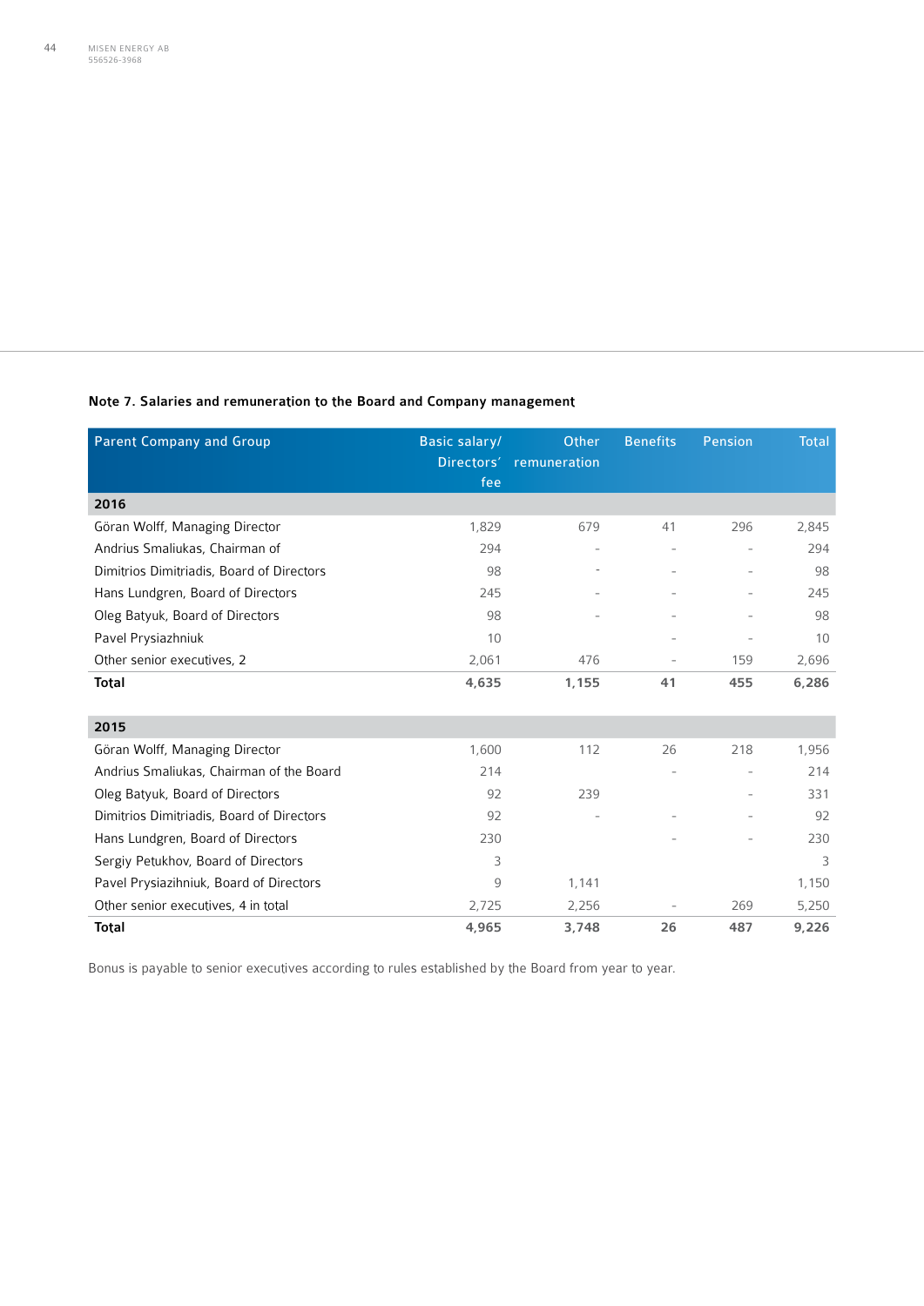### Note 7. Salaries and remuneration to the Board and Company management

| Parent Company and Group | Basic salary/ Directors' fee | Other remuneration | Benefits | Pension | Total |
|---|---|---|---|---|---|
| **2016** | | | | | |
| Göran Wolff, Managing Director | 1,829 | 679 | 41 | 296 | 2,845 |
| Andrius Smaliukas, Chairman of | 294 | - | - | - | 294 |
| Dimitrios Dimitriadis, Board of Directors | 98 | - | - | - | 98 |
| Hans Lundgren, Board of Directors | 245 | - | - | - | 245 |
| Oleg Batyuk, Board of Directors | 98 | - | - | - | 98 |
| Pavel Prysiazhniuk | 10 | | - | - | 10 |
| Other senior executives, 2 | 2,061 | 476 | - | 159 | 2,696 |
| **Total** | **4,635** | **1,155** | **41** | **455** | **6,286** |
| **2015** | | | | | |
| Göran Wolff, Managing Director | 1,600 | 112 | 26 | 218 | 1,956 |
| Andrius Smaliukas, Chairman of the Board | 214 | | - | - | 214 |
| Oleg Batyuk, Board of Directors | 92 | 239 | | - | 331 |
| Dimitrios Dimitriadis, Board of Directors | 92 | - | - | - | 92 |
| Hans Lundgren, Board of Directors | 230 | | - | - | 230 |
| Sergiy Petukhov, Board of Directors | 3 | | | | 3 |
| Pavel Prysiazihniuk, Board of Directors | 9 | 1,141 | | | 1,150 |
| Other senior executives, 4 in total | 2,725 | 2,256 | - | 269 | 5,250 |
| **Total** | **4,965** | **3,748** | **26** | **487** | **9,226** |

Bonus is payable to senior executives according to rules established by the Board from year to year.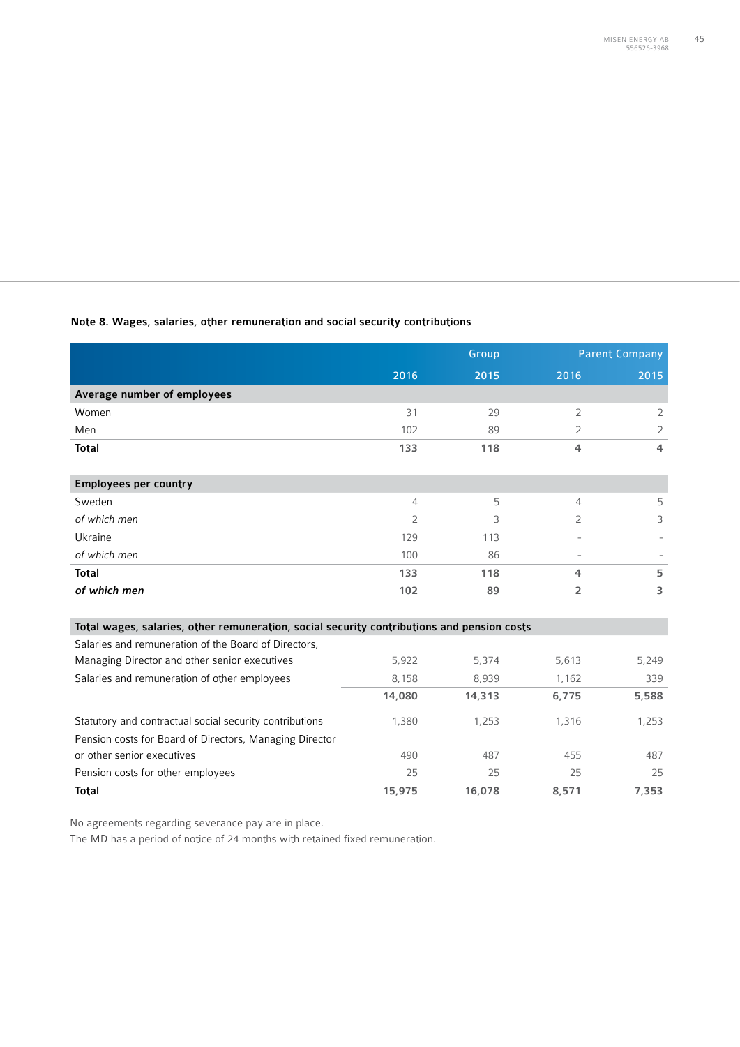### Note 8. Wages, salaries, other remuneration and social security contributions

| | Group | | Parent Company | |
|---|---|---|---|---|
| | 2016 | 2015 | 2016 | 2015 |
| **Average number of employees** | | | | |
| Women | 31 | 29 | 2 | 2 |
| Men | 102 | 89 | 2 | 2 |
| **Total** | **133** | **118** | **4** | **4** |
| | | | | |
| **Employees per country** | | | | |
| Sweden | 4 | 5 | 4 | 5 |
| *of which men* | 2 | 3 | 2 | 3 |
| Ukraine | 129 | 113 | - | - |
| *of which men* | 100 | 86 | - | - |
| **Total** | **133** | **118** | **4** | **5** |
| ***of which men*** | **102** | **89** | **2** | **3** |
| | | | | |
| **Total wages, salaries, other remuneration, social security contributions and pension costs** | | | | |
| Salaries and remuneration of the Board of Directors, Managing Director and other senior executives | 5,922 | 5,374 | 5,613 | 5,249 |
| Salaries and remuneration of other employees | 8,158 | 8,939 | 1,162 | 339 |
| | **14,080** | **14,313** | **6,775** | **5,588** |
| Statutory and contractual social security contributions | 1,380 | 1,253 | 1,316 | 1,253 |
| Pension costs for Board of Directors, Managing Director or other senior executives | 490 | 487 | 455 | 487 |
| Pension costs for other employees | 25 | 25 | 25 | 25 |
| **Total** | **15,975** | **16,078** | **8,571** | **7,353** |

No agreements regarding severance pay are in place.
The MD has a period of notice of 24 months with retained fixed remuneration.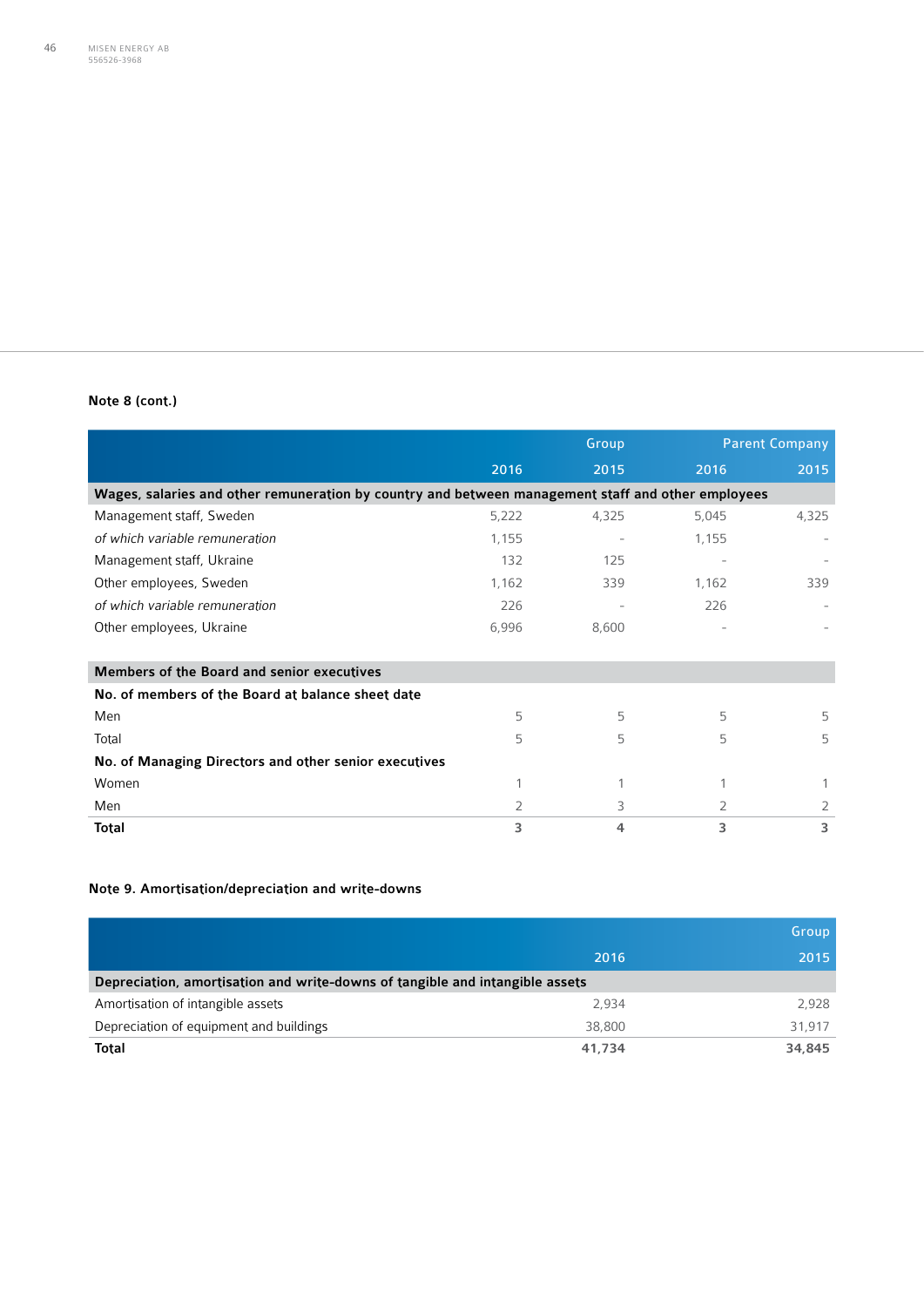**Note 8 (cont.)**

| | Group | | Parent Company | |
|---|---|---|---|---|
| | 2016 | 2015 | 2016 | 2015 |
| **Wages, salaries and other remuneration by country and between management staff and other employees** | | | | |
| Management staff, Sweden | 5,222 | 4,325 | 5,045 | 4,325 |
| *of which variable remuneration* | 1,155 | - | 1,155 | - |
| Management staff, Ukraine | 132 | 125 | - | - |
| Other employees, Sweden | 1,162 | 339 | 1,162 | 339 |
| *of which variable remuneration* | 226 | - | 226 | - |
| Other employees, Ukraine | 6,996 | 8,600 | - | - |
| | | | | |
| **Members of the Board and senior executives** | | | | |
| **No. of members of the Board at balance sheet date** | | | | |
| Men | 5 | 5 | 5 | 5 |
| Total | 5 | 5 | 5 | 5 |
| **No. of Managing Directors and other senior executives** | | | | |
| Women | 1 | 1 | 1 | 1 |
| Men | 2 | 3 | 2 | 2 |
| **Total** | **3** | **4** | **3** | **3** |

**Note 9. Amortisation/depreciation and write-downs**

| | | Group |
|---|---|---|
| | 2016 | 2015 |
| **Depreciation, amortisation and write-downs of tangible and intangible assets** | | |
| Amortisation of intangible assets | 2,934 | 2,928 |
| Depreciation of equipment and buildings | 38,800 | 31,917 |
| **Total** | **41,734** | **34,845** |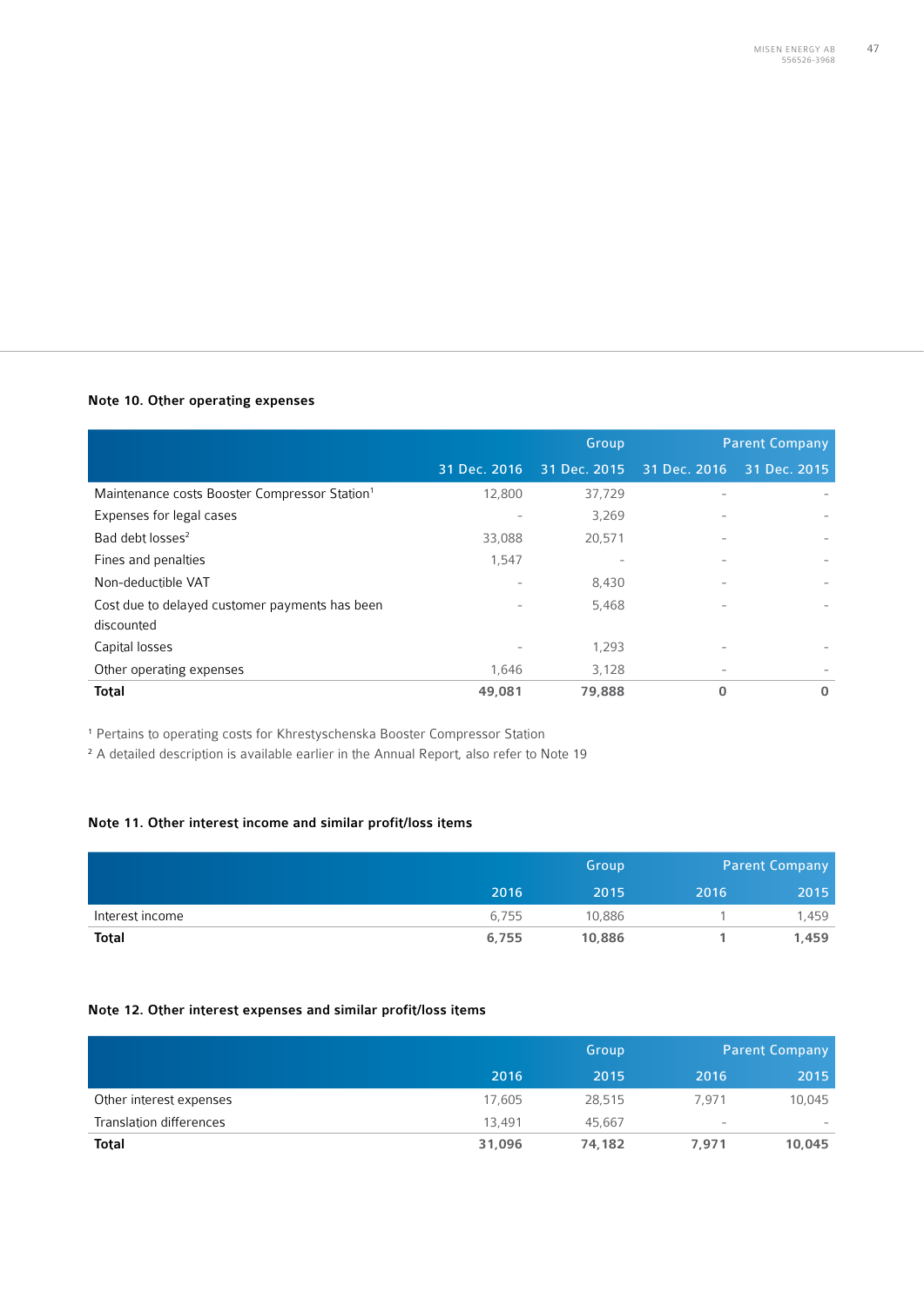### Note 10. Other operating expenses

| | Group | | Parent Company | |
|---|---|---|---|---|
| | 31 Dec. 2016 | 31 Dec. 2015 | 31 Dec. 2016 | 31 Dec. 2015 |
| Maintenance costs Booster Compressor Station[1] | 12,800 | 37,729 | - | - |
| Expenses for legal cases | - | 3,269 | - | - |
| Bad debt losses[2] | 33,088 | 20,571 | - | - |
| Fines and penalties | 1,547 | - | - | - |
| Non-deductible VAT | - | 8,430 | - | - |
| Cost due to delayed customer payments has been discounted | - | 5,468 | - | - |
| Capital losses | - | 1,293 | - | - |
| Other operating expenses | 1,646 | 3,128 | - | - |
| **Total** | **49,081** | **79,888** | **0** | **0** |

[1] Pertains to operating costs for Khrestyschenska Booster Compressor Station

[2] A detailed description is available earlier in the Annual Report, also refer to Note 19

### Note 11. Other interest income and similar profit/loss items

| | Group | | Parent Company | |
|---|---|---|---|---|
| | 2016 | 2015 | 2016 | 2015 |
| Interest income | 6,755 | 10,886 | 1 | 1,459 |
| **Total** | **6,755** | **10,886** | **1** | **1,459** |

### Note 12. Other interest expenses and similar profit/loss items

| | Group | | Parent Company | |
|---|---|---|---|---|
| | 2016 | 2015 | 2016 | 2015 |
| Other interest expenses | 17,605 | 28,515 | 7,971 | 10,045 |
| Translation differences | 13,491 | 45,667 | - | - |
| **Total** | **31,096** | **74,182** | **7,971** | **10,045** |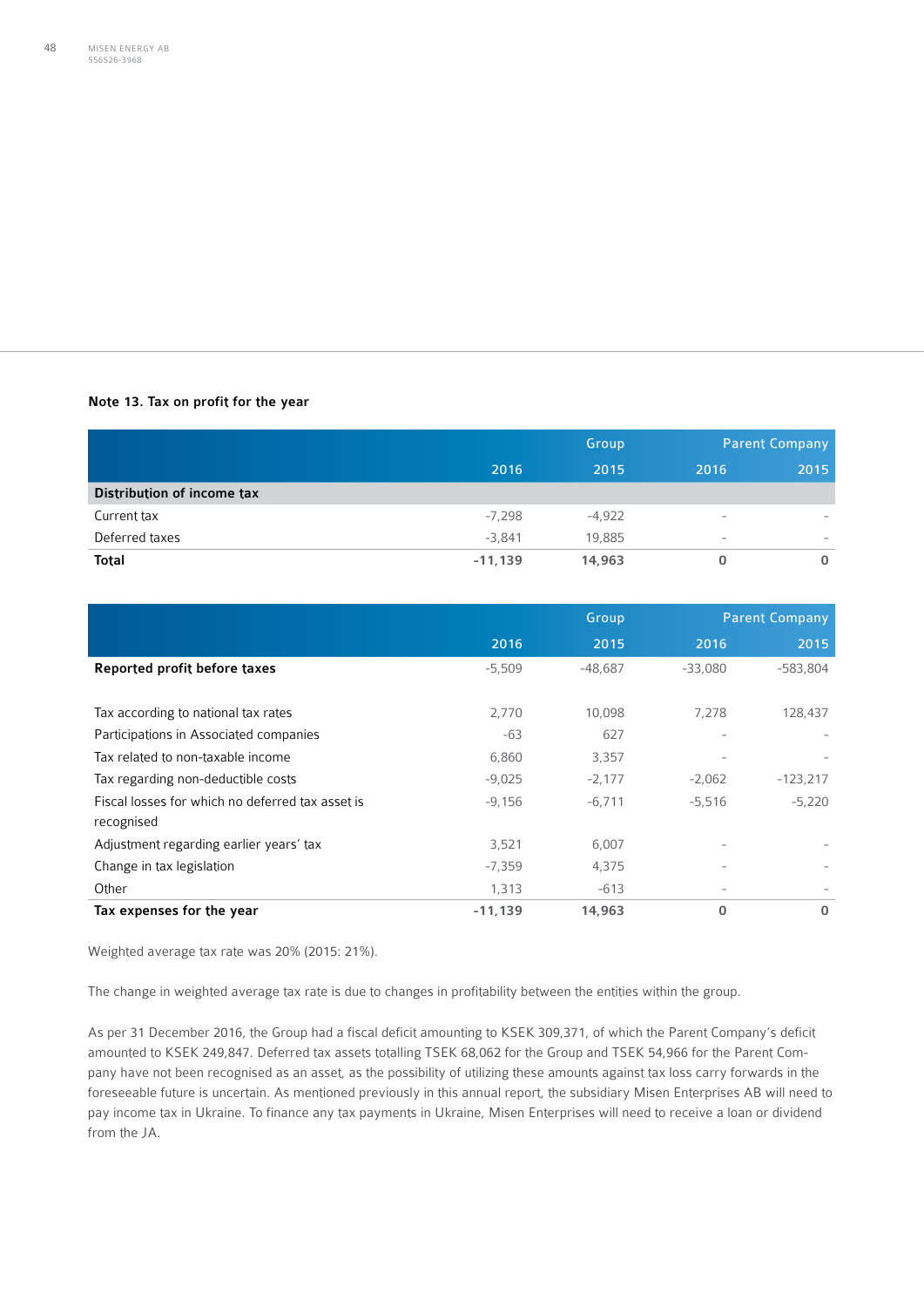### Note 13. Tax on profit for the year

| | Group | | Parent Company | |
|---|---|---|---|---|
| | 2016 | 2015 | 2016 | 2015 |
| **Distribution of income tax** | | | | |
| Current tax | -7,298 | -4,922 | - | - |
| Deferred taxes | -3,841 | 19,885 | - | - |
| **Total** | **-11,139** | **14,963** | **0** | **0** |

| | Group | | Parent Company | |
|---|---|---|---|---|
| | 2016 | 2015 | 2016 | 2015 |
| **Reported profit before taxes** | -5,509 | -48,687 | -33,080 | -583,804 |
| | | | | |
| Tax according to national tax rates | 2,770 | 10,098 | 7,278 | 128,437 |
| Participations in Associated companies | -63 | 627 | - | - |
| Tax related to non-taxable income | 6,860 | 3,357 | - | - |
| Tax regarding non-deductible costs | -9,025 | -2,177 | -2,062 | -123,217 |
| Fiscal losses for which no deferred tax asset is recognised | -9,156 | -6,711 | -5,516 | -5,220 |
| Adjustment regarding earlier years' tax | 3,521 | 6,007 | - | - |
| Change in tax legislation | -7,359 | 4,375 | - | - |
| Other | 1,313 | -613 | - | - |
| **Tax expenses for the year** | **-11,139** | **14,963** | **0** | **0** |

Weighted average tax rate was 20% (2015: 21%).

The change in weighted average tax rate is due to changes in profitability between the entities within the group.

As per 31 December 2016, the Group had a fiscal deficit amounting to KSEK 309,371, of which the Parent Company's deficit amounted to KSEK 249,847. Deferred tax assets totalling TSEK 68,062 for the Group and TSEK 54,966 for the Parent Company have not been recognised as an asset, as the possibility of utilizing these amounts against tax loss carry forwards in the foreseeable future is uncertain. As mentioned previously in this annual report, the subsidiary Misen Enterprises AB will need to pay income tax in Ukraine. To finance any tax payments in Ukraine, Misen Enterprises will need to receive a loan or dividend from the JA.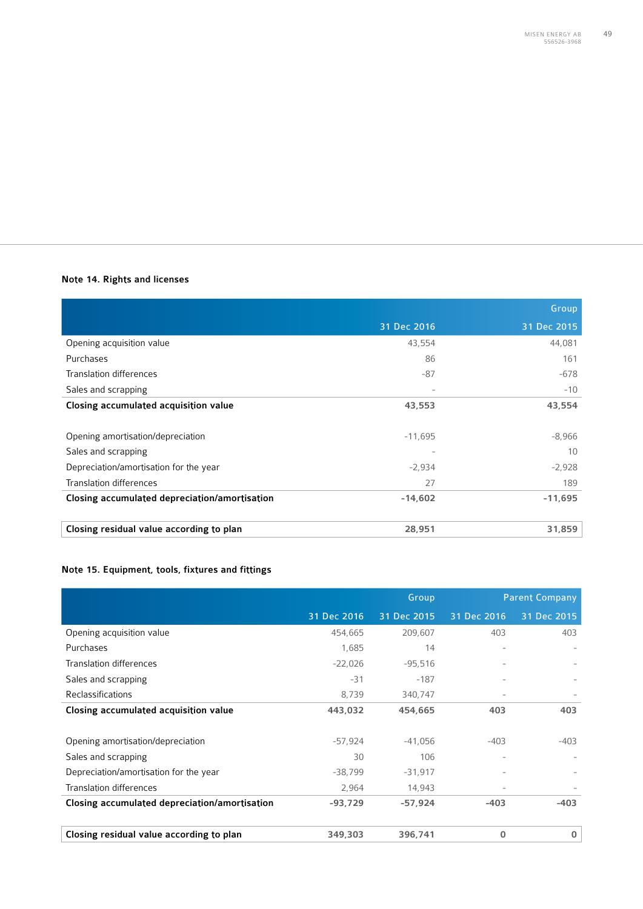## Note 14. Rights and licenses

| | Group | |
|---|---|---|
| | 31 Dec 2016 | 31 Dec 2015 |
| Opening acquisition value | 43,554 | 44,081 |
| Purchases | 86 | 161 |
| Translation differences | -87 | -678 |
| Sales and scrapping | - | -10 |
| **Closing accumulated acquisition value** | **43,553** | **43,554** |
| | | |
| Opening amortisation/depreciation | -11,695 | -8,966 |
| Sales and scrapping | - | 10 |
| Depreciation/amortisation for the year | -2,934 | -2,928 |
| Translation differences | 27 | 189 |
| **Closing accumulated depreciation/amortisation** | **-14,602** | **-11,695** |
| | | |
| **Closing residual value according to plan** | **28,951** | **31,859** |

## Note 15. Equipment, tools, fixtures and fittings

| | Group | | Parent Company | |
|---|---|---|---|---|
| | 31 Dec 2016 | 31 Dec 2015 | 31 Dec 2016 | 31 Dec 2015 |
| Opening acquisition value | 454,665 | 209,607 | 403 | 403 |
| Purchases | 1,685 | 14 | - | - |
| Translation differences | -22,026 | -95,516 | - | - |
| Sales and scrapping | -31 | -187 | - | - |
| Reclassifications | 8,739 | 340,747 | - | - |
| **Closing accumulated acquisition value** | **443,032** | **454,665** | **403** | **403** |
| | | | | |
| Opening amortisation/depreciation | -57,924 | -41,056 | -403 | -403 |
| Sales and scrapping | 30 | 106 | - | - |
| Depreciation/amortisation for the year | -38,799 | -31,917 | - | - |
| Translation differences | 2,964 | 14,943 | - | - |
| **Closing accumulated depreciation/amortisation** | **-93,729** | **-57,924** | **-403** | **-403** |
| | | | | |
| **Closing residual value according to plan** | **349,303** | **396,741** | **0** | **0** |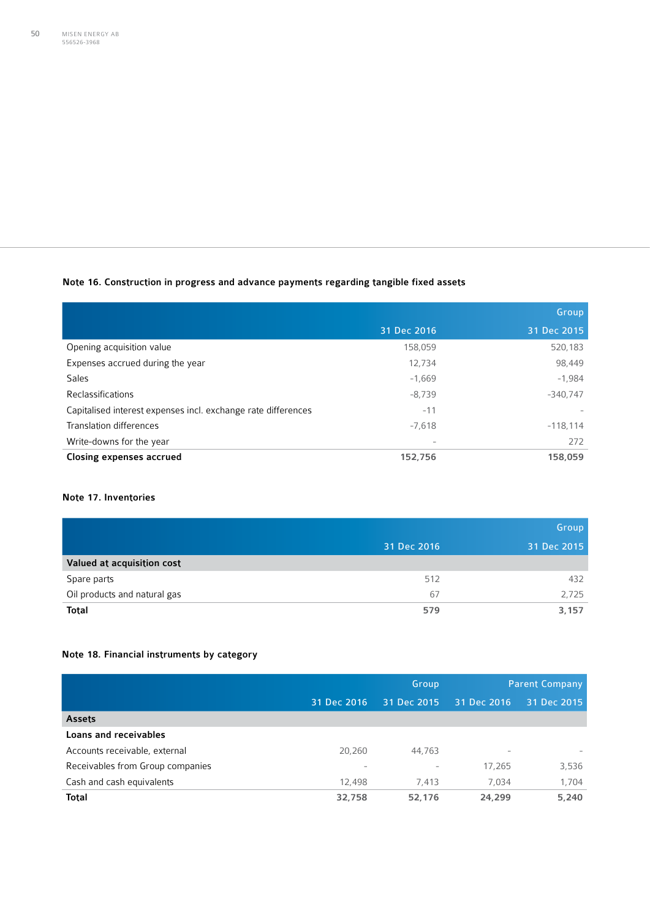### Note 16. Construction in progress and advance payments regarding tangible fixed assets

| | Group | |
|---|---|---|
| | 31 Dec 2016 | 31 Dec 2015 |
| Opening acquisition value | 158,059 | 520,183 |
| Expenses accrued during the year | 12,734 | 98,449 |
| Sales | -1,669 | -1,984 |
| Reclassifications | -8,739 | -340,747 |
| Capitalised interest expenses incl. exchange rate differences | -11 | - |
| Translation differences | -7,618 | -118,114 |
| Write-downs for the year | - | 272 |
| **Closing expenses accrued** | **152,756** | **158,059** |

### Note 17. Inventories

| | Group | |
|---|---|---|
| | 31 Dec 2016 | 31 Dec 2015 |
| **Valued at acquisition cost** | | |
| Spare parts | 512 | 432 |
| Oil products and natural gas | 67 | 2,725 |
| **Total** | **579** | **3,157** |

### Note 18. Financial instruments by category

| | Group | | Parent Company | |
|---|---|---|---|---|
| | 31 Dec 2016 | 31 Dec 2015 | 31 Dec 2016 | 31 Dec 2015 |
| **Assets** | | | | |
| **Loans and receivables** | | | | |
| Accounts receivable, external | 20,260 | 44,763 | - | - |
| Receivables from Group companies | - | - | 17,265 | 3,536 |
| Cash and cash equivalents | 12,498 | 7,413 | 7,034 | 1,704 |
| **Total** | **32,758** | **52,176** | **24,299** | **5,240** |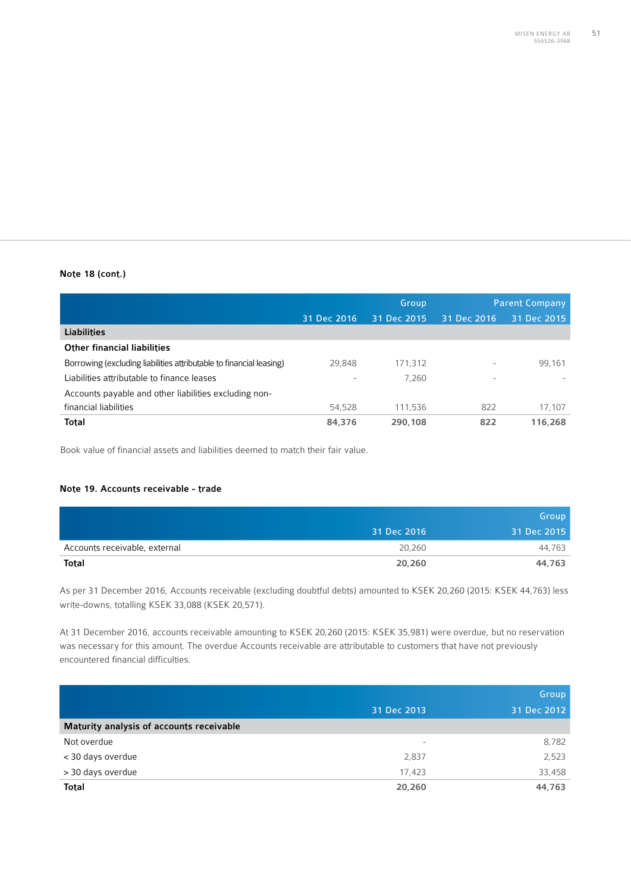**Note 18 (cont.)**

| | Group | | Parent Company | |
|---|---|---|---|---|
| | 31 Dec 2016 | 31 Dec 2015 | 31 Dec 2016 | 31 Dec 2015 |
| **Liabilities** | | | | |
| **Other financial liabilities** | | | | |
| Borrowing (excluding liabilities attributable to financial leasing) | 29,848 | 171,312 | - | 99,161 |
| Liabilities attributable to finance leases | - | 7,260 | - | - |
| Accounts payable and other liabilities excluding non-financial liabilities | 54,528 | 111,536 | 822 | 17,107 |
| **Total** | **84,376** | **290,108** | **822** | **116,268** |

Book value of financial assets and liabilities deemed to match their fair value.

**Note 19. Accounts receivable - trade**

| | Group | |
|---|---|---|
| | 31 Dec 2016 | 31 Dec 2015 |
| Accounts receivable, external | 20,260 | 44,763 |
| **Total** | **20,260** | **44,763** |

As per 31 December 2016, Accounts receivable (excluding doubtful debts) amounted to KSEK 20,260 (2015: KSEK 44,763) less write-downs, totalling KSEK 33,088 (KSEK 20,571).

At 31 December 2016, accounts receivable amounting to KSEK 20,260 (2015: KSEK 35,981) were overdue, but no reservation was necessary for this amount. The overdue Accounts receivable are attributable to customers that have not previously encountered financial difficulties.

| | Group | |
|---|---|---|
| | 31 Dec 2013 | 31 Dec 2012 |
| **Maturity analysis of accounts receivable** | | |
| Not overdue | - | 8,782 |
| < 30 days overdue | 2,837 | 2,523 |
| > 30 days overdue | 17,423 | 33,458 |
| **Total** | **20,260** | **44,763** |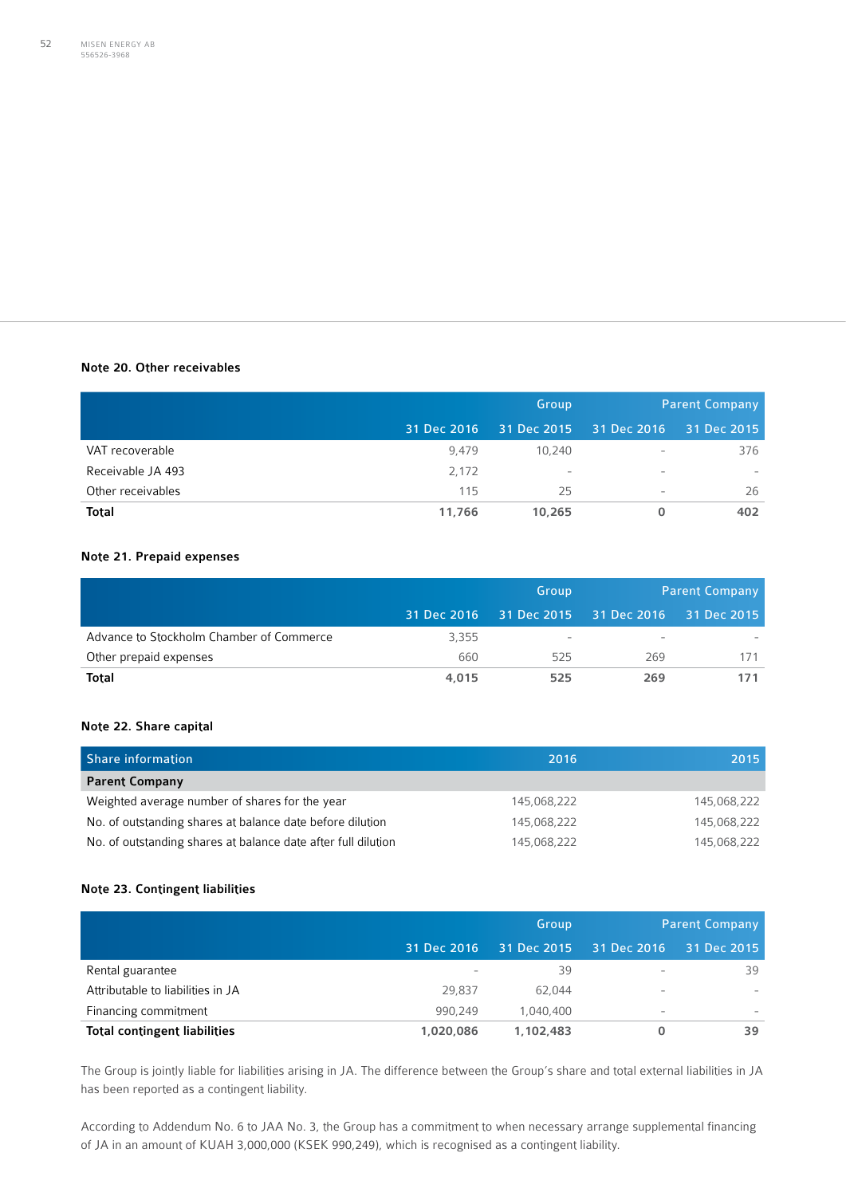### Note 20. Other receivables

| | Group | | Parent Company | |
|---|---|---|---|---|
| | 31 Dec 2016 | 31 Dec 2015 | 31 Dec 2016 | 31 Dec 2015 |
| VAT recoverable | 9,479 | 10,240 | - | 376 |
| Receivable JA 493 | 2,172 | - | - | - |
| Other receivables | 115 | 25 | - | 26 |
| **Total** | **11,766** | **10,265** | **0** | **402** |

### Note 21. Prepaid expenses

| | Group | | Parent Company | |
|---|---|---|---|---|
| | 31 Dec 2016 | 31 Dec 2015 | 31 Dec 2016 | 31 Dec 2015 |
| Advance to Stockholm Chamber of Commerce | 3,355 | - | - | - |
| Other prepaid expenses | 660 | 525 | 269 | 171 |
| **Total** | **4,015** | **525** | **269** | **171** |

### Note 22. Share capital

| Share information | 2016 | 2015 |
|---|---|---|
| **Parent Company** | | |
| Weighted average number of shares for the year | 145,068,222 | 145,068,222 |
| No. of outstanding shares at balance date before dilution | 145,068,222 | 145,068,222 |
| No. of outstanding shares at balance date after full dilution | 145,068,222 | 145,068,222 |

### Note 23. Contingent liabilities

| | Group | | Parent Company | |
|---|---|---|---|---|
| | 31 Dec 2016 | 31 Dec 2015 | 31 Dec 2016 | 31 Dec 2015 |
| Rental guarantee | - | 39 | - | 39 |
| Attributable to liabilities in JA | 29,837 | 62,044 | - | - |
| Financing commitment | 990,249 | 1,040,400 | - | - |
| **Total contingent liabilities** | **1,020,086** | **1,102,483** | **0** | **39** |

The Group is jointly liable for liabilities arising in JA. The difference between the Group's share and total external liabilities in JA has been reported as a contingent liability.

According to Addendum No. 6 to JAA No. 3, the Group has a commitment to when necessary arrange supplemental financing of JA in an amount of KUAH 3,000,000 (KSEK 990,249), which is recognised as a contingent liability.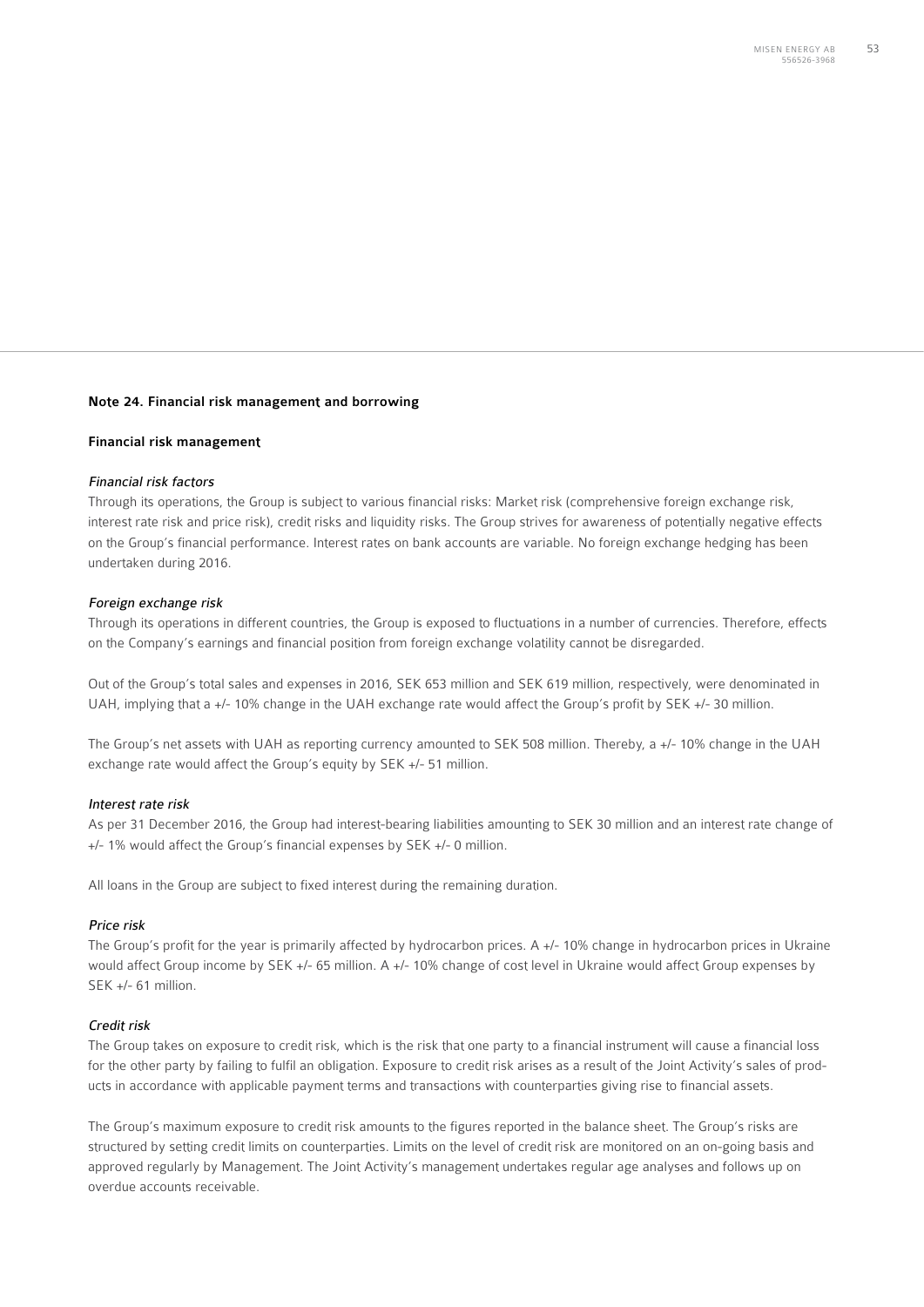## Note 24. Financial risk management and borrowing

### Financial risk management

*Financial risk factors*

Through its operations, the Group is subject to various financial risks: Market risk (comprehensive foreign exchange risk, interest rate risk and price risk), credit risks and liquidity risks. The Group strives for awareness of potentially negative effects on the Group's financial performance. Interest rates on bank accounts are variable. No foreign exchange hedging has been undertaken during 2016.

*Foreign exchange risk*

Through its operations in different countries, the Group is exposed to fluctuations in a number of currencies. Therefore, effects on the Company's earnings and financial position from foreign exchange volatility cannot be disregarded.

Out of the Group's total sales and expenses in 2016, SEK 653 million and SEK 619 million, respectively, were denominated in UAH, implying that a +/- 10% change in the UAH exchange rate would affect the Group's profit by SEK +/- 30 million.

The Group's net assets with UAH as reporting currency amounted to SEK 508 million. Thereby, a +/- 10% change in the UAH exchange rate would affect the Group's equity by SEK +/- 51 million.

*Interest rate risk*

As per 31 December 2016, the Group had interest-bearing liabilities amounting to SEK 30 million and an interest rate change of +/- 1% would affect the Group's financial expenses by SEK +/- 0 million.

All loans in the Group are subject to fixed interest during the remaining duration.

*Price risk*

The Group's profit for the year is primarily affected by hydrocarbon prices. A +/- 10% change in hydrocarbon prices in Ukraine would affect Group income by SEK +/- 65 million. A +/- 10% change of cost level in Ukraine would affect Group expenses by SEK +/- 61 million.

*Credit risk*

The Group takes on exposure to credit risk, which is the risk that one party to a financial instrument will cause a financial loss for the other party by failing to fulfil an obligation. Exposure to credit risk arises as a result of the Joint Activity's sales of products in accordance with applicable payment terms and transactions with counterparties giving rise to financial assets.

The Group's maximum exposure to credit risk amounts to the figures reported in the balance sheet. The Group's risks are structured by setting credit limits on counterparties. Limits on the level of credit risk are monitored on an on-going basis and approved regularly by Management. The Joint Activity's management undertakes regular age analyses and follows up on overdue accounts receivable.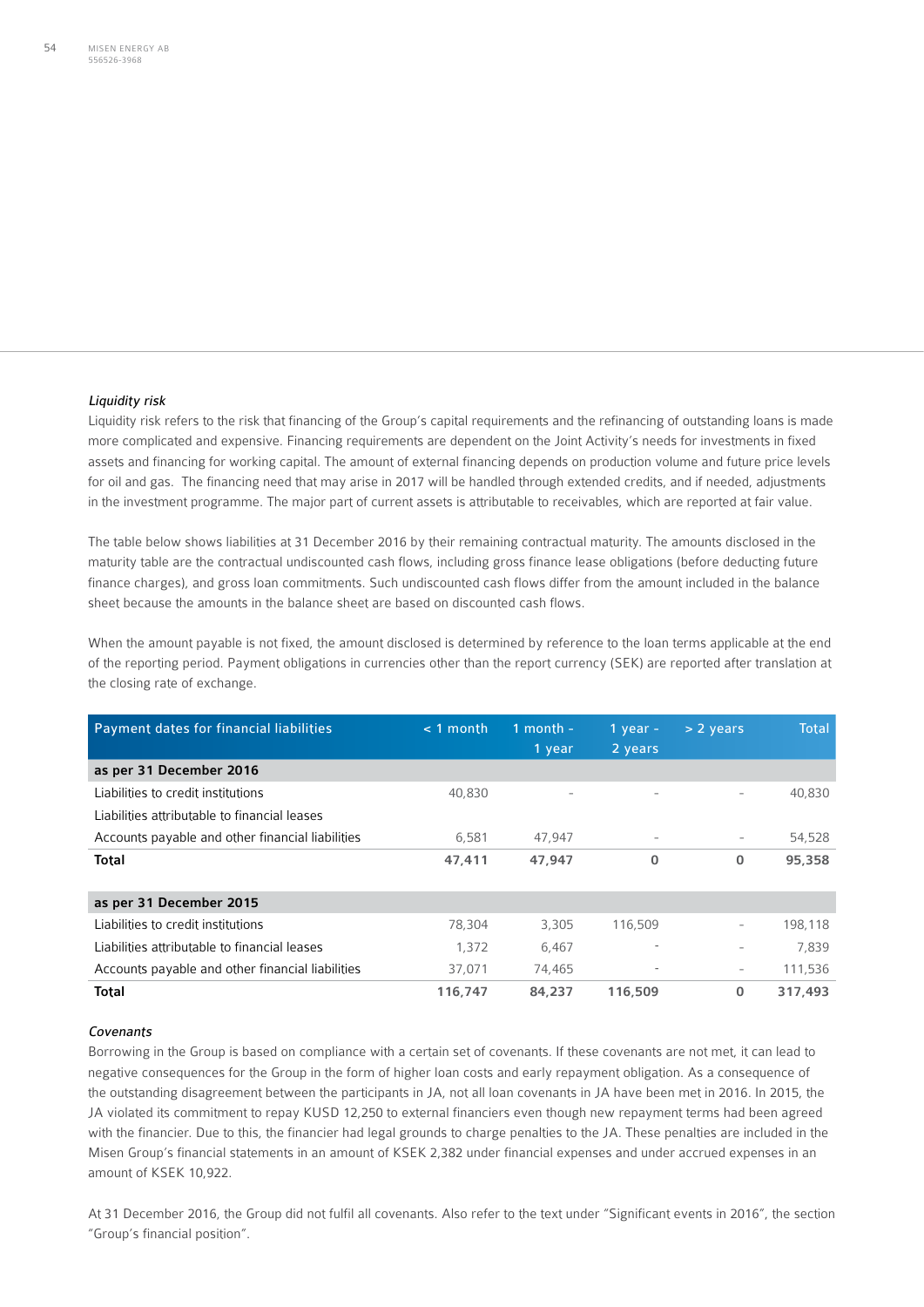*Liquidity risk*

Liquidity risk refers to the risk that financing of the Group's capital requirements and the refinancing of outstanding loans is made more complicated and expensive. Financing requirements are dependent on the Joint Activity's needs for investments in fixed assets and financing for working capital. The amount of external financing depends on production volume and future price levels for oil and gas. The financing need that may arise in 2017 will be handled through extended credits, and if needed, adjustments in the investment programme. The major part of current assets is attributable to receivables, which are reported at fair value.

The table below shows liabilities at 31 December 2016 by their remaining contractual maturity. The amounts disclosed in the maturity table are the contractual undiscounted cash flows, including gross finance lease obligations (before deducting future finance charges), and gross loan commitments. Such undiscounted cash flows differ from the amount included in the balance sheet because the amounts in the balance sheet are based on discounted cash flows.

When the amount payable is not fixed, the amount disclosed is determined by reference to the loan terms applicable at the end of the reporting period. Payment obligations in currencies other than the report currency (SEK) are reported after translation at the closing rate of exchange.

| Payment dates for financial liabilities | < 1 month | 1 month - 1 year | 1 year - 2 years | > 2 years | Total |
|---|---|---|---|---|---|
| **as per 31 December 2016** | | | | | |
| Liabilities to credit institutions | 40,830 | - | - | - | 40,830 |
| Liabilities attributable to financial leases | | | | | |
| Accounts payable and other financial liabilities | 6,581 | 47,947 | - | - | 54,528 |
| **Total** | **47,411** | **47,947** | **0** | **0** | **95,358** |
| | | | | | |
| **as per 31 December 2015** | | | | | |
| Liabilities to credit institutions | 78,304 | 3,305 | 116,509 | - | 198,118 |
| Liabilities attributable to financial leases | 1,372 | 6,467 | - | - | 7,839 |
| Accounts payable and other financial liabilities | 37,071 | 74,465 | - | - | 111,536 |
| **Total** | **116,747** | **84,237** | **116,509** | **0** | **317,493** |

*Covenants*

Borrowing in the Group is based on compliance with a certain set of covenants. If these covenants are not met, it can lead to negative consequences for the Group in the form of higher loan costs and early repayment obligation. As a consequence of the outstanding disagreement between the participants in JA, not all loan covenants in JA have been met in 2016. In 2015, the JA violated its commitment to repay KUSD 12,250 to external financiers even though new repayment terms had been agreed with the financier. Due to this, the financier had legal grounds to charge penalties to the JA. These penalties are included in the Misen Group's financial statements in an amount of KSEK 2,382 under financial expenses and under accrued expenses in an amount of KSEK 10,922.

At 31 December 2016, the Group did not fulfil all covenants. Also refer to the text under "Significant events in 2016", the section "Group's financial position".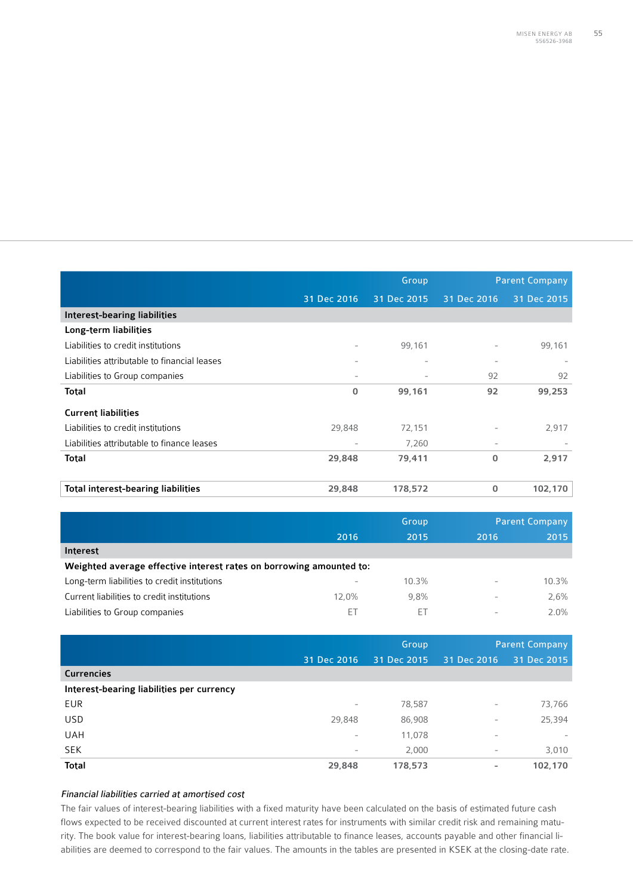| | Group | | Parent Company | |
|---|---|---|---|---|
| | 31 Dec 2016 | 31 Dec 2015 | 31 Dec 2016 | 31 Dec 2015 |
| **Interest-bearing liabilities** | | | | |
| **Long-term liabilities** | | | | |
| Liabilities to credit institutions | - | 99,161 | - | 99,161 |
| Liabilities attributable to financial leases | - | - | - | - |
| Liabilities to Group companies | - | - | 92 | 92 |
| **Total** | **0** | **99,161** | **92** | **99,253** |
| **Current liabilities** | | | | |
| Liabilities to credit institutions | 29,848 | 72,151 | - | 2,917 |
| Liabilities attributable to finance leases | - | 7,260 | - | - |
| **Total** | **29,848** | **79,411** | **0** | **2,917** |
| **Total interest-bearing liabilities** | **29,848** | **178,572** | **0** | **102,170** |

| | Group | | Parent Company | |
|---|---|---|---|---|
| | 2016 | 2015 | 2016 | 2015 |
| **Interest** | | | | |
| **Weighted average effective interest rates on borrowing amounted to:** | | | | |
| Long-term liabilities to credit institutions | - | 10.3% | - | 10.3% |
| Current liabilities to credit institutions | 12,0% | 9,8% | - | 2,6% |
| Liabilities to Group companies | ET | ET | - | 2.0% |

| | Group | | Parent Company | |
|---|---|---|---|---|
| | 31 Dec 2016 | 31 Dec 2015 | 31 Dec 2016 | 31 Dec 2015 |
| **Currencies** | | | | |
| **Interest-bearing liabilities per currency** | | | | |
| EUR | - | 78,587 | - | 73,766 |
| USD | 29,848 | 86,908 | - | 25,394 |
| UAH | - | 11,078 | - | - |
| SEK | - | 2,000 | - | 3,010 |
| **Total** | **29,848** | **178,573** | **-** | **102,170** |

*Financial liabilities carried at amortised cost*

The fair values of interest-bearing liabilities with a fixed maturity have been calculated on the basis of estimated future cash flows expected to be received discounted at current interest rates for instruments with similar credit risk and remaining maturity. The book value for interest-bearing loans, liabilities attributable to finance leases, accounts payable and other financial liabilities are deemed to correspond to the fair values. The amounts in the tables are presented in KSEK at the closing-date rate.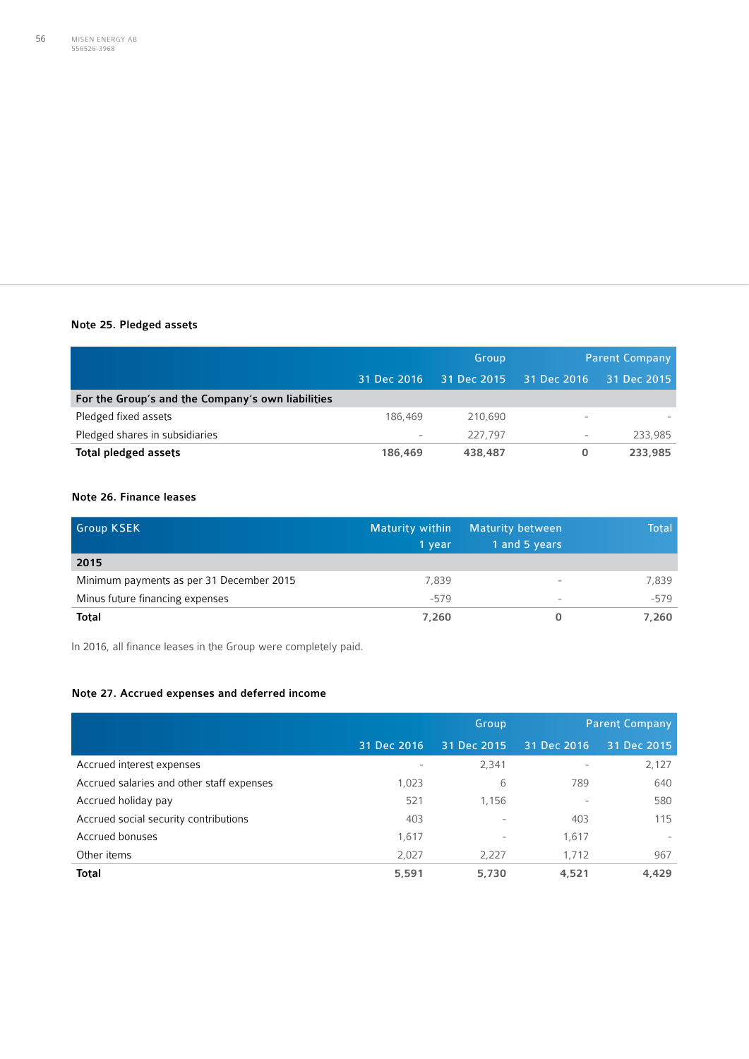### Note 25. Pledged assets

| | Group | | Parent Company | |
|---|---|---|---|---|
| | 31 Dec 2016 | 31 Dec 2015 | 31 Dec 2016 | 31 Dec 2015 |
| **For the Group's and the Company's own liabilities** | | | | |
| Pledged fixed assets | 186,469 | 210,690 | - | - |
| Pledged shares in subsidiaries | - | 227,797 | - | 233,985 |
| **Total pledged assets** | **186,469** | **438,487** | **0** | **233,985** |

### Note 26. Finance leases

| Group KSEK | Maturity within 1 year | Maturity between 1 and 5 years | Total |
|---|---|---|---|
| **2015** | | | |
| Minimum payments as per 31 December 2015 | 7,839 | - | 7,839 |
| Minus future financing expenses | -579 | - | -579 |
| **Total** | **7,260** | **0** | **7,260** |

In 2016, all finance leases in the Group were completely paid.

### Note 27. Accrued expenses and deferred income

| | Group | | Parent Company | |
|---|---|---|---|---|
| | 31 Dec 2016 | 31 Dec 2015 | 31 Dec 2016 | 31 Dec 2015 |
| Accrued interest expenses | - | 2,341 | - | 2,127 |
| Accrued salaries and other staff expenses | 1,023 | 6 | 789 | 640 |
| Accrued holiday pay | 521 | 1,156 | - | 580 |
| Accrued social security contributions | 403 | - | 403 | 115 |
| Accrued bonuses | 1,617 | - | 1,617 | - |
| Other items | 2,027 | 2,227 | 1,712 | 967 |
| **Total** | **5,591** | **5,730** | **4,521** | **4,429** |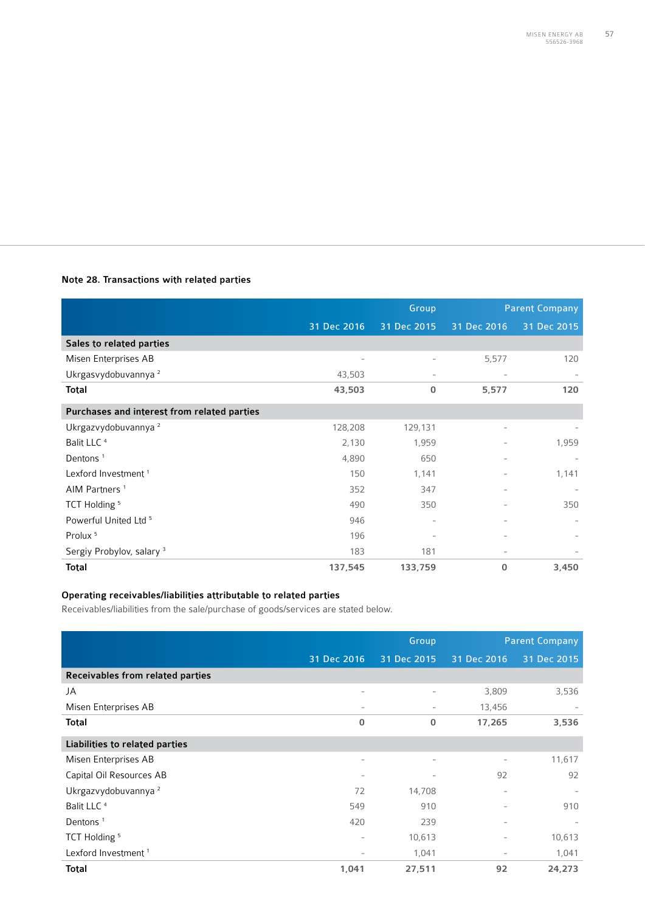### Note 28. Transactions with related parties

| | Group | | Parent Company | |
|---|---|---|---|---|
| | 31 Dec 2016 | 31 Dec 2015 | 31 Dec 2016 | 31 Dec 2015 |
| **Sales to related parties** | | | | |
| Misen Enterprises AB | - | - | 5,577 | 120 |
| Ukrgasvydobuvannya [2] | 43,503 | - | - | - |
| **Total** | **43,503** | **0** | **5,577** | **120** |
| **Purchases and interest from related parties** | | | | |
| Ukrgazvydobuvannya [2] | 128,208 | 129,131 | - | - |
| Balit LLC [4] | 2,130 | 1,959 | - | 1,959 |
| Dentons [1] | 4,890 | 650 | - | - |
| Lexford Investment [1] | 150 | 1,141 | - | 1,141 |
| AIM Partners [1] | 352 | 347 | - | - |
| TCT Holding [5] | 490 | 350 | - | 350 |
| Powerful United Ltd [5] | 946 | - | - | - |
| Prolux [5] | 196 | - | - | - |
| Sergiy Probylov, salary [3] | 183 | 181 | - | - |
| **Total** | **137,545** | **133,759** | **0** | **3,450** |

#### Operating receivables/liabilities attributable to related parties

Receivables/liabilities from the sale/purchase of goods/services are stated below.

| | Group | | Parent Company | |
|---|---|---|---|---|
| | 31 Dec 2016 | 31 Dec 2015 | 31 Dec 2016 | 31 Dec 2015 |
| **Receivables from related parties** | | | | |
| JA | - | - | 3,809 | 3,536 |
| Misen Enterprises AB | - | - | 13,456 | - |
| **Total** | **0** | **0** | **17,265** | **3,536** |
| **Liabilities to related parties** | | | | |
| Misen Enterprises AB | - | - | - | 11,617 |
| Capital Oil Resources AB | - | - | 92 | 92 |
| Ukrgazvydobuvannya [2] | 72 | 14,708 | - | - |
| Balit LLC [4] | 549 | 910 | - | 910 |
| Dentons [1] | 420 | 239 | - | - |
| TCT Holding [5] | - | 10,613 | - | 10,613 |
| Lexford Investment [1] | - | 1,041 | - | 1,041 |
| **Total** | **1,041** | **27,511** | **92** | **24,273** |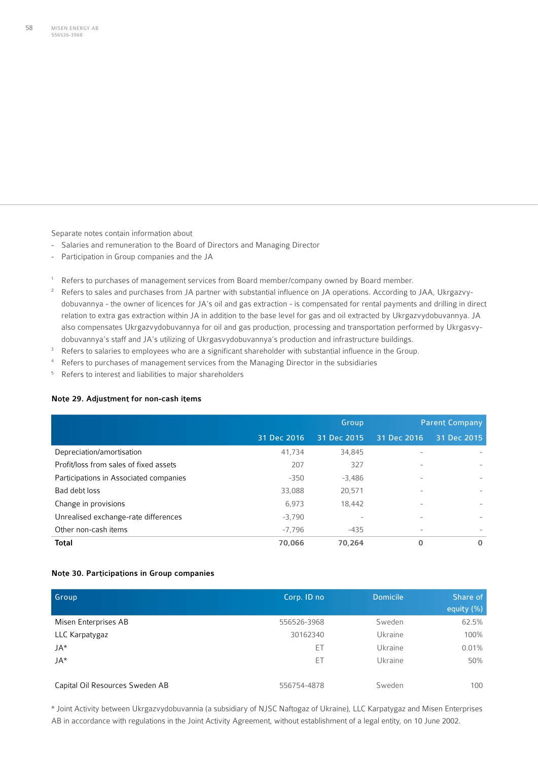Separate notes contain information about

- Salaries and remuneration to the Board of Directors and Managing Director
- Participation in Group companies and the JA

[1] Refers to purchases of management services from Board member/company owned by Board member.

[2] Refers to sales and purchases from JA partner with substantial influence on JA operations. According to JAA, Ukrgazvydobuvannya - the owner of licences for JA's oil and gas extraction - is compensated for rental payments and drilling in direct relation to extra gas extraction within JA in addition to the base level for gas and oil extracted by Ukrgazvydobuvannya. JA also compensates Ukrgazvydobuvannya for oil and gas production, processing and transportation performed by Ukrgasvydobuvannya's staff and JA's utilizing of Ukrgasvydobuvannya's production and infrastructure buildings.

[3] Refers to salaries to employees who are a significant shareholder with substantial influence in the Group.

[4] Refers to purchases of management services from the Managing Director in the subsidiaries

[5] Refers to interest and liabilities to major shareholders

### Note 29. Adjustment for non-cash items

| | Group | | Parent Company | |
|---|---|---|---|---|
| | 31 Dec 2016 | 31 Dec 2015 | 31 Dec 2016 | 31 Dec 2015 |
| Depreciation/amortisation | 41,734 | 34,845 | - | - |
| Profit/loss from sales of fixed assets | 207 | 327 | - | - |
| Participations in Associated companies | -350 | -3,486 | - | - |
| Bad debt loss | 33,088 | 20,571 | - | - |
| Change in provisions | 6,973 | 18,442 | - | - |
| Unrealised exchange-rate differences | -3,790 | - | - | - |
| Other non-cash items | -7,796 | -435 | - | - |
| **Total** | **70,066** | **70,264** | **0** | **0** |

### Note 30. Participations in Group companies

| Group | Corp. ID no | Domicile | Share of equity (%) |
|---|---|---|---|
| Misen Enterprises AB | 556526-3968 | Sweden | 62.5% |
| LLC Karpatygaz | 30162340 | Ukraine | 100% |
| JA* | ET | Ukraine | 0.01% |
| JA* | ET | Ukraine | 50% |
| | | | |
| Capital Oil Resources Sweden AB | 556754-4878 | Sweden | 100 |

* Joint Activity between Ukrgazvydobuvannia (a subsidiary of NJSC Naftogaz of Ukraine), LLC Karpatygaz and Misen Enterprises AB in accordance with regulations in the Joint Activity Agreement, without establishment of a legal entity, on 10 June 2002.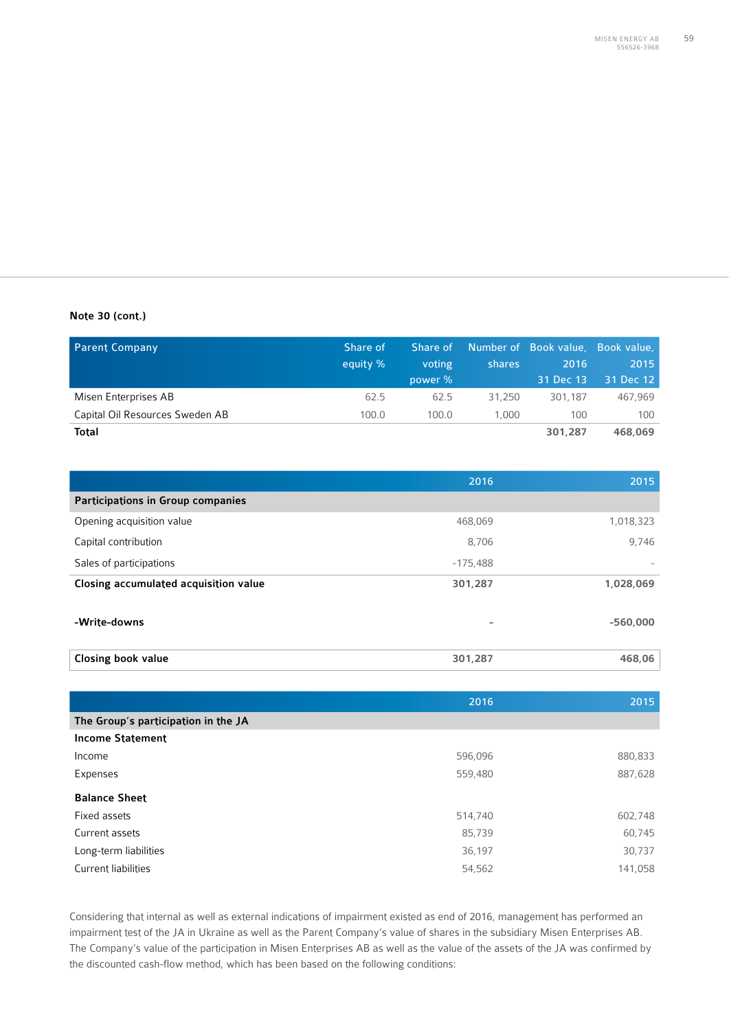**Note 30 (cont.)**

| Parent Company | Share of equity % | Share of voting power % | Number of shares | Book value, 2016 31 Dec 13 | Book value, 2015 31 Dec 12 |
|---|---|---|---|---|---|
| Misen Enterprises AB | 62.5 | 62.5 | 31,250 | 301,187 | 467,969 |
| Capital Oil Resources Sweden AB | 100.0 | 100.0 | 1,000 | 100 | 100 |
| **Total** | | | | **301,287** | **468,069** |

| | 2016 | 2015 |
|---|---|---|
| **Participations in Group companies** | | |
| Opening acquisition value | 468,069 | 1,018,323 |
| Capital contribution | 8,706 | 9,746 |
| Sales of participations | -175,488 | - |
| **Closing accumulated acquisition value** | **301,287** | **1,028,069** |
| **-Write-downs** | **-** | **-560,000** |
| **Closing book value** | **301,287** | **468,06** |

| | 2016 | 2015 |
|---|---|---|
| **The Group's participation in the JA** | | |
| **Income Statement** | | |
| Income | 596,096 | 880,833 |
| Expenses | 559,480 | 887,628 |
| **Balance Sheet** | | |
| Fixed assets | 514,740 | 602,748 |
| Current assets | 85,739 | 60,745 |
| Long-term liabilities | 36,197 | 30,737 |
| Current liabilities | 54,562 | 141,058 |

Considering that internal as well as external indications of impairment existed as end of 2016, management has performed an impairment test of the JA in Ukraine as well as the Parent Company's value of shares in the subsidiary Misen Enterprises AB. The Company's value of the participation in Misen Enterprises AB as well as the value of the assets of the JA was confirmed by the discounted cash-flow method, which has been based on the following conditions: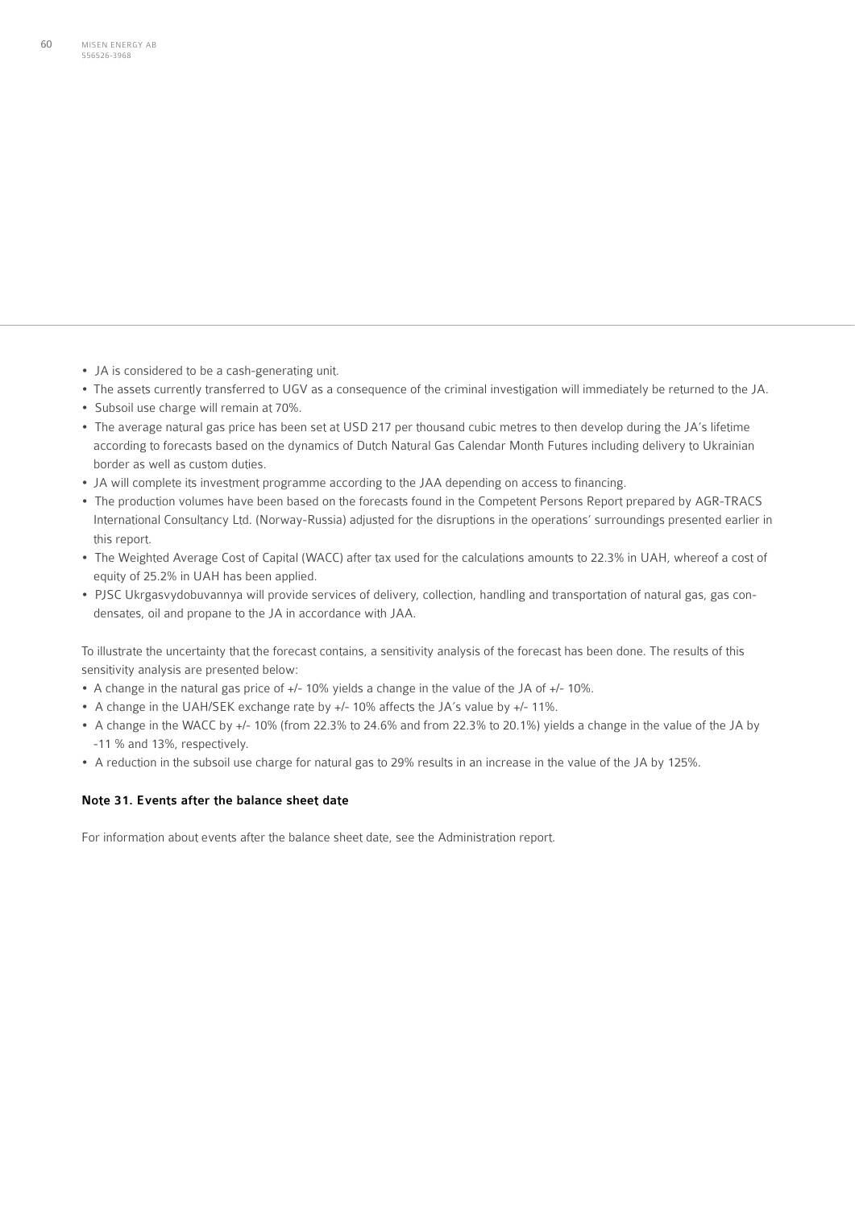- JA is considered to be a cash-generating unit.
- The assets currently transferred to UGV as a consequence of the criminal investigation will immediately be returned to the JA.
- Subsoil use charge will remain at 70%.
- The average natural gas price has been set at USD 217 per thousand cubic metres to then develop during the JA's lifetime according to forecasts based on the dynamics of Dutch Natural Gas Calendar Month Futures including delivery to Ukrainian border as well as custom duties.
- JA will complete its investment programme according to the JAA depending on access to financing.
- The production volumes have been based on the forecasts found in the Competent Persons Report prepared by AGR-TRACS International Consultancy Ltd. (Norway-Russia) adjusted for the disruptions in the operations' surroundings presented earlier in this report.
- The Weighted Average Cost of Capital (WACC) after tax used for the calculations amounts to 22.3% in UAH, whereof a cost of equity of 25.2% in UAH has been applied.
- PJSC Ukrgasvydobuvannya will provide services of delivery, collection, handling and transportation of natural gas, gas condensates, oil and propane to the JA in accordance with JAA.

To illustrate the uncertainty that the forecast contains, a sensitivity analysis of the forecast has been done. The results of this sensitivity analysis are presented below:

- A change in the natural gas price of +/- 10% yields a change in the value of the JA of +/- 10%.
- A change in the UAH/SEK exchange rate by +/- 10% affects the JA's value by +/- 11%.
- A change in the WACC by +/- 10% (from 22.3% to 24.6% and from 22.3% to 20.1%) yields a change in the value of the JA by -11 % and 13%, respectively.
- A reduction in the subsoil use charge for natural gas to 29% results in an increase in the value of the JA by 125%.

#### Note 31. Events after the balance sheet date

For information about events after the balance sheet date, see the Administration report.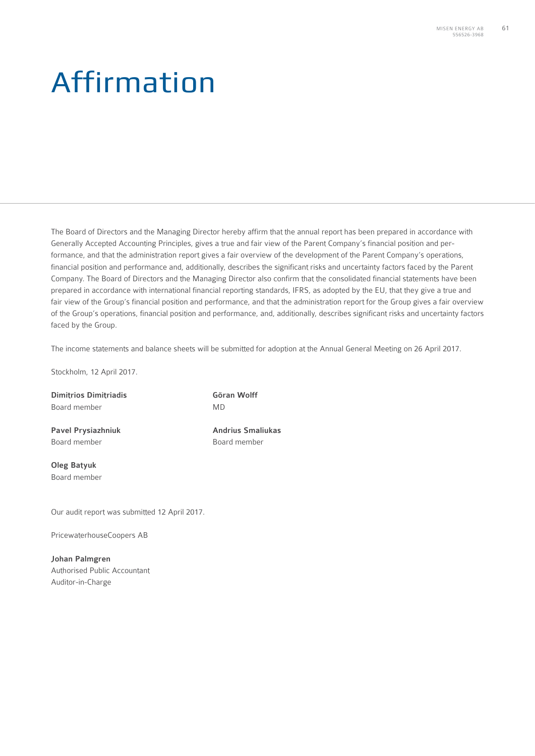# Affirmation

The Board of Directors and the Managing Director hereby affirm that the annual report has been prepared in accordance with Generally Accepted Accounting Principles, gives a true and fair view of the Parent Company's financial position and performance, and that the administration report gives a fair overview of the development of the Parent Company's operations, financial position and performance and, additionally, describes the significant risks and uncertainty factors faced by the Parent Company. The Board of Directors and the Managing Director also confirm that the consolidated financial statements have been prepared in accordance with international financial reporting standards, IFRS, as adopted by the EU, that they give a true and fair view of the Group's financial position and performance, and that the administration report for the Group gives a fair overview of the Group's operations, financial position and performance, and, additionally, describes significant risks and uncertainty factors faced by the Group.

The income statements and balance sheets will be submitted for adoption at the Annual General Meeting on 26 April 2017.

Stockholm, 12 April 2017.

**Dimitrios Dimitriadis**
Board member

**Göran Wolff**
MD

**Pavel Prysiazhniuk**
Board member

**Andrius Smaliukas**
Board member

**Oleg Batyuk**
Board member

Our audit report was submitted 12 April 2017.

PricewaterhouseCoopers AB

**Johan Palmgren**
Authorised Public Accountant
Auditor-in-Charge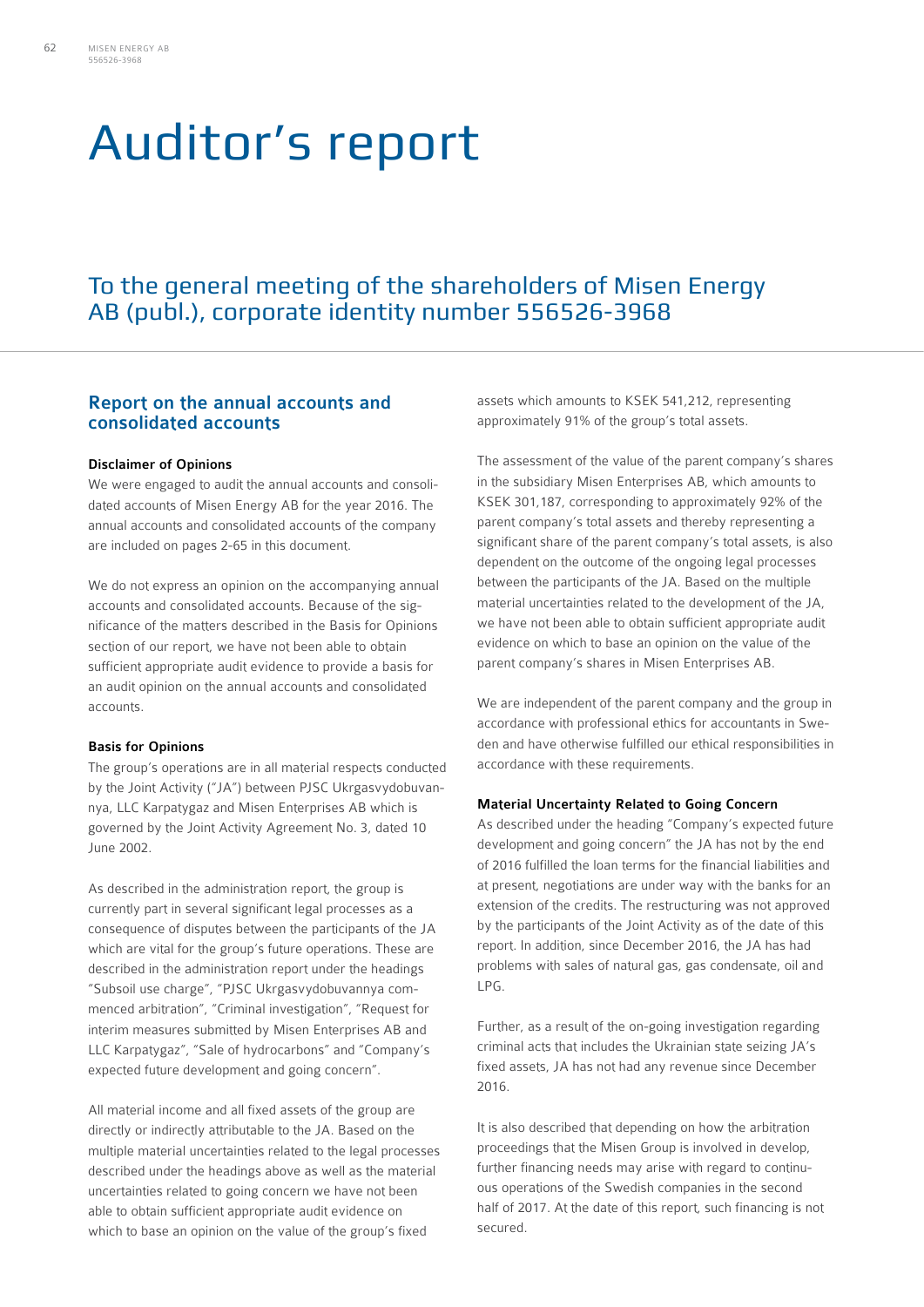# Auditor's report

## To the general meeting of the shareholders of Misen Energy AB (publ.), corporate identity number 556526-3968

### Report on the annual accounts and consolidated accounts

**Disclaimer of Opinions**

We were engaged to audit the annual accounts and consolidated accounts of Misen Energy AB for the year 2016. The annual accounts and consolidated accounts of the company are included on pages 2-65 in this document.

We do not express an opinion on the accompanying annual accounts and consolidated accounts. Because of the significance of the matters described in the Basis for Opinions section of our report, we have not been able to obtain sufficient appropriate audit evidence to provide a basis for an audit opinion on the annual accounts and consolidated accounts.

**Basis for Opinions**

The group's operations are in all material respects conducted by the Joint Activity ("JA") between PJSC Ukrgasvydobuvannya, LLC Karpatygaz and Misen Enterprises AB which is governed by the Joint Activity Agreement No. 3, dated 10 June 2002.

As described in the administration report, the group is currently part in several significant legal processes as a consequence of disputes between the participants of the JA which are vital for the group's future operations. These are described in the administration report under the headings "Subsoil use charge", "PJSC Ukrgasvydobuvannya commenced arbitration", "Criminal investigation", "Request for interim measures submitted by Misen Enterprises AB and LLC Karpatygaz", "Sale of hydrocarbons" and "Company's expected future development and going concern".

All material income and all fixed assets of the group are directly or indirectly attributable to the JA. Based on the multiple material uncertainties related to the legal processes described under the headings above as well as the material uncertainties related to going concern we have not been able to obtain sufficient appropriate audit evidence on which to base an opinion on the value of the group's fixed assets which amounts to KSEK 541,212, representing approximately 91% of the group's total assets.

The assessment of the value of the parent company's shares in the subsidiary Misen Enterprises AB, which amounts to KSEK 301,187, corresponding to approximately 92% of the parent company's total assets and thereby representing a significant share of the parent company's total assets, is also dependent on the outcome of the ongoing legal processes between the participants of the JA. Based on the multiple material uncertainties related to the development of the JA, we have not been able to obtain sufficient appropriate audit evidence on which to base an opinion on the value of the parent company's shares in Misen Enterprises AB.

We are independent of the parent company and the group in accordance with professional ethics for accountants in Sweden and have otherwise fulfilled our ethical responsibilities in accordance with these requirements.

**Material Uncertainty Related to Going Concern**

As described under the heading "Company's expected future development and going concern" the JA has not by the end of 2016 fulfilled the loan terms for the financial liabilities and at present, negotiations are under way with the banks for an extension of the credits. The restructuring was not approved by the participants of the Joint Activity as of the date of this report. In addition, since December 2016, the JA has had problems with sales of natural gas, gas condensate, oil and LPG.

Further, as a result of the on-going investigation regarding criminal acts that includes the Ukrainian state seizing JA's fixed assets, JA has not had any revenue since December 2016.

It is also described that depending on how the arbitration proceedings that the Misen Group is involved in develop, further financing needs may arise with regard to continuous operations of the Swedish companies in the second half of 2017. At the date of this report, such financing is not secured.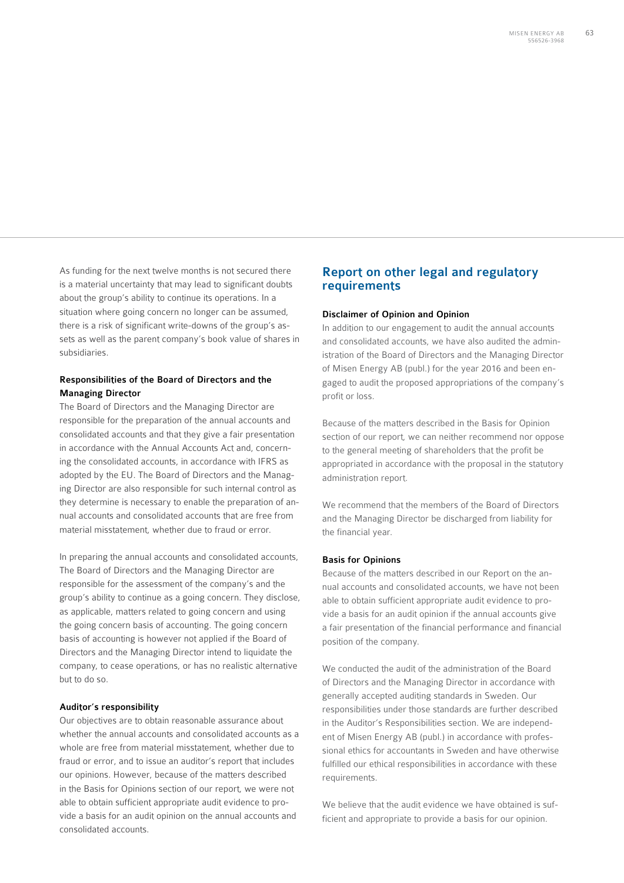As funding for the next twelve months is not secured there is a material uncertainty that may lead to significant doubts about the group's ability to continue its operations. In a situation where going concern no longer can be assumed, there is a risk of significant write-downs of the group's assets as well as the parent company's book value of shares in subsidiaries.

#### Responsibilities of the Board of Directors and the Managing Director

The Board of Directors and the Managing Director are responsible for the preparation of the annual accounts and consolidated accounts and that they give a fair presentation in accordance with the Annual Accounts Act and, concerning the consolidated accounts, in accordance with IFRS as adopted by the EU. The Board of Directors and the Managing Director are also responsible for such internal control as they determine is necessary to enable the preparation of annual accounts and consolidated accounts that are free from material misstatement, whether due to fraud or error.

In preparing the annual accounts and consolidated accounts, The Board of Directors and the Managing Director are responsible for the assessment of the company's and the group's ability to continue as a going concern. They disclose, as applicable, matters related to going concern and using the going concern basis of accounting. The going concern basis of accounting is however not applied if the Board of Directors and the Managing Director intend to liquidate the company, to cease operations, or has no realistic alternative but to do so.

#### Auditor's responsibility

Our objectives are to obtain reasonable assurance about whether the annual accounts and consolidated accounts as a whole are free from material misstatement, whether due to fraud or error, and to issue an auditor's report that includes our opinions. However, because of the matters described in the Basis for Opinions section of our report, we were not able to obtain sufficient appropriate audit evidence to provide a basis for an audit opinion on the annual accounts and consolidated accounts.

## Report on other legal and regulatory requirements

#### Disclaimer of Opinion and Opinion

In addition to our engagement to audit the annual accounts and consolidated accounts, we have also audited the administration of the Board of Directors and the Managing Director of Misen Energy AB (publ.) for the year 2016 and been engaged to audit the proposed appropriations of the company's profit or loss.

Because of the matters described in the Basis for Opinion section of our report, we can neither recommend nor oppose to the general meeting of shareholders that the profit be appropriated in accordance with the proposal in the statutory administration report.

We recommend that the members of the Board of Directors and the Managing Director be discharged from liability for the financial year.

#### Basis for Opinions

Because of the matters described in our Report on the annual accounts and consolidated accounts, we have not been able to obtain sufficient appropriate audit evidence to provide a basis for an audit opinion if the annual accounts give a fair presentation of the financial performance and financial position of the company.

We conducted the audit of the administration of the Board of Directors and the Managing Director in accordance with generally accepted auditing standards in Sweden. Our responsibilities under those standards are further described in the Auditor's Responsibilities section. We are independent of Misen Energy AB (publ.) in accordance with professional ethics for accountants in Sweden and have otherwise fulfilled our ethical responsibilities in accordance with these requirements.

We believe that the audit evidence we have obtained is sufficient and appropriate to provide a basis for our opinion.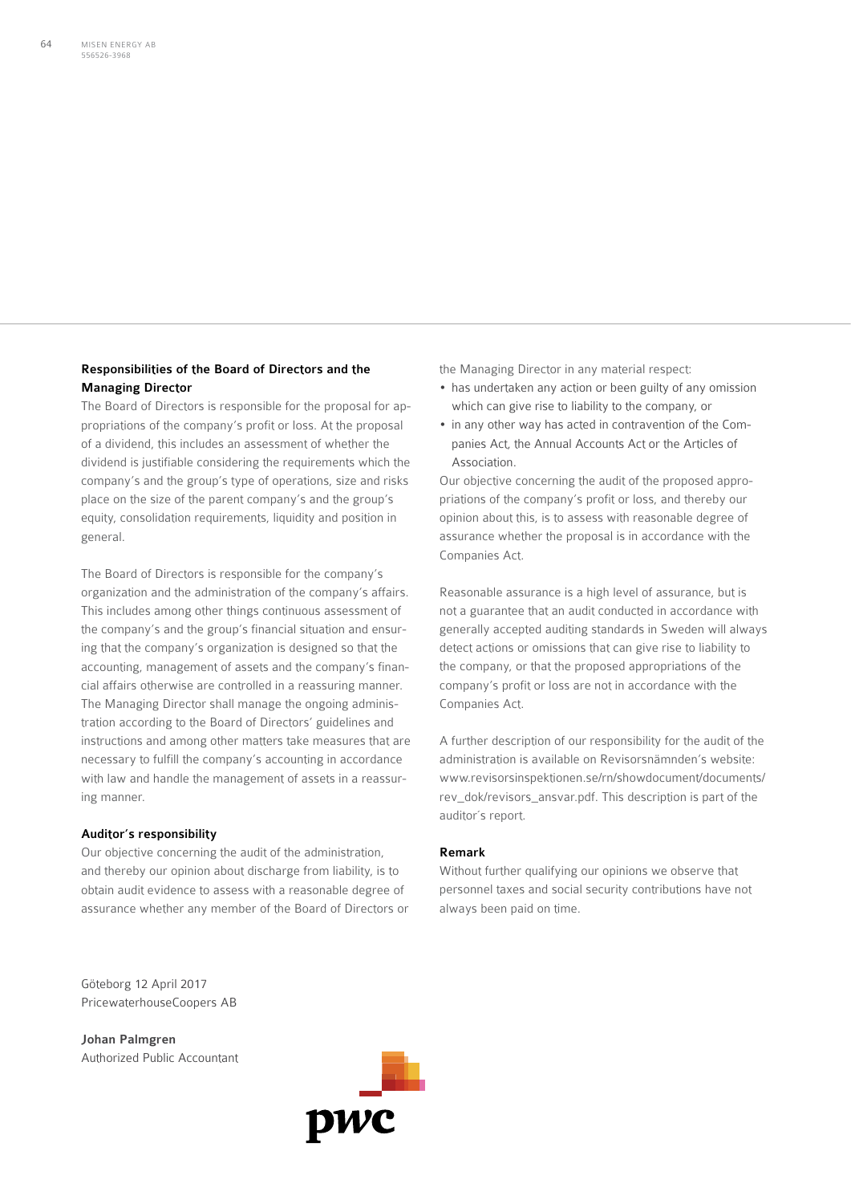#### Responsibilities of the Board of Directors and the Managing Director

The Board of Directors is responsible for the proposal for appropriations of the company's profit or loss. At the proposal of a dividend, this includes an assessment of whether the dividend is justifiable considering the requirements which the company's and the group's type of operations, size and risks place on the size of the parent company's and the group's equity, consolidation requirements, liquidity and position in general.

The Board of Directors is responsible for the company's organization and the administration of the company's affairs. This includes among other things continuous assessment of the company's and the group's financial situation and ensuring that the company's organization is designed so that the accounting, management of assets and the company's financial affairs otherwise are controlled in a reassuring manner. The Managing Director shall manage the ongoing administration according to the Board of Directors' guidelines and instructions and among other matters take measures that are necessary to fulfill the company's accounting in accordance with law and handle the management of assets in a reassuring manner.

#### Auditor's responsibility

Our objective concerning the audit of the administration, and thereby our opinion about discharge from liability, is to obtain audit evidence to assess with a reasonable degree of assurance whether any member of the Board of Directors or the Managing Director in any material respect:

- has undertaken any action or been guilty of any omission which can give rise to liability to the company, or
- in any other way has acted in contravention of the Companies Act, the Annual Accounts Act or the Articles of Association.

Our objective concerning the audit of the proposed appropriations of the company's profit or loss, and thereby our opinion about this, is to assess with reasonable degree of assurance whether the proposal is in accordance with the Companies Act.

Reasonable assurance is a high level of assurance, but is not a guarantee that an audit conducted in accordance with generally accepted auditing standards in Sweden will always detect actions or omissions that can give rise to liability to the company, or that the proposed appropriations of the company's profit or loss are not in accordance with the Companies Act.

A further description of our responsibility for the audit of the administration is available on Revisorsnämnden's website: www.revisorsinspektionen.se/rn/showdocument/documents/rev_dok/revisors_ansvar.pdf. This description is part of the auditor´s report.

#### Remark

Without further qualifying our opinions we observe that personnel taxes and social security contributions have not always been paid on time.

Göteborg 12 April 2017
PricewaterhouseCoopers AB

**Johan Palmgren**
Authorized Public Accountant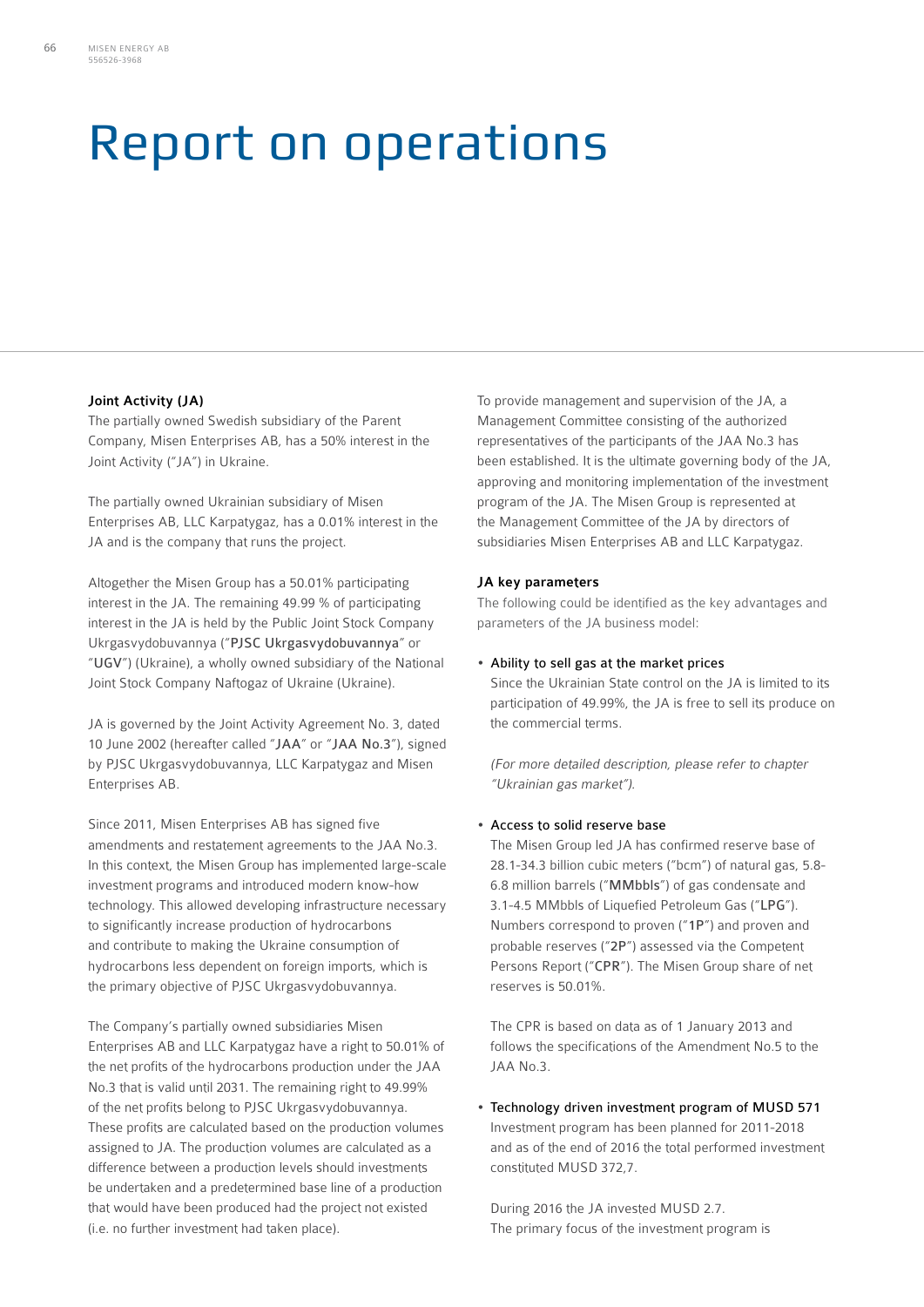# Report on operations

## Joint Activity (JA)

The partially owned Swedish subsidiary of the Parent Company, Misen Enterprises AB, has a 50% interest in the Joint Activity ("JA") in Ukraine.

The partially owned Ukrainian subsidiary of Misen Enterprises AB, LLC Karpatygaz, has a 0.01% interest in the JA and is the company that runs the project.

Altogether the Misen Group has a 50.01% participating interest in the JA. The remaining 49.99 % of participating interest in the JA is held by the Public Joint Stock Company Ukrgasvydobuvannya ("**PJSC Ukrgasvydobuvannya**" or "**UGV**") (Ukraine), a wholly owned subsidiary of the National Joint Stock Company Naftogaz of Ukraine (Ukraine).

JA is governed by the Joint Activity Agreement No. 3, dated 10 June 2002 (hereafter called "**JAA**" or "**JAA No.3**"), signed by PJSC Ukrgasvydobuvannya, LLC Karpatygaz and Misen Enterprises AB.

Since 2011, Misen Enterprises AB has signed five amendments and restatement agreements to the JAA No.3. In this context, the Misen Group has implemented large-scale investment programs and introduced modern know-how technology. This allowed developing infrastructure necessary to significantly increase production of hydrocarbons and contribute to making the Ukraine consumption of hydrocarbons less dependent on foreign imports, which is the primary objective of PJSC Ukrgasvydobuvannya.

The Company's partially owned subsidiaries Misen Enterprises AB and LLC Karpatygaz have a right to 50.01% of the net profits of the hydrocarbons production under the JAA No.3 that is valid until 2031. The remaining right to 49.99% of the net profits belong to PJSC Ukrgasvydobuvannya. These profits are calculated based on the production volumes assigned to JA. The production volumes are calculated as a difference between a production levels should investments be undertaken and a predetermined base line of a production that would have been produced had the project not existed (i.e. no further investment had taken place).

To provide management and supervision of the JA, a Management Committee consisting of the authorized representatives of the participants of the JAA No.3 has been established. It is the ultimate governing body of the JA, approving and monitoring implementation of the investment program of the JA. The Misen Group is represented at the Management Committee of the JA by directors of subsidiaries Misen Enterprises AB and LLC Karpatygaz.

## JA key parameters

The following could be identified as the key advantages and parameters of the JA business model:

- Ability to sell gas at the market prices

  Since the Ukrainian State control on the JA is limited to its participation of 49.99%, the JA is free to sell its produce on the commercial terms.

  *(For more detailed description, please refer to chapter "Ukrainian gas market").*

- Access to solid reserve base

  The Misen Group led JA has confirmed reserve base of 28.1-34.3 billion cubic meters ("bcm") of natural gas, 5.8-6.8 million barrels ("**MMbbls**") of gas condensate and 3.1-4.5 MMbbls of Liquefied Petroleum Gas ("**LPG**"). Numbers correspond to proven ("**1P**") and proven and probable reserves ("**2P**") assessed via the Competent Persons Report ("**CPR**"). The Misen Group share of net reserves is 50.01%.

  The CPR is based on data as of 1 January 2013 and follows the specifications of the Amendment No.5 to the JAA No.3.

- Technology driven investment program of MUSD 571

  Investment program has been planned for 2011-2018 and as of the end of 2016 the total performed investment constituted MUSD 372,7.

  During 2016 the JA invested MUSD 2.7. The primary focus of the investment program is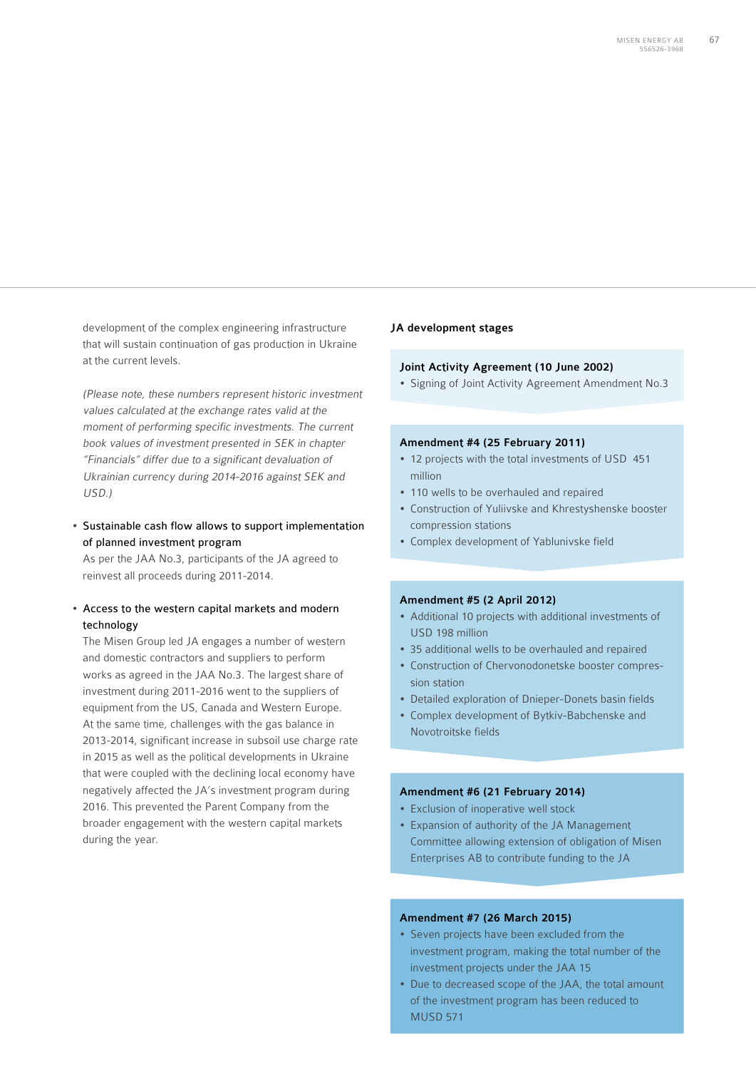development of the complex engineering infrastructure that will sustain continuation of gas production in Ukraine at the current levels.

*(Please note, these numbers represent historic investment values calculated at the exchange rates valid at the moment of performing specific investments. The current book values of investment presented in SEK in chapter "Financials" differ due to a significant devaluation of Ukrainian currency during 2014-2016 against SEK and USD.)*

- Sustainable cash flow allows to support implementation of planned investment program

  As per the JAA No.3, participants of the JA agreed to reinvest all proceeds during 2011-2014.

- Access to the western capital markets and modern technology

  The Misen Group led JA engages a number of western and domestic contractors and suppliers to perform works as agreed in the JAA No.3. The largest share of investment during 2011-2016 went to the suppliers of equipment from the US, Canada and Western Europe. At the same time, challenges with the gas balance in 2013-2014, significant increase in subsoil use charge rate in 2015 as well as the political developments in Ukraine that were coupled with the declining local economy have negatively affected the JA's investment program during 2016. This prevented the Parent Company from the broader engagement with the western capital markets during the year.

**JA development stages**

**Joint Activity Agreement (10 June 2002)**
- Signing of Joint Activity Agreement Amendment No.3

**Amendment #4 (25 February 2011)**
- 12 projects with the total investments of USD 451 million
- 110 wells to be overhauled and repaired
- Construction of Yuliivske and Khrestyshenske booster compression stations
- Complex development of Yablunivske field

**Amendment #5 (2 April 2012)**
- Additional 10 projects with additional investments of USD 198 million
- 35 additional wells to be overhauled and repaired
- Construction of Chervonodonetske booster compression station
- Detailed exploration of Dnieper-Donets basin fields
- Complex development of Bytkiv-Babchenske and Novotroitske fields

**Amendment #6 (21 February 2014)**
- Exclusion of inoperative well stock
- Expansion of authority of the JA Management Committee allowing extension of obligation of Misen Enterprises AB to contribute funding to the JA

**Amendment #7 (26 March 2015)**
- Seven projects have been excluded from the investment program, making the total number of the investment projects under the JAA 15
- Due to decreased scope of the JAA, the total amount of the investment program has been reduced to MUSD 571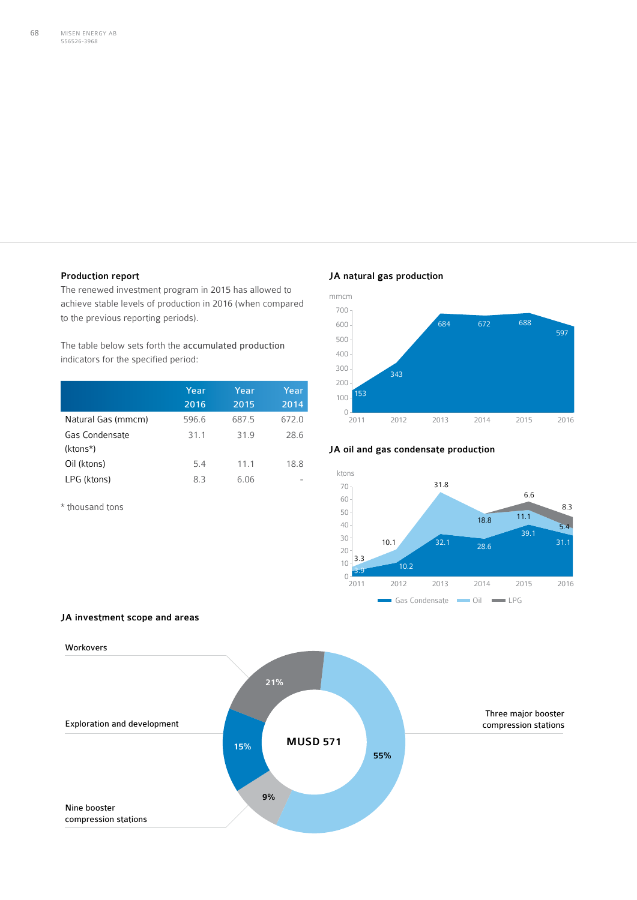### Production report

The renewed investment program in 2015 has allowed to achieve stable levels of production in 2016 (when compared to the previous reporting periods).

The table below sets forth the accumulated production indicators for the specified period:

| | Year 2016 | Year 2015 | Year 2014 |
|---|---|---|---|
| Natural Gas (mmcm) | 596.6 | 687.5 | 672.0 |
| Gas Condensate (ktons*) | 31.1 | 31.9 | 28.6 |
| Oil (ktons) | 5.4 | 11.1 | 18.8 |
| LPG (ktons) | 8.3 | 6.06 | - |

\* thousand tons

### JA natural gas production

mmcm

| 2011 | 2012 | 2013 | 2014 | 2015 | 2016 |
|---|---|---|---|---|---|
| 153 | 343 | 684 | 672 | 688 | 597 |

### JA oil and gas condensate production

ktons

| | 2011 | 2012 | 2013 | 2014 | 2015 | 2016 |
|---|---|---|---|---|---|---|
| Gas Condensate | 3.9 | 10.2 | 32.1 | 28.6 | 39.1 | 31.1 |
| Oil | 3.3 | 10.1 | 31.8 | 18.8 | 11.1 | 5.4 |
| LPG | | | | | 6.6 | 8.3 |

### JA investment scope and areas

MUSD 571

- Three major booster compression stations: 55%
- Workovers: 21%
- Exploration and development: 15%
- Nine booster compression stations: 9%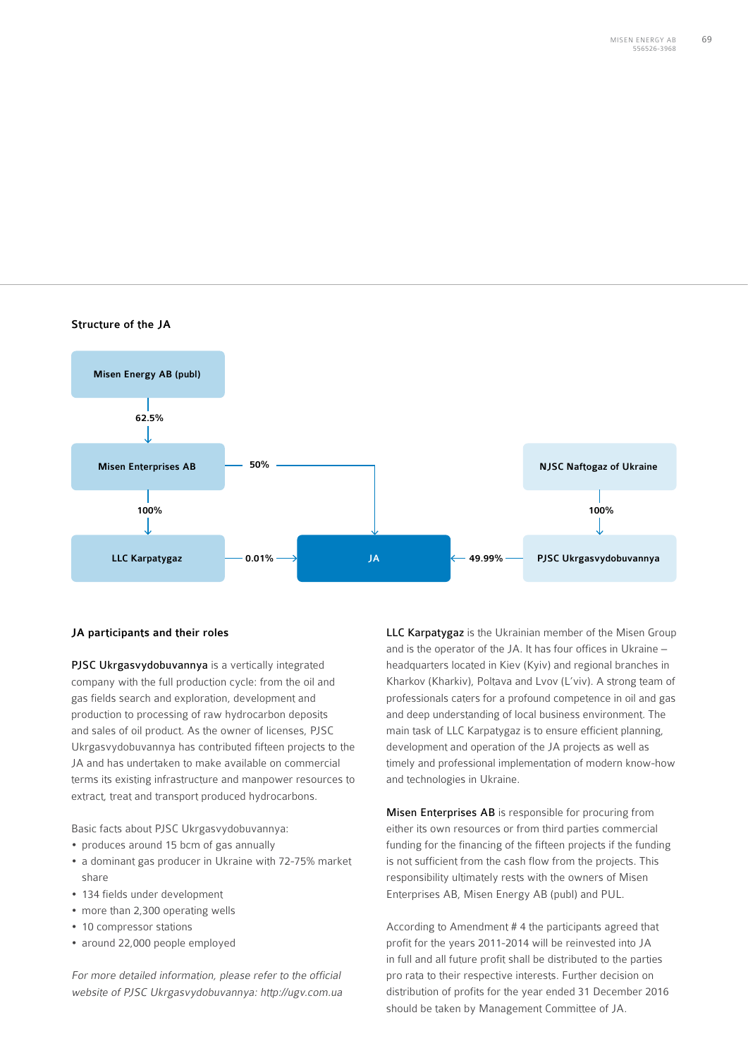### Structure of the JA

- Misen Energy AB (publ) → 62.5% → Misen Enterprises AB
- Misen Enterprises AB → 50% → JA
- Misen Enterprises AB → 100% → LLC Karpatygaz
- LLC Karpatygaz → 0.01% → JA
- NJSC Naftogaz of Ukraine → 100% → PJSC Ukrgasvydobuvannya
- PJSC Ukrgasvydobuvannya → 49.99% → JA

### JA participants and their roles

**PJSC Ukrgasvydobuvannya** is a vertically integrated company with the full production cycle: from the oil and gas fields search and exploration, development and production to processing of raw hydrocarbon deposits and sales of oil product. As the owner of licenses, PJSC Ukrgasvydobuvannya has contributed fifteen projects to the JA and has undertaken to make available on commercial terms its existing infrastructure and manpower resources to extract, treat and transport produced hydrocarbons.

Basic facts about PJSC Ukrgasvydobuvannya:

- produces around 15 bcm of gas annually
- a dominant gas producer in Ukraine with 72-75% market share
- 134 fields under development
- more than 2,300 operating wells
- 10 compressor stations
- around 22,000 people employed

*For more detailed information, please refer to the official website of PJSC Ukrgasvydobuvannya: http://ugv.com.ua*

**LLC Karpatygaz** is the Ukrainian member of the Misen Group and is the operator of the JA. It has four offices in Ukraine – headquarters located in Kiev (Kyiv) and regional branches in Kharkov (Kharkiv), Poltava and Lvov (L'viv). A strong team of professionals caters for a profound competence in oil and gas and deep understanding of local business environment. The main task of LLC Karpatygaz is to ensure efficient planning, development and operation of the JA projects as well as timely and professional implementation of modern know-how and technologies in Ukraine.

**Misen Enterprises AB** is responsible for procuring from either its own resources or from third parties commercial funding for the financing of the fifteen projects if the funding is not sufficient from the cash flow from the projects. This responsibility ultimately rests with the owners of Misen Enterprises AB, Misen Energy AB (publ) and PUL.

According to Amendment # 4 the participants agreed that profit for the years 2011-2014 will be reinvested into JA in full and all future profit shall be distributed to the parties pro rata to their respective interests. Further decision on distribution of profits for the year ended 31 December 2016 should be taken by Management Committee of JA.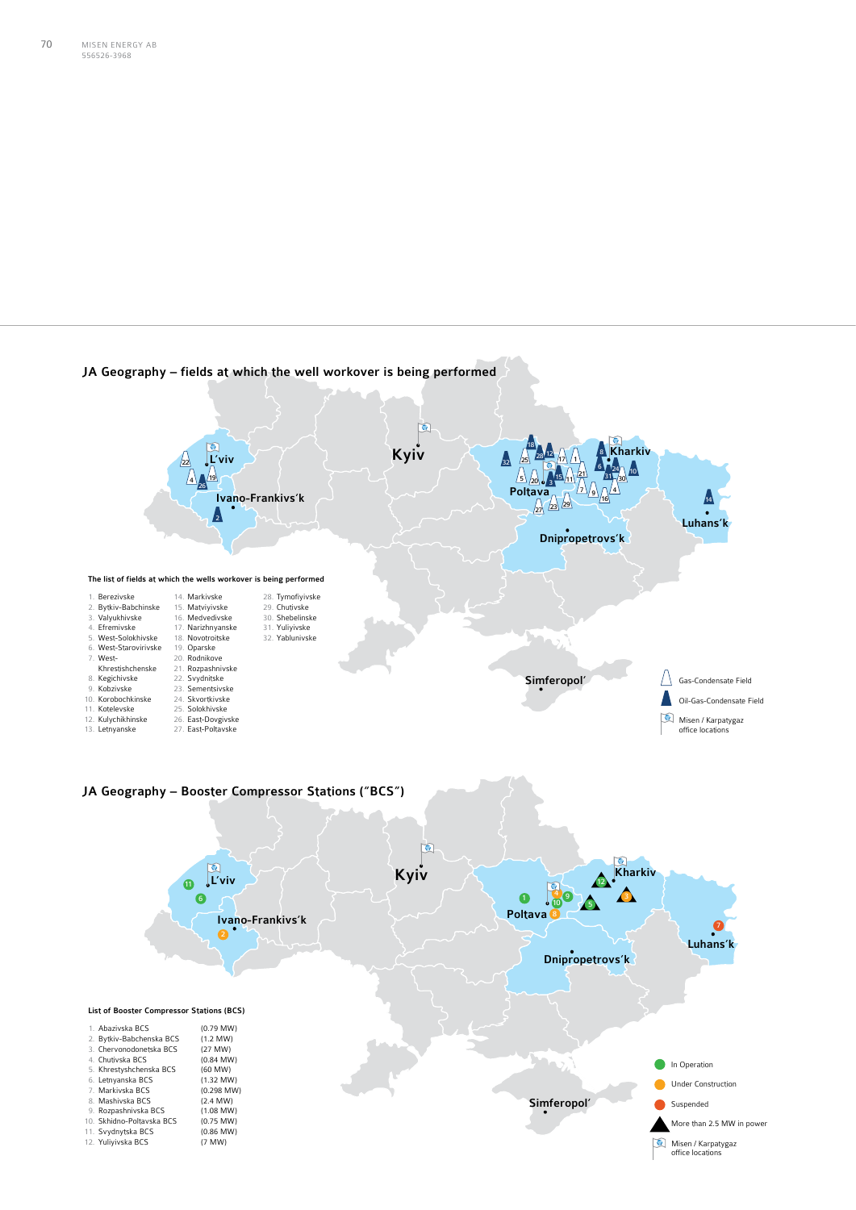## JA Geography – fields at which the well workover is being performed

**The list of fields at which the wells workover is being performed**

1. Berezivske
2. Bytkiv-Babchinske
3. Valyukhivske
4. Efremivske
5. West-Solokhivske
6. West-Starovirivske
7. West-Khrestishchenske
8. Kegichivske
9. Kobzivske
10. Korobochkinske
11. Kotelevske
12. Kulychikhinske
13. Letnyanske
14. Markivske
15. Matviyivske
16. Medvedivske
17. Narizhnyanske
18. Novotroitske
19. Oparske
20. Rodnikove
21. Rozpashnivske
22. Svydnitske
23. Sementsivske
24. Skvortkivske
25. Solokhivske
26. East-Dovgivske
27. East-Poltavske
28. Tymofiyivske
29. Chutivske
30. Shebelinske
31. Yuliyivske
32. Yablunivske

Gas-Condensate Field
Oil-Gas-Condensate Field
Misen / Karpatygaz office locations

## JA Geography – Booster Compressor Stations ("BCS")

**List of Booster Compressor Stations (BCS)**

1. Abazivska BCS (0.79 MW)
2. Bytkiv-Babchenska BCS (1.2 MW)
3. Chervonodonetska BCS (27 MW)
4. Chutivska BCS (0.84 MW)
5. Khrestyshchenska BCS (60 MW)
6. Letnyanska BCS (1.32 MW)
7. Markivska BCS (0.298 MW)
8. Mashivska BCS (2.4 MW)
9. Rozpashnivska BCS (1.08 MW)
10. Skhidno-Poltavska BCS (0.75 MW)
11. Svydnytska BCS (0.86 MW)
12. Yuliyivska BCS (7 MW)

In Operation
Under Construction
Suspended
More than 2.5 MW in power
Misen / Karpatygaz office locations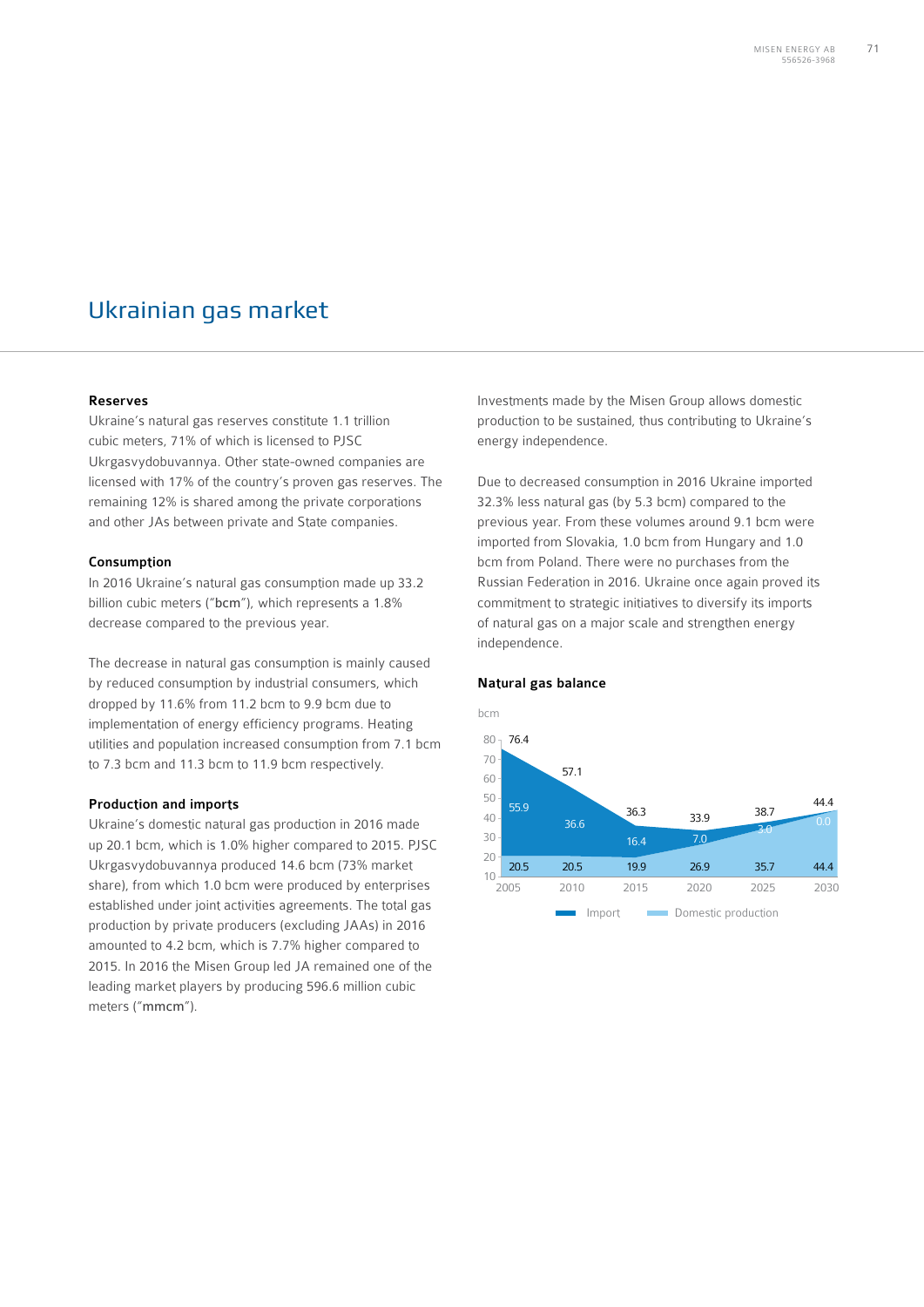# Ukrainian gas market

### Reserves

Ukraine's natural gas reserves constitute 1.1 trillion cubic meters, 71% of which is licensed to PJSC Ukrgasvydobuvannya. Other state-owned companies are licensed with 17% of the country's proven gas reserves. The remaining 12% is shared among the private corporations and other JAs between private and State companies.

### Consumption

In 2016 Ukraine's natural gas consumption made up 33.2 billion cubic meters ("bcm"), which represents a 1.8% decrease compared to the previous year.

The decrease in natural gas consumption is mainly caused by reduced consumption by industrial consumers, which dropped by 11.6% from 11.2 bcm to 9.9 bcm due to implementation of energy efficiency programs. Heating utilities and population increased consumption from 7.1 bcm to 7.3 bcm and 11.3 bcm to 11.9 bcm respectively.

### Production and imports

Ukraine's domestic natural gas production in 2016 made up 20.1 bcm, which is 1.0% higher compared to 2015. PJSC Ukrgasvydobuvannya produced 14.6 bcm (73% market share), from which 1.0 bcm were produced by enterprises established under joint activities agreements. The total gas production by private producers (excluding JAAs) in 2016 amounted to 4.2 bcm, which is 7.7% higher compared to 2015. In 2016 the Misen Group led JA remained one of the leading market players by producing 596.6 million cubic meters ("mmcm").

Investments made by the Misen Group allows domestic production to be sustained, thus contributing to Ukraine's energy independence.

Due to decreased consumption in 2016 Ukraine imported 32.3% less natural gas (by 5.3 bcm) compared to the previous year. From these volumes around 9.1 bcm were imported from Slovakia, 1.0 bcm from Hungary and 1.0 bcm from Poland. There were no purchases from the Russian Federation in 2016. Ukraine once again proved its commitment to strategic initiatives to diversify its imports of natural gas on a major scale and strengthen energy independence.

### Natural gas balance

bcm

| | 2005 | 2010 | 2015 | 2020 | 2025 | 2030 |
|---|---|---|---|---|---|---|
| Total | 76.4 | 57.1 | 36.3 | 33.9 | 38.7 | 44.4 |
| Import | 55.9 | 36.6 | 16.4 | 7.0 | 3.0 | 0.0 |
| Domestic production | 20.5 | 20.5 | 19.9 | 26.9 | 35.7 | 44.4 |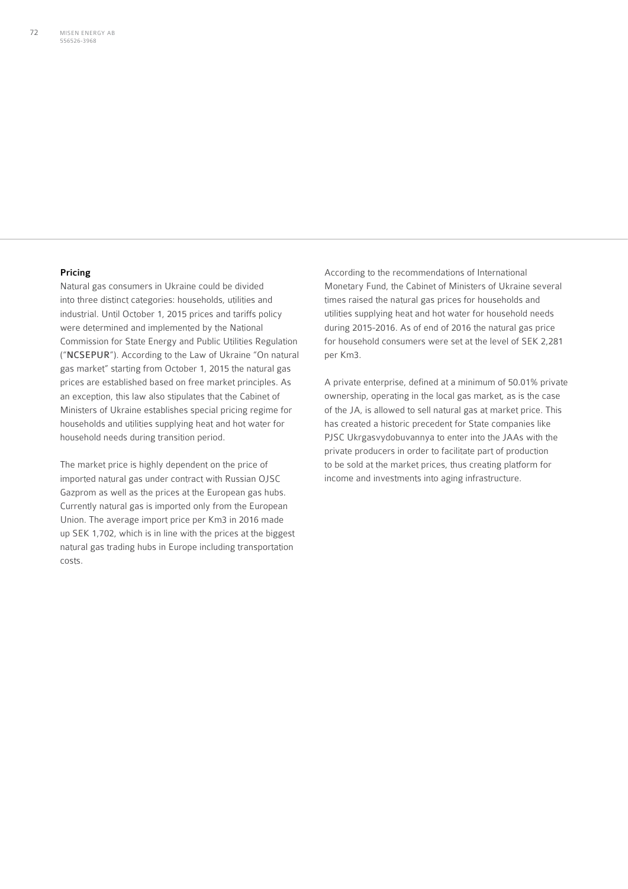## Pricing

Natural gas consumers in Ukraine could be divided into three distinct categories: households, utilities and industrial. Until October 1, 2015 prices and tariffs policy were determined and implemented by the National Commission for State Energy and Public Utilities Regulation ("**NCSEPUR**"). According to the Law of Ukraine "On natural gas market" starting from October 1, 2015 the natural gas prices are established based on free market principles. As an exception, this law also stipulates that the Cabinet of Ministers of Ukraine establishes special pricing regime for households and utilities supplying heat and hot water for household needs during transition period.

The market price is highly dependent on the price of imported natural gas under contract with Russian OJSC Gazprom as well as the prices at the European gas hubs. Currently natural gas is imported only from the European Union. The average import price per Km3 in 2016 made up SEK 1,702, which is in line with the prices at the biggest natural gas trading hubs in Europe including transportation costs.

According to the recommendations of International Monetary Fund, the Cabinet of Ministers of Ukraine several times raised the natural gas prices for households and utilities supplying heat and hot water for household needs during 2015-2016. As of end of 2016 the natural gas price for household consumers were set at the level of SEK 2,281 per Km3.

A private enterprise, defined at a minimum of 50.01% private ownership, operating in the local gas market, as is the case of the JA, is allowed to sell natural gas at market price. This has created a historic precedent for State companies like PJSC Ukrgasvydobuvannya to enter into the JAAs with the private producers in order to facilitate part of production to be sold at the market prices, thus creating platform for income and investments into aging infrastructure.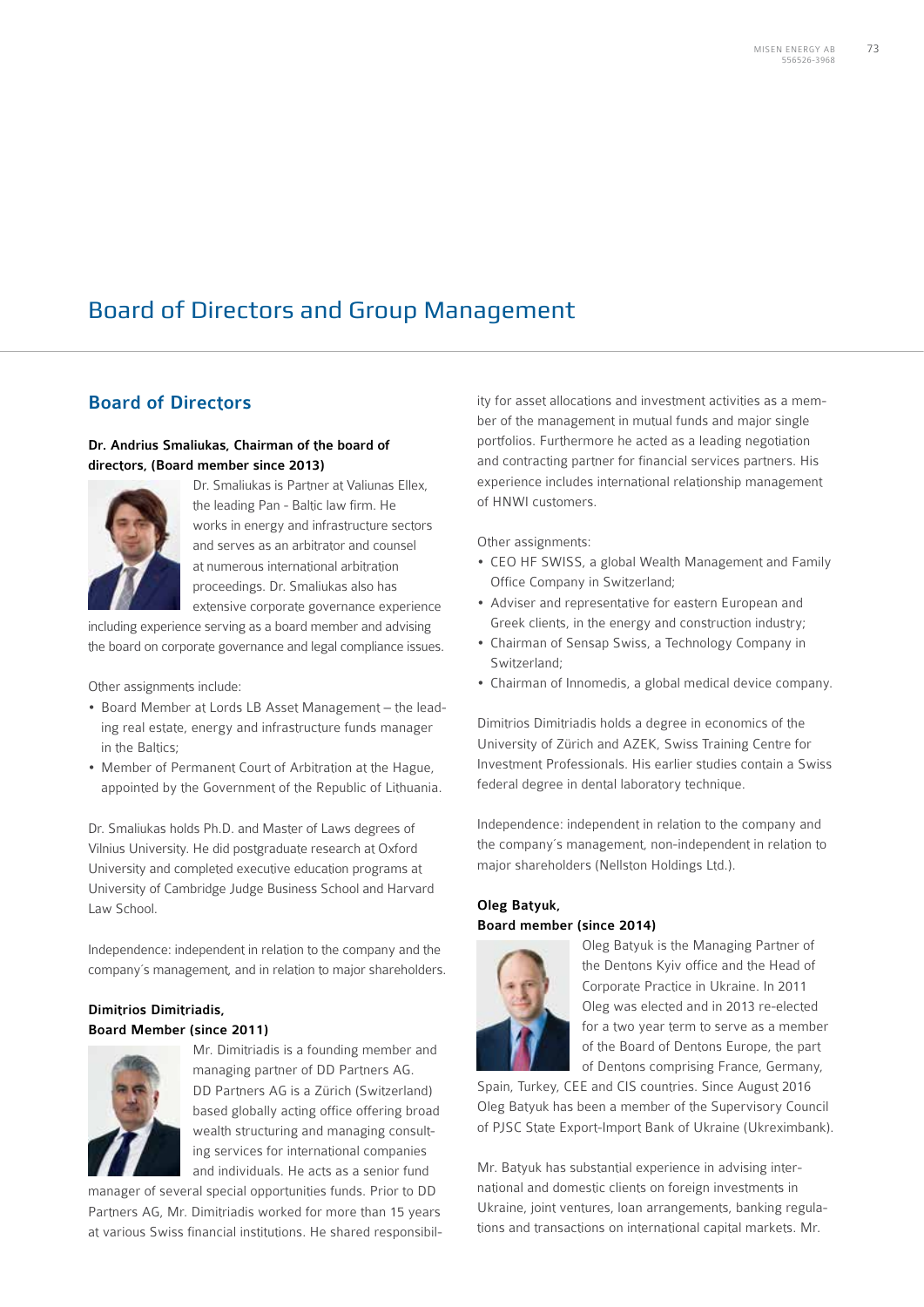# Board of Directors and Group Management

## Board of Directors

**Dr. Andrius Smaliukas, Chairman of the board of directors, (Board member since 2013)**

Dr. Smaliukas is Partner at Valiunas Ellex, the leading Pan - Baltic law firm. He works in energy and infrastructure sectors and serves as an arbitrator and counsel at numerous international arbitration proceedings. Dr. Smaliukas also has extensive corporate governance experience including experience serving as a board member and advising the board on corporate governance and legal compliance issues.

Other assignments include:

- Board Member at Lords LB Asset Management – the leading real estate, energy and infrastructure funds manager in the Baltics;
- Member of Permanent Court of Arbitration at the Hague, appointed by the Government of the Republic of Lithuania.

Dr. Smaliukas holds Ph.D. and Master of Laws degrees of Vilnius University. He did postgraduate research at Oxford University and completed executive education programs at University of Cambridge Judge Business School and Harvard Law School.

Independence: independent in relation to the company and the company´s management, and in relation to major shareholders.

**Dimitrios Dimitriadis, Board Member (since 2011)**

Mr. Dimitriadis is a founding member and managing partner of DD Partners AG. DD Partners AG is a Zürich (Switzerland) based globally acting office offering broad wealth structuring and managing consulting services for international companies and individuals. He acts as a senior fund manager of several special opportunities funds. Prior to DD Partners AG, Mr. Dimitriadis worked for more than 15 years at various Swiss financial institutions. He shared responsibility for asset allocations and investment activities as a member of the management in mutual funds and major single portfolios. Furthermore he acted as a leading negotiation and contracting partner for financial services partners. His experience includes international relationship management of HNWI customers.

Other assignments:

- CEO HF SWISS, a global Wealth Management and Family Office Company in Switzerland;
- Adviser and representative for eastern European and Greek clients, in the energy and construction industry;
- Chairman of Sensap Swiss, a Technology Company in Switzerland;
- Chairman of Innomedis, a global medical device company.

Dimitrios Dimitriadis holds a degree in economics of the University of Zürich and AZEK, Swiss Training Centre for Investment Professionals. His earlier studies contain a Swiss federal degree in dental laboratory technique.

Independence: independent in relation to the company and the company´s management, non-independent in relation to major shareholders (Nellston Holdings Ltd.).

**Oleg Batyuk, Board member (since 2014)**

Oleg Batyuk is the Managing Partner of the Dentons Kyiv office and the Head of Corporate Practice in Ukraine. In 2011 Oleg was elected and in 2013 re-elected for a two year term to serve as a member of the Board of Dentons Europe, the part of Dentons comprising France, Germany, Spain, Turkey, CEE and CIS countries. Since August 2016 Oleg Batyuk has been a member of the Supervisory Council of PJSC State Export-Import Bank of Ukraine (Ukreximbank).

Mr. Batyuk has substantial experience in advising international and domestic clients on foreign investments in Ukraine, joint ventures, loan arrangements, banking regulations and transactions on international capital markets. Mr.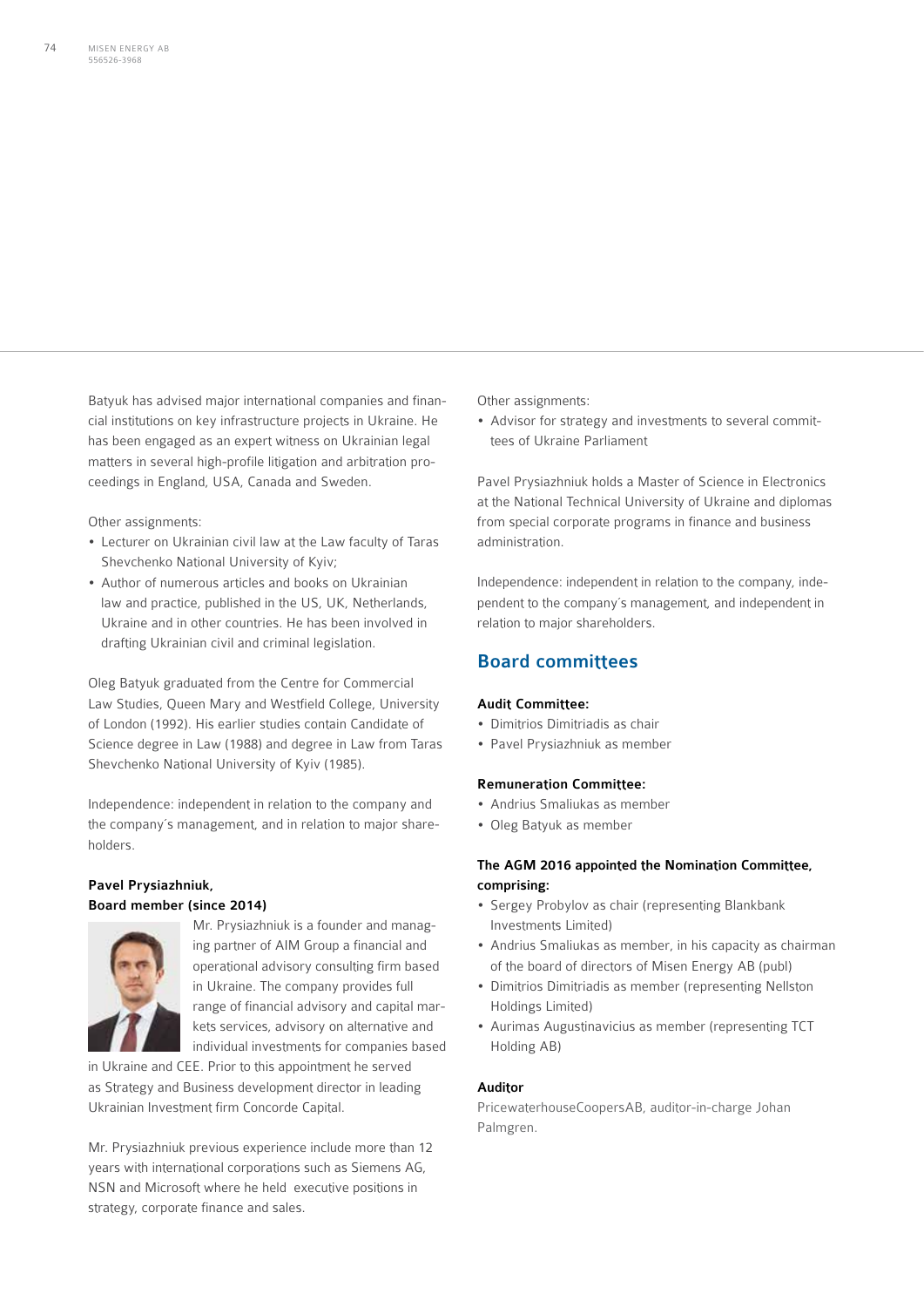Batyuk has advised major international companies and financial institutions on key infrastructure projects in Ukraine. He has been engaged as an expert witness on Ukrainian legal matters in several high-profile litigation and arbitration proceedings in England, USA, Canada and Sweden.

Other assignments:

- Lecturer on Ukrainian civil law at the Law faculty of Taras Shevchenko National University of Kyiv;
- Author of numerous articles and books on Ukrainian law and practice, published in the US, UK, Netherlands, Ukraine and in other countries. He has been involved in drafting Ukrainian civil and criminal legislation.

Oleg Batyuk graduated from the Centre for Commercial Law Studies, Queen Mary and Westfield College, University of London (1992). His earlier studies contain Candidate of Science degree in Law (1988) and degree in Law from Taras Shevchenko National University of Kyiv (1985).

Independence: independent in relation to the company and the company´s management, and in relation to major shareholders.

**Pavel Prysiazhniuk,**
**Board member (since 2014)**

Mr. Prysiazhniuk is a founder and managing partner of AIM Group a financial and operational advisory consulting firm based in Ukraine. The company provides full range of financial advisory and capital markets services, advisory on alternative and individual investments for companies based in Ukraine and CEE. Prior to this appointment he served as Strategy and Business development director in leading Ukrainian Investment firm Concorde Capital.

Mr. Prysiazhniuk previous experience include more than 12 years with international corporations such as Siemens AG, NSN and Microsoft where he held executive positions in strategy, corporate finance and sales.

Other assignments:

- Advisor for strategy and investments to several committees of Ukraine Parliament

Pavel Prysiazhniuk holds a Master of Science in Electronics at the National Technical University of Ukraine and diplomas from special corporate programs in finance and business administration.

Independence: independent in relation to the company, independent to the company´s management, and independent in relation to major shareholders.

## Board committees

**Audit Committee:**

- Dimitrios Dimitriadis as chair
- Pavel Prysiazhniuk as member

**Remuneration Committee:**

- Andrius Smaliukas as member
- Oleg Batyuk as member

**The AGM 2016 appointed the Nomination Committee, comprising:**

- Sergey Probylov as chair (representing Blankbank Investments Limited)
- Andrius Smaliukas as member, in his capacity as chairman of the board of directors of Misen Energy AB (publ)
- Dimitrios Dimitriadis as member (representing Nellston Holdings Limited)
- Aurimas Augustinavicius as member (representing TCT Holding AB)

**Auditor**

PricewaterhouseCoopersAB, auditor-in-charge Johan Palmgren.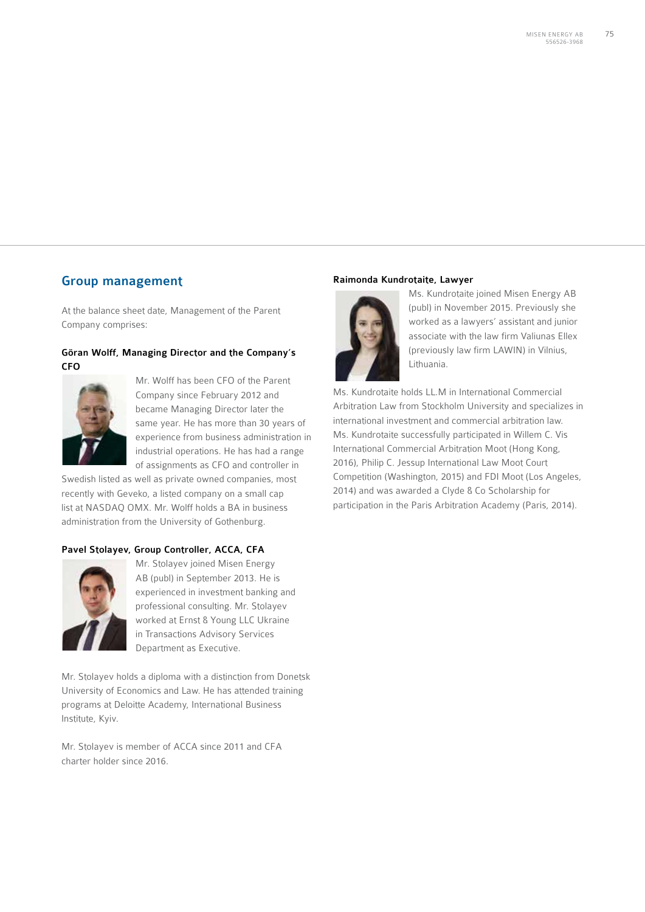## Group management

At the balance sheet date, Management of the Parent Company comprises:

### Göran Wolff, Managing Director and the Company's CFO

Mr. Wolff has been CFO of the Parent Company since February 2012 and became Managing Director later the same year. He has more than 30 years of experience from business administration in industrial operations. He has had a range of assignments as CFO and controller in Swedish listed as well as private owned companies, most recently with Geveko, a listed company on a small cap list at NASDAQ OMX. Mr. Wolff holds a BA in business administration from the University of Gothenburg.

### Pavel Stolayev, Group Controller, ACCA, CFA

Mr. Stolayev joined Misen Energy AB (publ) in September 2013. He is experienced in investment banking and professional consulting. Mr. Stolayev worked at Ernst & Young LLC Ukraine in Transactions Advisory Services Department as Executive.

Mr. Stolayev holds a diploma with a distinction from Donetsk University of Economics and Law. He has attended training programs at Deloitte Academy, International Business Institute, Kyiv.

Mr. Stolayev is member of ACCA since 2011 and CFA charter holder since 2016.

### Raimonda Kundrotaite, Lawyer

Ms. Kundrotaite joined Misen Energy AB (publ) in November 2015. Previously she worked as a lawyers' assistant and junior associate with the law firm Valiunas Ellex (previously law firm LAWIN) in Vilnius, Lithuania.

Ms. Kundrotaite holds LL.M in International Commercial Arbitration Law from Stockholm University and specializes in international investment and commercial arbitration law. Ms. Kundrotaite successfully participated in Willem C. Vis International Commercial Arbitration Moot (Hong Kong, 2016), Philip C. Jessup International Law Moot Court Competition (Washington, 2015) and FDI Moot (Los Angeles, 2014) and was awarded a Clyde & Co Scholarship for participation in the Paris Arbitration Academy (Paris, 2014).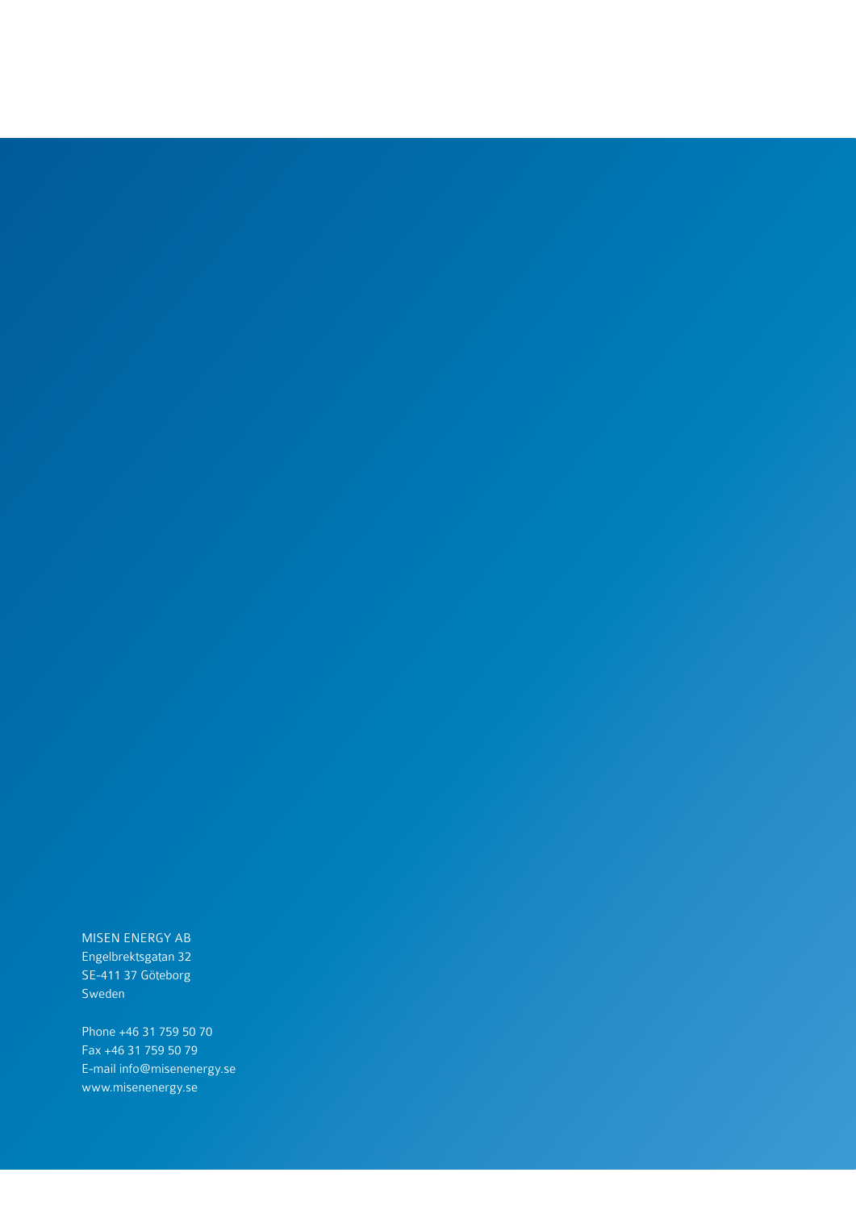MISEN ENERGY AB
Engelbrektsgatan 32
SE-411 37 Göteborg
Sweden

Phone +46 31 759 50 70
Fax +46 31 759 50 79
E-mail info@misenenergy.se
www.misenenergy.se